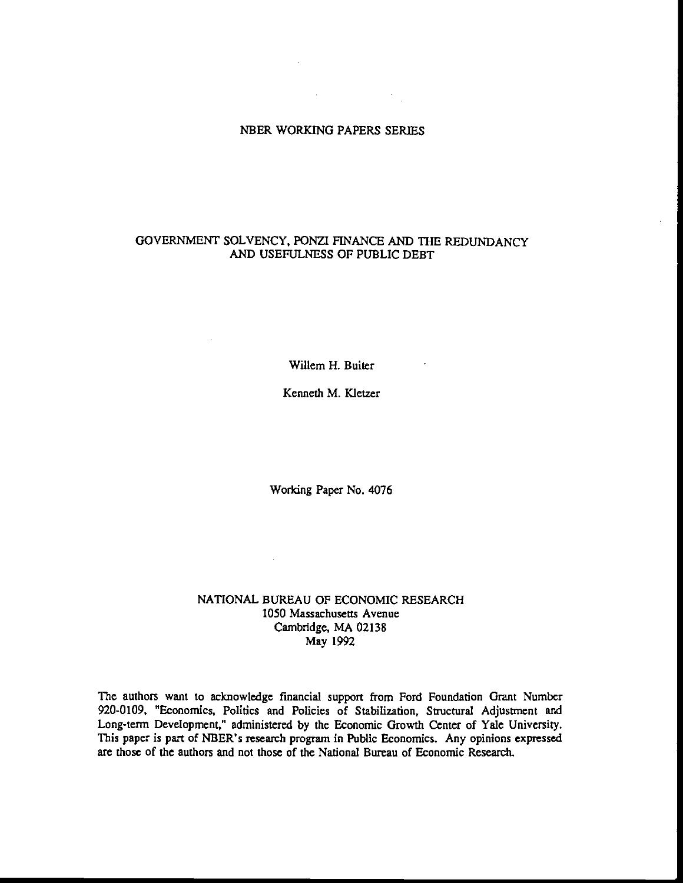NBER WORKING PAPERS SERIES

# GOVERNMENT SOLVENCY, PONZI FINANCE AND THE REDUNDANCY AND USEFULNESS OF PUBLIC DEBT

Willem H. Buiter

Kenneth M. Kletzer

Working Paper No. 4076

NATIONAL BUREAU OF ECONOMIC RESEARCH
1050 Massachusetts Avenue
Cambridge, MA 02138
May 1992

The authors want to acknowledge financial support from Ford Foundation Grant Number 920-0109, "Economics, Politics and Policies of Stabilization, Structural Adjustment and Long-term Development," administered by the Economic Growth Center of Yale University. This paper is part of NBER's research program in Public Economics. Any opinions expressed are those of the authors and not those of the National Bureau of Economic Research.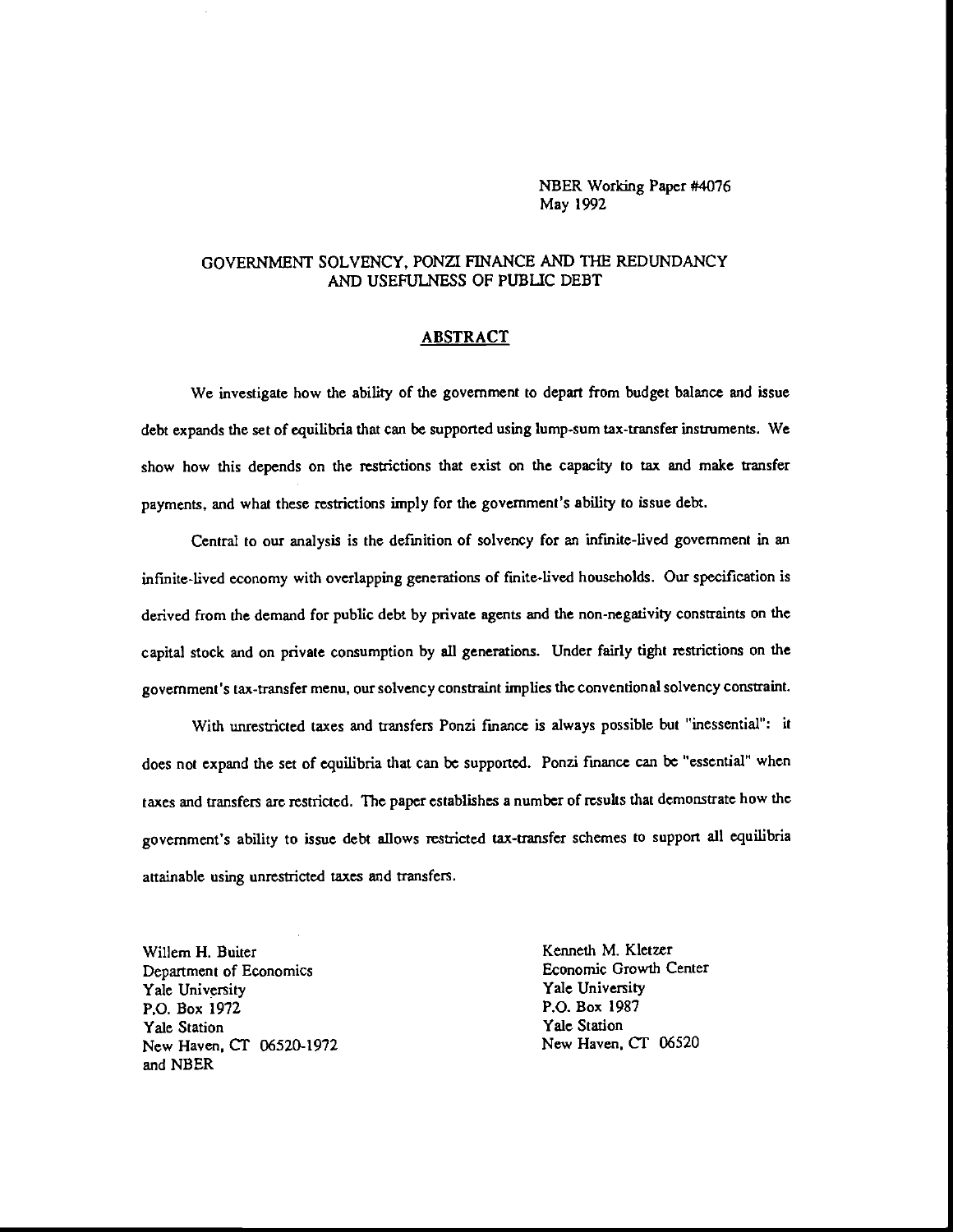NBER Working Paper #4076
May 1992

## GOVERNMENT SOLVENCY, PONZI FINANCE AND THE REDUNDANCY AND USEFULNESS OF PUBLIC DEBT

### ABSTRACT

We investigate how the ability of the government to depart from budget balance and issue debt expands the set of equilibria that can be supported using lump-sum tax-transfer instruments. We show how this depends on the restrictions that exist on the capacity to tax and make transfer payments, and what these restrictions imply for the government's ability to issue debt.

Central to our analysis is the definition of solvency for an infinite-lived government in an infinite-lived economy with overlapping generations of finite-lived households. Our specification is derived from the demand for public debt by private agents and the non-negativity constraints on the capital stock and on private consumption by all generations. Under fairly tight restrictions on the government's tax-transfer menu, our solvency constraint implies the conventional solvency constraint.

With unrestricted taxes and transfers Ponzi finance is always possible but "inessential": it does not expand the set of equilibria that can be supported. Ponzi finance can be "essential" when taxes and transfers are restricted. The paper establishes a number of results that demonstrate how the government's ability to issue debt allows restricted tax-transfer schemes to support all equilibria attainable using unrestricted taxes and transfers.

Willem H. Buiter
Department of Economics
Yale University
P.O. Box 1972
Yale Station
New Haven, CT 06520-1972
and NBER

Kenneth M. Kletzer
Economic Growth Center
Yale University
P.O. Box 1987
Yale Station
New Haven, CT 06520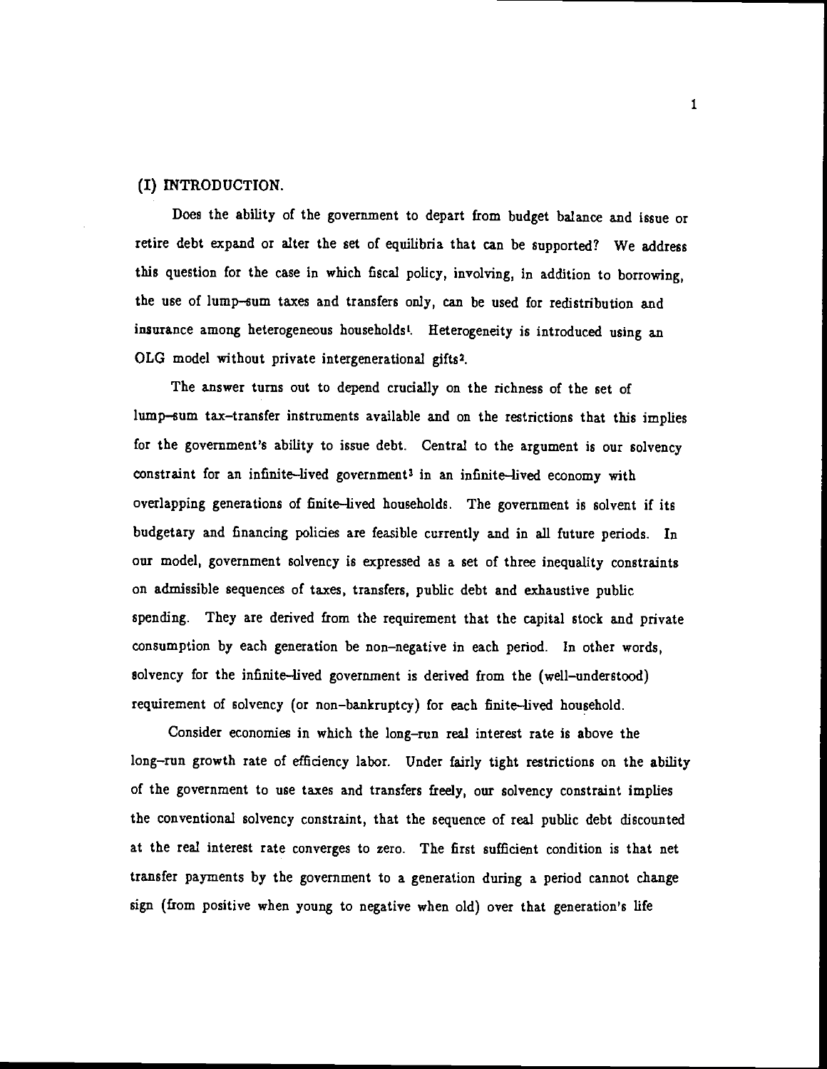## (I) INTRODUCTION.

Does the ability of the government to depart from budget balance and issue or retire debt expand or alter the set of equilibria that can be supported? We address this question for the case in which fiscal policy, involving, in addition to borrowing, the use of lump–sum taxes and transfers only, can be used for redistribution and insurance among heterogeneous households[1]. Heterogeneity is introduced using an OLG model without private intergenerational gifts[2].

The answer turns out to depend crucially on the richness of the set of lump–sum tax–transfer instruments available and on the restrictions that this implies for the government's ability to issue debt. Central to the argument is our solvency constraint for an infinite–lived government[3] in an infinite–lived economy with overlapping generations of finite–lived households. The government is solvent if its budgetary and financing policies are feasible currently and in all future periods. In our model, government solvency is expressed as a set of three inequality constraints on admissible sequences of taxes, transfers, public debt and exhaustive public spending. They are derived from the requirement that the capital stock and private consumption by each generation be non–negative in each period. In other words, solvency for the infinite–lived government is derived from the (well–understood) requirement of solvency (or non–bankruptcy) for each finite–lived household.

Consider economies in which the long–run real interest rate is above the long–run growth rate of efficiency labor. Under fairly tight restrictions on the ability of the government to use taxes and transfers freely, our solvency constraint implies the conventional solvency constraint, that the sequence of real public debt discounted at the real interest rate converges to zero. The first sufficient condition is that net transfer payments by the government to a generation during a period cannot change sign (from positive when young to negative when old) over that generation's life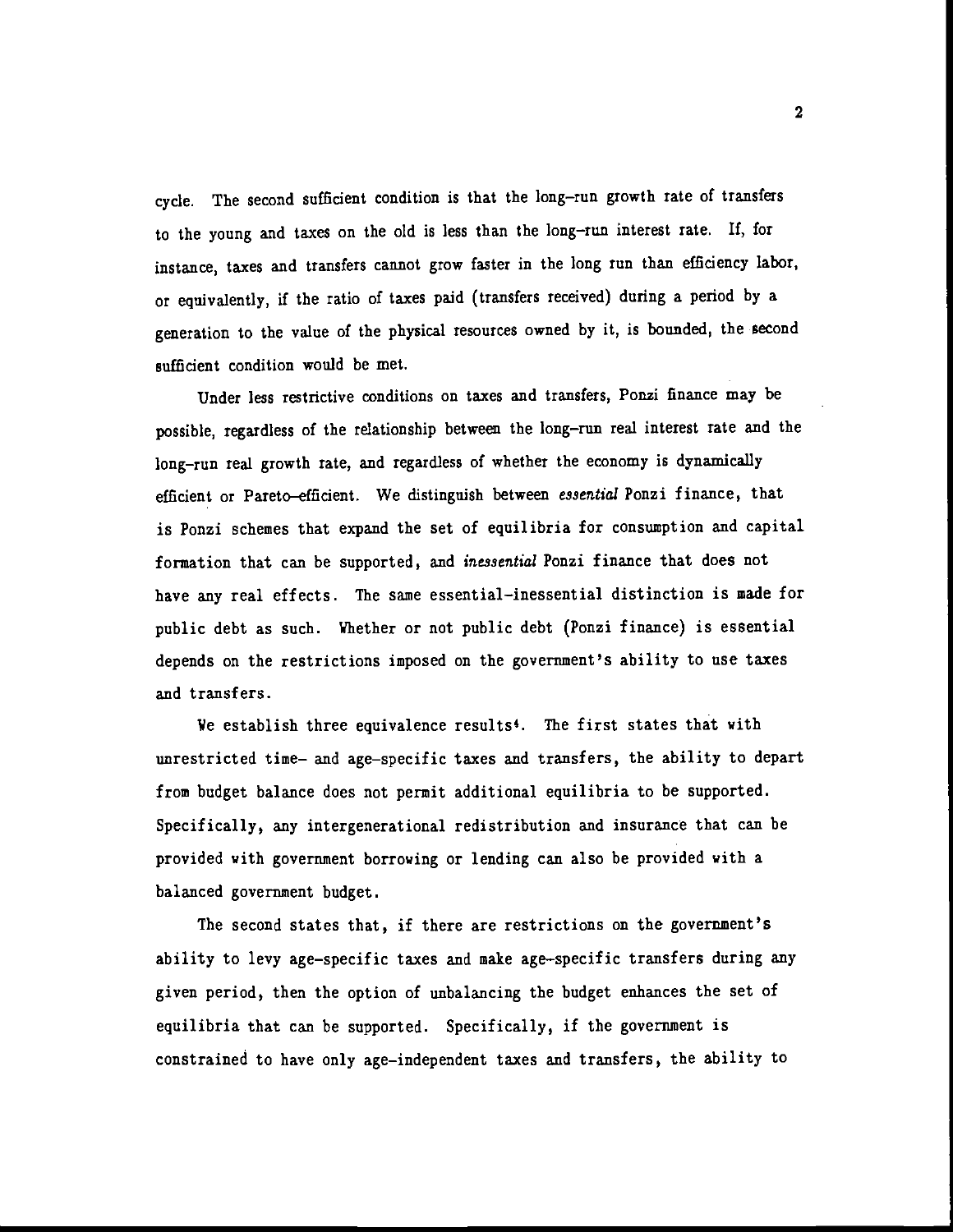cycle. The second sufficient condition is that the long-run growth rate of transfers to the young and taxes on the old is less than the long-run interest rate. If, for instance, taxes and transfers cannot grow faster in the long run than efficiency labor, or equivalently, if the ratio of taxes paid (transfers received) during a period by a generation to the value of the physical resources owned by it, is bounded, the second sufficient condition would be met.

Under less restrictive conditions on taxes and transfers, Ponzi finance may be possible, regardless of the relationship between the long-run real interest rate and the long-run real growth rate, and regardless of whether the economy is dynamically efficient or Pareto-efficient. We distinguish between *essential* Ponzi finance, that is Ponzi schemes that expand the set of equilibria for consumption and capital formation that can be supported, and *inessential* Ponzi finance that does not have any real effects. The same essential-inessential distinction is made for public debt as such. Whether or not public debt (Ponzi finance) is essential depends on the restrictions imposed on the government's ability to use taxes and transfers.

We establish three equivalence results[4]. The first states that with unrestricted time- and age-specific taxes and transfers, the ability to depart from budget balance does not permit additional equilibria to be supported. Specifically, any intergenerational redistribution and insurance that can be provided with government borrowing or lending can also be provided with a balanced government budget.

The second states that, if there are restrictions on the government's ability to levy age-specific taxes and make age-specific transfers during any given period, then the option of unbalancing the budget enhances the set of equilibria that can be supported. Specifically, if the government is constrained to have only age-independent taxes and transfers, the ability to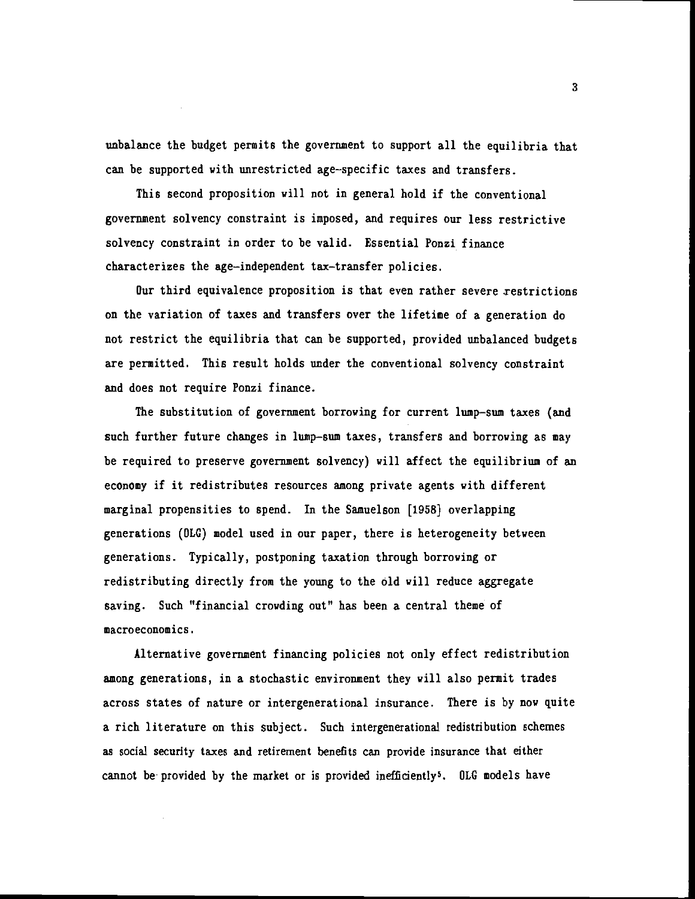unbalance the budget permits the government to support all the equilibria that can be supported with unrestricted age-specific taxes and transfers.

This second proposition will not in general hold if the conventional government solvency constraint is imposed, and requires our less restrictive solvency constraint in order to be valid. Essential Ponzi finance characterizes the age-independent tax-transfer policies.

Our third equivalence proposition is that even rather severe restrictions on the variation of taxes and transfers over the lifetime of a generation do not restrict the equilibria that can be supported, provided unbalanced budgets are permitted. This result holds under the conventional solvency constraint and does not require Ponzi finance.

The substitution of government borrowing for current lump-sum taxes (and such further future changes in lump-sum taxes, transfers and borrowing as may be required to preserve government solvency) will affect the equilibrium of an economy if it redistributes resources among private agents with different marginal propensities to spend. In the Samuelson [1958] overlapping generations (OLG) model used in our paper, there is heterogeneity between generations. Typically, postponing taxation through borrowing or redistributing directly from the young to the old will reduce aggregate saving. Such "financial crowding out" has been a central theme of macroeconomics.

Alternative government financing policies not only effect redistribution among generations, in a stochastic environment they will also permit trades across states of nature or intergenerational insurance. There is by now quite a rich literature on this subject. Such intergenerational redistribution schemes as social security taxes and retirement benefits can provide insurance that either cannot be provided by the market or is provided inefficiently[5]. OLG models have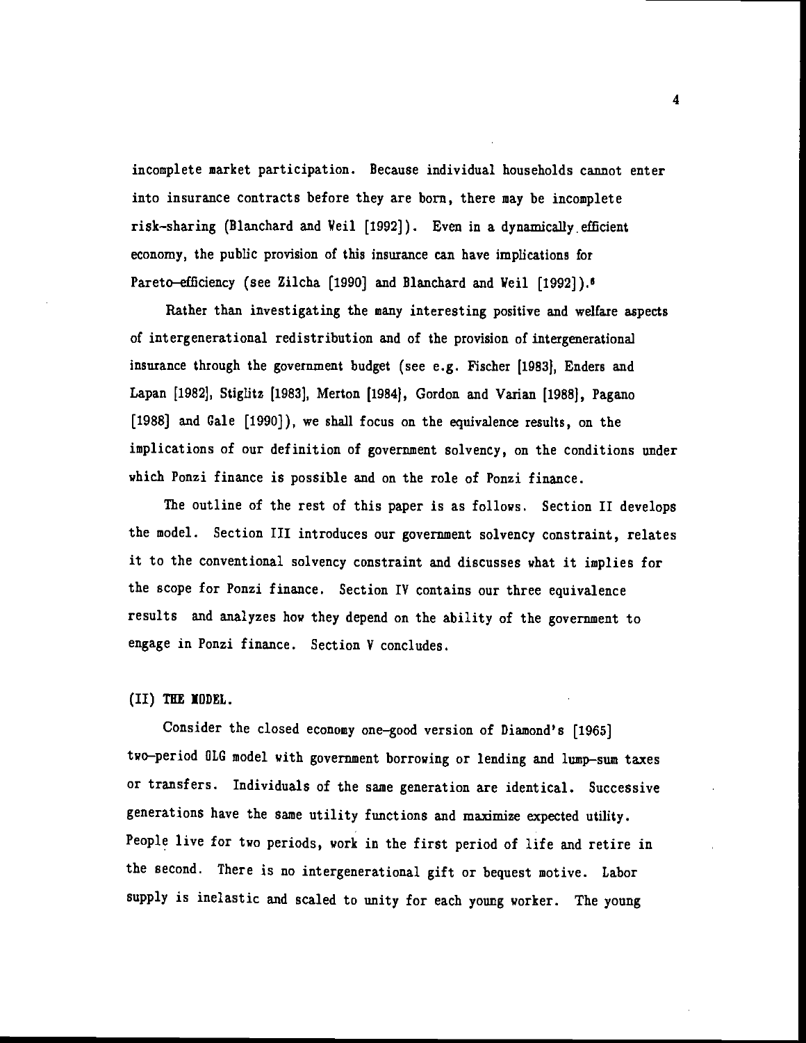incomplete market participation. Because individual households cannot enter into insurance contracts before they are born, there may be incomplete risk-sharing (Blanchard and Weil [1992]). Even in a dynamically efficient economy, the public provision of this insurance can have implications for Pareto-efficiency (see Zilcha [1990] and Blanchard and Weil [1992]).[6]

Rather than investigating the many interesting positive and welfare aspects of intergenerational redistribution and of the provision of intergenerational insurance through the government budget (see e.g. Fischer [1983], Enders and Lapan [1982], Stiglitz [1983], Merton [1984], Gordon and Varian [1988], Pagano [1988] and Gale [1990]), we shall focus on the equivalence results, on the implications of our definition of government solvency, on the conditions under which Ponzi finance is possible and on the role of Ponzi finance.

The outline of the rest of this paper is as follows. Section II develops the model. Section III introduces our government solvency constraint, relates it to the conventional solvency constraint and discusses what it implies for the scope for Ponzi finance. Section IV contains our three equivalence results and analyzes how they depend on the ability of the government to engage in Ponzi finance. Section V concludes.

## (II) THE MODEL.

Consider the closed economy one-good version of Diamond's [1965] two-period OLG model with government borrowing or lending and lump-sum taxes or transfers. Individuals of the same generation are identical. Successive generations have the same utility functions and maximize expected utility. People live for two periods, work in the first period of life and retire in the second. There is no intergenerational gift or bequest motive. Labor supply is inelastic and scaled to unity for each young worker. The young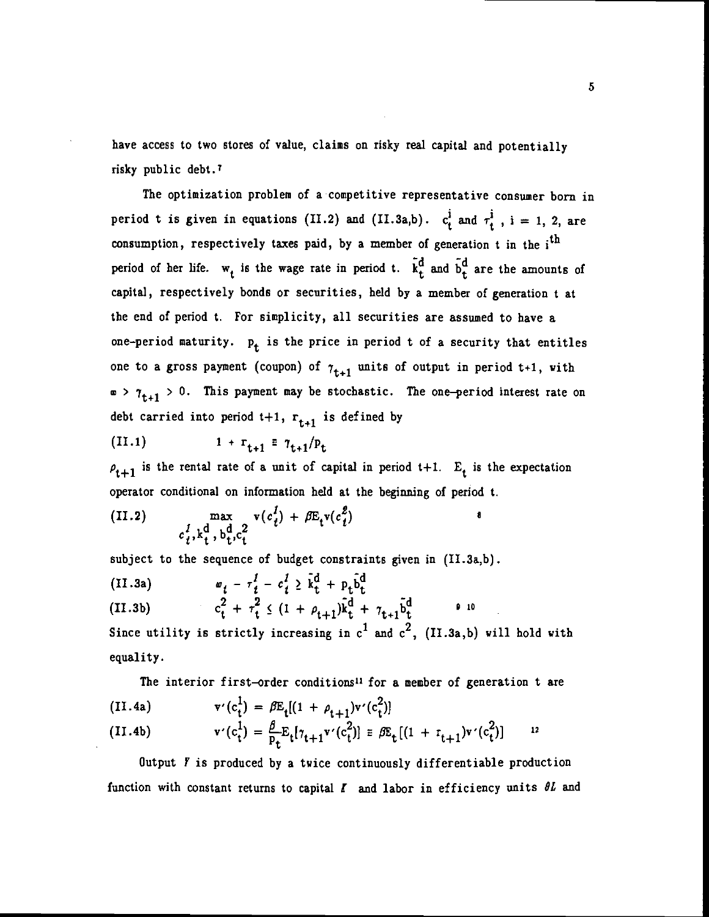have access to two stores of value, claims on risky real capital and potentially risky public debt.[7]

The optimization problem of a competitive representative consumer born in period t is given in equations (II.2) and (II.3a,b). $c_t^i$ and $\tau_t^i$, $i = 1, 2$, are consumption, respectively taxes paid, by a member of generation t in the $i^{th}$ period of her life. $w_t$ is the wage rate in period t. $\bar{k}_t^d$ and $\bar{b}_t^d$ are the amounts of capital, respectively bonds or securities, held by a member of generation t at the end of period t. For simplicity, all securities are assumed to have a one-period maturity. $p_t$ is the price in period t of a security that entitles one to a gross payment (coupon) of $\gamma_{t+1}$ units of output in period t+1, with $\infty > \gamma_{t+1} > 0$. This payment may be stochastic. The one-period interest rate on debt carried into period t+1, $r_{t+1}$ is defined by

$$(II.1) \qquad 1 + r_{t+1} \equiv \gamma_{t+1}/p_t$$

$\rho_{t+1}$ is the rental rate of a unit of capital in period t+1. $E_t$ is the expectation operator conditional on information held at the beginning of period t.

$$(II.2) \qquad \max_{c_t^1, k_t^d, b_t^d, c_t^2} v(c_t^1) + \beta E_t v(c_t^2)$$ [8]

subject to the sequence of budget constraints given in (II.3a,b).

$$(II.3a) \qquad w_t - \tau_t^1 - c_t^1 \geq \bar{k}_t^d + p_t \bar{b}_t^d$$

$$(II.3b) \qquad c_t^2 + \tau_t^2 \leq (1 + \rho_{t+1})\bar{k}_t^d + \gamma_{t+1}\bar{b}_t^d$$ [9, 10]

Since utility is strictly increasing in $c^1$ and $c^2$, (II.3a,b) will hold with equality.

The interior first-order conditions[11] for a member of generation t are

$$(II.4a) \qquad v'(c_t^1) = \beta E_t[(1 + \rho_{t+1})v'(c_t^2)]$$

$$(II.4b) \qquad v'(c_t^1) = \frac{\beta}{p_t} E_t[\gamma_{t+1} v'(c_t^2)] \equiv \beta E_t[(1 + r_{t+1})v'(c_t^2)]$$ [12]

Output $Y$ is produced by a twice continuously differentiable production function with constant returns to capital $K$ and labor in efficiency units $\theta L$ and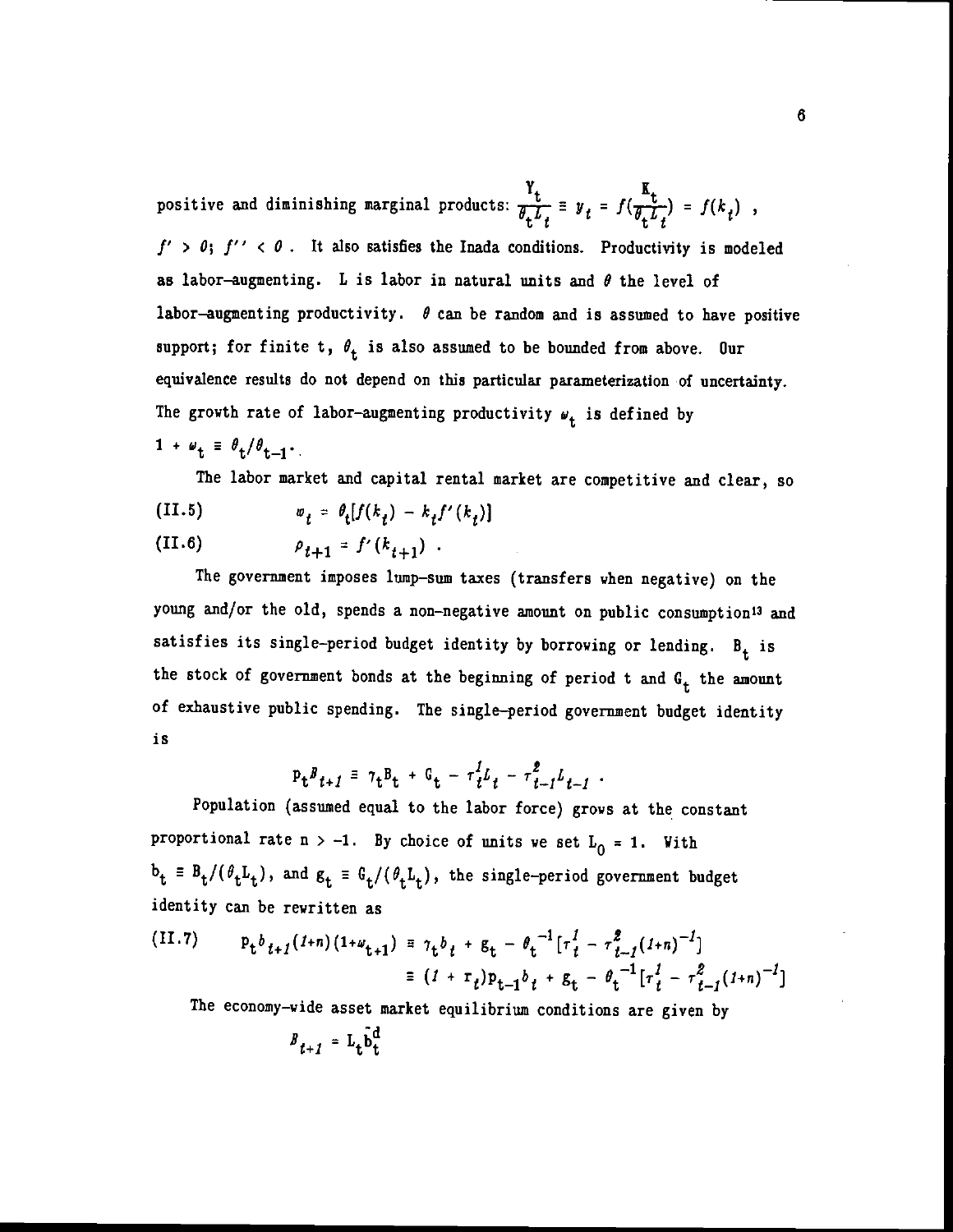positive and diminishing marginal products: $\frac{Y_t}{\theta_t L_t} \equiv y_t = f(\frac{K_t}{\theta_t L_t}) = f(k_t)$ , $f' > 0$; $f'' < 0$ . It also satisfies the Inada conditions. Productivity is modeled as labor–augmenting. L is labor in natural units and $\theta$ the level of labor–augmenting productivity. $\theta$ can be random and is assumed to have positive support; for finite t, $\theta_t$ is also assumed to be bounded from above. Our equivalence results do not depend on this particular parameterization of uncertainty. The growth rate of labor–augmenting productivity $\omega_t$ is defined by $1 + \omega_t \equiv \theta_t/\theta_{t-1}$.

The labor market and capital rental market are competitive and clear, so

$$w_t = \theta_t[f(k_t) - k_t f'(k_t)] \tag{II.5}$$

$$\rho_{t+1} = f'(k_{t+1}) \ . \tag{II.6}$$

The government imposes lump–sum taxes (transfers when negative) on the young and/or the old, spends a non–negative amount on public consumption[13] and satisfies its single–period budget identity by borrowing or lending. $B_t$ is the stock of government bonds at the beginning of period t and $G_t$ the amount of exhaustive public spending. The single–period government budget identity is

$$p_t B_{t+1} \equiv \gamma_t B_t + G_t - \tau^1_t L_t - \tau^2_{t-1} L_{t-1} \ .$$

Population (assumed equal to the labor force) grows at the constant proportional rate $n > -1$. By choice of units we set $L_0 = 1$. With $b_t \equiv B_t/(\theta_t L_t)$, and $g_t \equiv G_t/(\theta_t L_t)$, the single–period government budget identity can be rewritten as

$$\begin{aligned} p_t b_{t+1}(1+n)(1+\omega_{t+1}) &\equiv \gamma_t b_t + g_t - \theta_t^{-1}[\tau^1_t - \tau^2_{t-1}(1+n)^{-1}] \\ &\equiv (1 + r_t)p_{t-1} b_t + g_t - \theta_t^{-1}[\tau^1_t - \tau^2_{t-1}(1+n)^{-1}] \end{aligned} \tag{II.7}$$

The economy–wide asset market equilibrium conditions are given by

$$B_{t+1} = L_t \tilde{b}^d_t$$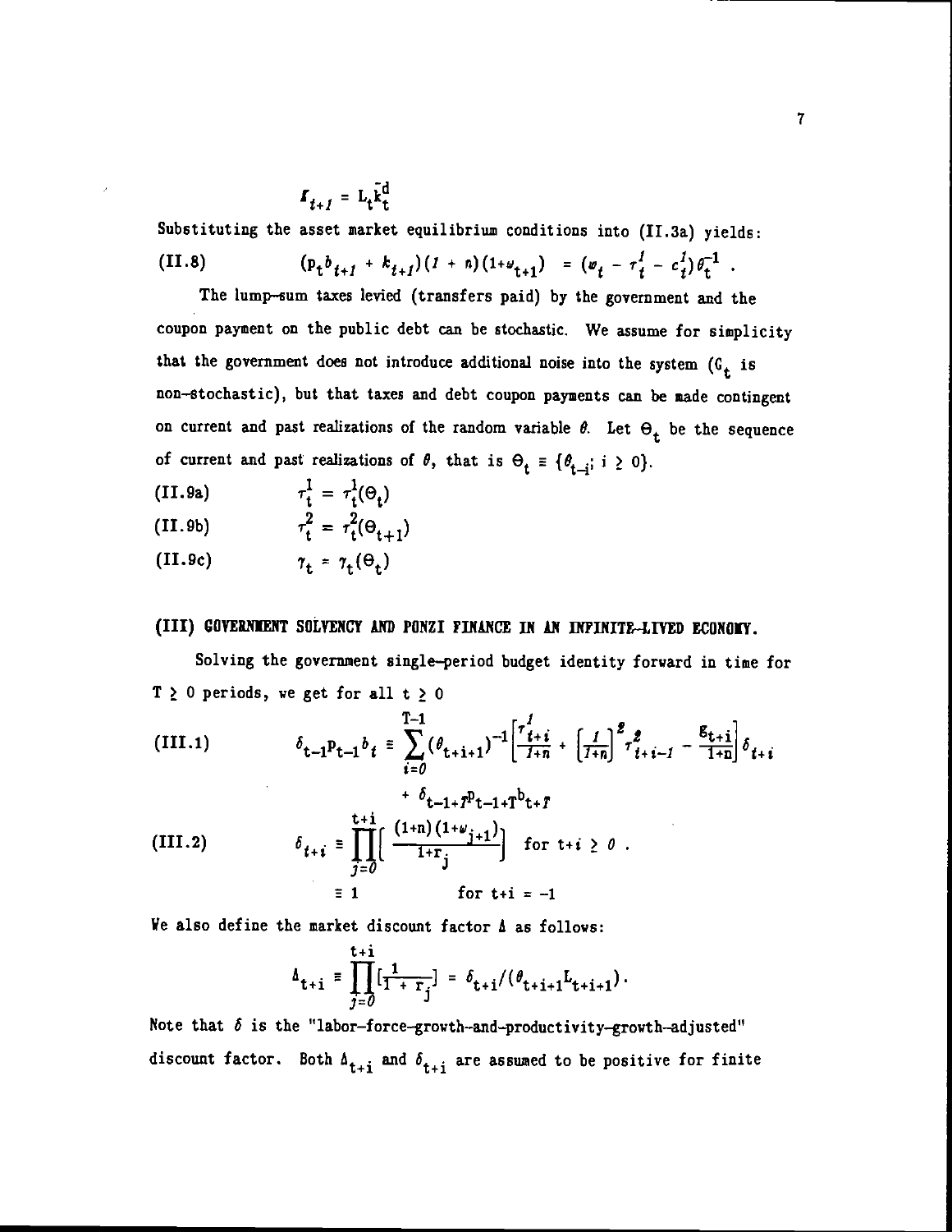$$I_{t+1} = L_t \bar{k}^d_t$$

Substituting the asset market equilibrium conditions into (II.3a) yields:

$$(II.8) \qquad (p_t b_{t+1} + k_{t+1})(1 + n)(1+\omega_{t+1}) = (w_t - \tau^1_t - c^1_t)\theta^{-1}_t \ .$$

The lump-sum taxes levied (transfers paid) by the government and the coupon payment on the public debt can be stochastic. We assume for simplicity that the government does not introduce additional noise into the system ($G_t$ is non-stochastic), but that taxes and debt coupon payments can be made contingent on current and past realizations of the random variable $\theta$. Let $\Theta_t$ be the sequence of current and past realizations of $\theta$, that is $\Theta_t \equiv \{\theta_{t-i};\ i \geq 0\}$.

$$(II.9a) \qquad \tau^1_t = \tau^1_t(\Theta_t)$$

$$(II.9b) \qquad \tau^2_t = \tau^2_t(\Theta_{t+1})$$

$$(II.9c) \qquad \gamma_t = \gamma_t(\Theta_t)$$

## (III) GOVERNMENT SOLVENCY AND PONZI FINANCE IN AN INFINITE-LIVED ECONOMY.

Solving the government single-period budget identity forward in time for $T \geq 0$ periods, we get for all $t \geq 0$

$$(III.1) \qquad \delta_{t-1}p_{t-1}b_t \equiv \sum_{i=0}^{T-1}(\theta_{t+i+1})^{-1}\left[\frac{\tau^1_{t+i}}{1+n} + \left[\frac{1}{1+n}\right]^2 \tau^2_{t+i-1} - \frac{g_{t+i}}{1+n}\right]\delta_{t+i}$$

$$+ \ \delta_{t-1+T}p_{t-1+T}b_{t+T}$$

$$(III.2) \qquad \delta_{t+i} \equiv \prod_{j=0}^{t+i}\left[\frac{(1+n)(1+\omega_{j+1})}{1+r_j}\right] \quad \text{for } t+i \geq 0 \ .$$

$$\equiv 1 \qquad\qquad \text{for } t+i = -1$$

We also define the market discount factor $\Delta$ as follows:

$$\Delta_{t+i} \equiv \prod_{j=0}^{t+i}\left[\frac{1}{1+r_j}\right] = \delta_{t+i}/(\theta_{t+i+1}L_{t+i+1}).$$

Note that $\delta$ is the "labor-force-growth-and-productivity-growth-adjusted" discount factor. Both $\Delta_{t+i}$ and $\delta_{t+i}$ are assumed to be positive for finite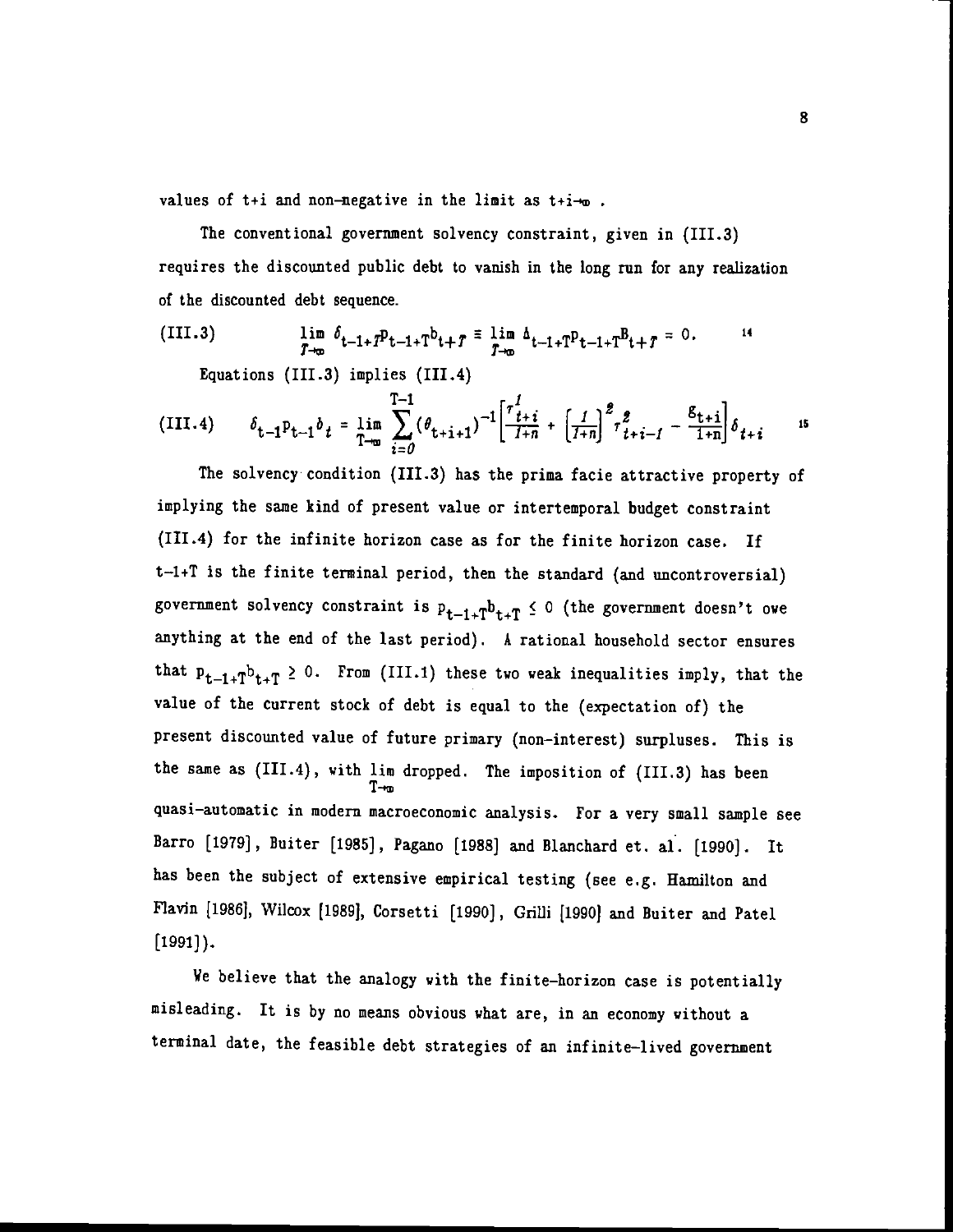values of t+i and non-negative in the limit as $t+i \to \infty$ .

The conventional government solvency constraint, given in (III.3) requires the discounted public debt to vanish in the long run for any realization of the discounted debt sequence.

$$\text{(III.3)} \qquad \lim_{T\to\infty} \delta_{t-1+T} p_{t-1+T} b_{t+T} \equiv \lim_{T\to\infty} \Delta_{t-1+T} p_{t-1+T} B_{t+T} = 0. \qquad ^{14}$$

Equations (III.3) implies (III.4)

$$\text{(III.4)} \qquad \delta_{t-1} p_{t-1} b_t = \lim_{T\to\infty} \sum_{i=0}^{T-1} (\theta_{t+i+1})^{-1} \left[ \frac{\tau^1_{t+i}}{1+n} + \left[ \frac{1}{1+n} \right]^2 \tau^2_{t+i-1} - \frac{g_{t+i}}{1+n} \right] \delta_{t+i} \qquad ^{15}$$

The solvency condition (III.3) has the prima facie attractive property of implying the same kind of present value or intertemporal budget constraint (III.4) for the infinite horizon case as for the finite horizon case. If t-1+T is the finite terminal period, then the standard (and uncontroversial) government solvency constraint is $p_{t-1+T} b_{t+T} \le 0$ (the government doesn't owe anything at the end of the last period). A rational household sector ensures that $p_{t-1+T} b_{t+T} \ge 0$. From (III.1) these two weak inequalities imply, that the value of the current stock of debt is equal to the (expectation of) the present discounted value of future primary (non-interest) surpluses. This is the same as (III.4), with $\lim_{T\to\infty}$ dropped. The imposition of (III.3) has been quasi-automatic in modern macroeconomic analysis. For a very small sample see Barro [1979], Buiter [1985], Pagano [1988] and Blanchard et. al. [1990]. It has been the subject of extensive empirical testing (see e.g. Hamilton and Flavin [1986], Wilcox [1989], Corsetti [1990], Grilli [1990] and Buiter and Patel [1991]).

We believe that the analogy with the finite-horizon case is potentially misleading. It is by no means obvious what are, in an economy without a terminal date, the feasible debt strategies of an infinite-lived government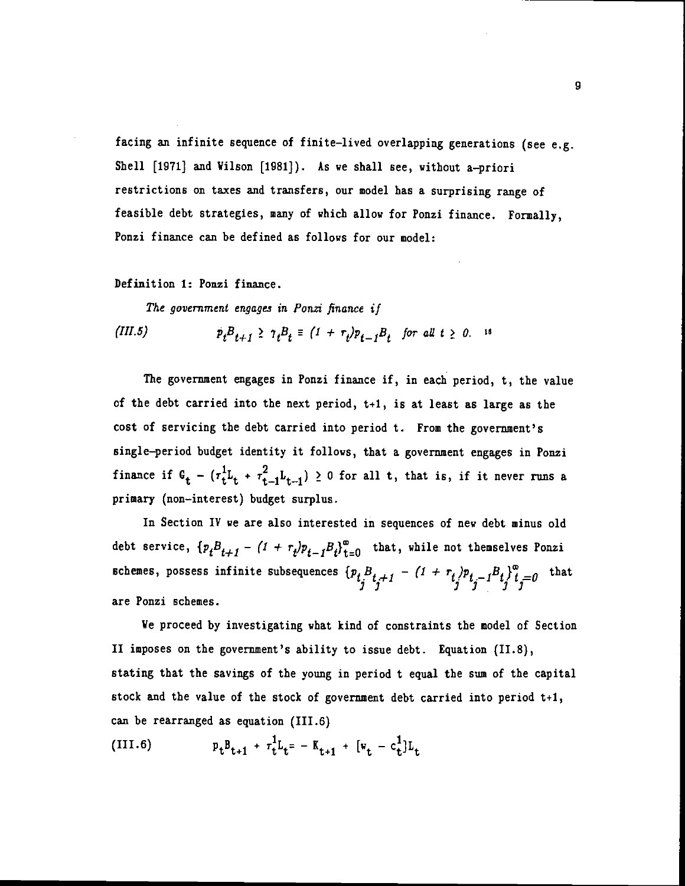facing an infinite sequence of finite-lived overlapping generations (see e.g. Shell [1971] and Wilson [1981]). As we shall see, without a-priori restrictions on taxes and transfers, our model has a surprising range of feasible debt strategies, many of which allow for Ponzi finance. Formally, Ponzi finance can be defined as follows for our model:

Definition 1: Ponzi finance.

*The government engages in Ponzi finance if*

$$p_t B_{t+1} \geq \gamma_t B_t \equiv (1 + r_t) p_{t-1} B_t \quad \text{for all } t \geq 0. \qquad \text{(III.5)}$$ [18]

The government engages in Ponzi finance if, in each period, t, the value of the debt carried into the next period, t+1, is at least as large as the cost of servicing the debt carried into period t. From the government's single-period budget identity it follows, that a government engages in Ponzi finance if $G_t - (\tau_t^1 L_t + \tau_{t-1}^2 L_{t-1}) \geq 0$ for all t, that is, if it never runs a primary (non-interest) budget surplus.

In Section IV we are also interested in sequences of new debt minus old debt service, $\{p_t B_{t+1} - (1 + r_t) p_{t-1} B_t\}_{t=0}^{\infty}$ that, while not themselves Ponzi schemes, possess infinite subsequences $\{p_{t_j} B_{t_j+1} - (1 + r_{t_j}) p_{t_j-1} B_{t_j}\}_{t_j=0}^{\infty}$ that are Ponzi schemes.

We proceed by investigating what kind of constraints the model of Section II imposes on the government's ability to issue debt. Equation (II.8), stating that the savings of the young in period t equal the sum of the capital stock and the value of the stock of government debt carried into period t+1, can be rearranged as equation (III.6)

$$p_t B_{t+1} + \tau_t^1 L_t = - K_{t+1} + [w_t - c_t^1] L_t \qquad \text{(III.6)}$$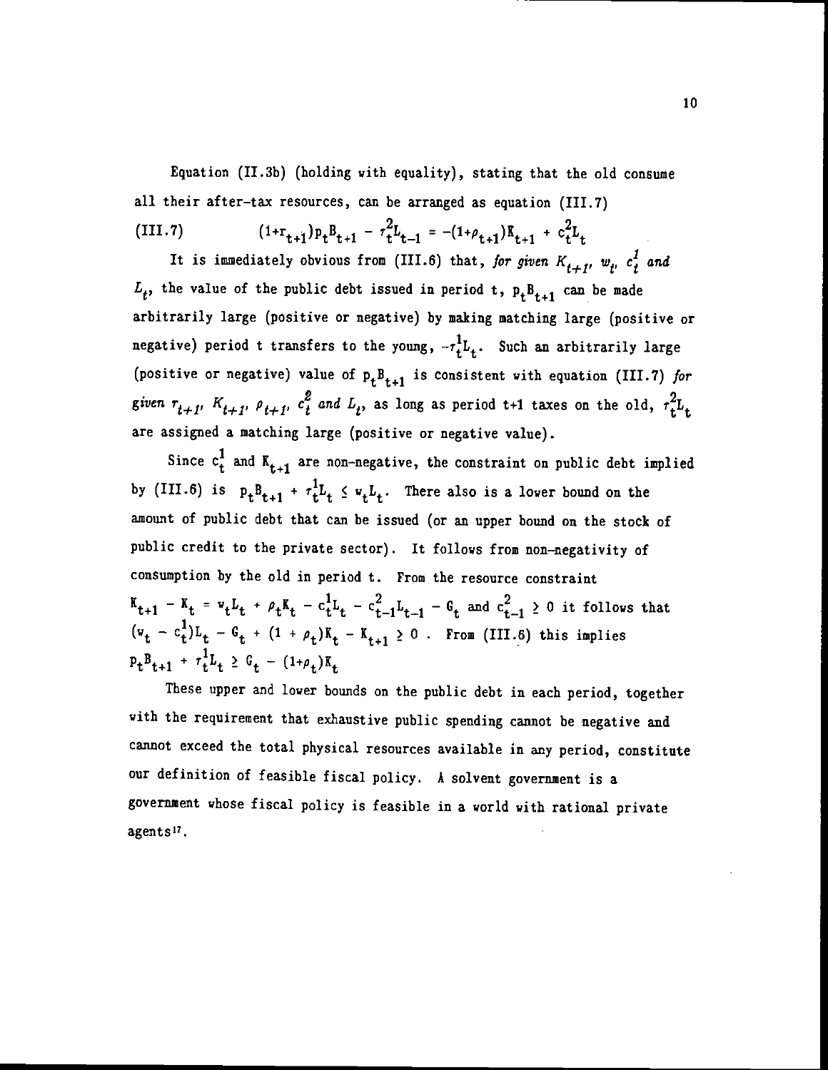Equation (II.3b) (holding with equality), stating that the old consume all their after-tax resources, can be arranged as equation (III.7)

$$\text{(III.7)} \qquad (1+r_{t+1})p_t B_{t+1} - \tau_t^2 L_{t-1} = -(1+\rho_{t+1})K_{t+1} + c_t^2 L_t$$

It is immediately obvious from (III.6) that, *for given* $K_{t+1}$, $w_t$, $c_t^1$ *and* $L_t$, the value of the public debt issued in period t, $p_t B_{t+1}$ can be made arbitrarily large (positive or negative) by making matching large (positive or negative) period t transfers to the young, $-\tau_t^1 L_t$. Such an arbitrarily large (positive or negative) value of $p_t B_{t+1}$ is consistent with equation (III.7) *for given* $r_{t+1}$, $K_{t+1}$, $\rho_{t+1}$, $c_t^2$ *and* $L_t$, as long as period t+1 taxes on the old, $\tau_t^2 L_t$ are assigned a matching large (positive or negative value).

Since $c_t^1$ and $K_{t+1}$ are non-negative, the constraint on public debt implied by (III.6) is $p_t B_{t+1} + \tau_t^1 L_t \leq w_t L_t$. There also is a lower bound on the amount of public debt that can be issued (or an upper bound on the stock of public credit to the private sector). It follows from non-negativity of consumption by the old in period t. From the resource constraint $K_{t+1} - K_t = w_t L_t + \rho_t K_t - c_t^1 L_t - c_{t-1}^2 L_{t-1} - G_t$ and $c_{t-1}^2 \geq 0$ it follows that $(w_t - c_t^1)L_t - G_t + (1 + \rho_t)K_t - K_{t+1} \geq 0$ . From (III.6) this implies $p_t B_{t+1} + \tau_t^1 L_t \geq G_t - (1+\rho_t)K_t$

These upper and lower bounds on the public debt in each period, together with the requirement that exhaustive public spending cannot be negative and cannot exceed the total physical resources available in any period, constitute our definition of feasible fiscal policy. A solvent government is a government whose fiscal policy is feasible in a world with rational private agents[17].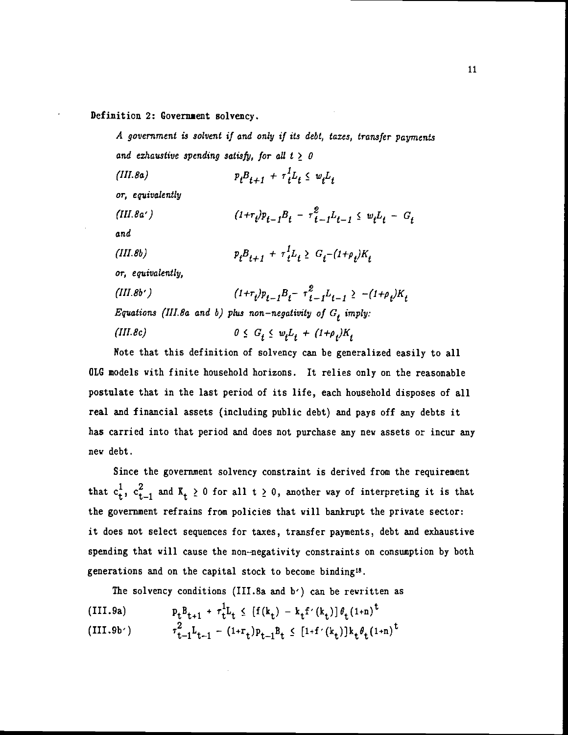**Definition 2: Government solvency.**

*A government is solvent if and only if its debt, taxes, transfer payments and exhaustive spending satisfy, for all $t \geq 0$*

$$p_t B_{t+1} + \tau_t^1 L_t \leq w_t L_t \tag{III.8a}$$

*or, equivalently*

$$(1+r_t)p_{t-1}B_t - \tau_{t-1}^2 L_{t-1} \leq w_t L_t - G_t \tag{III.8a'}$$

*and*

$$p_t B_{t+1} + \tau_t^1 L_t \geq G_t - (1+\rho_t)K_t \tag{III.8b}$$

*or, equivalently,*

$$(1+r_t)p_{t-1}B_t - \tau_{t-1}^2 L_{t-1} \geq -(1+\rho_t)K_t \tag{III.8b'}$$

*Equations (III.8a and b) plus non-negativity of $G_t$ imply:*

$$0 \leq G_t \leq w_t L_t + (1+\rho_t)K_t \tag{III.8c}$$

Note that this definition of solvency can be generalized easily to all OLG models with finite household horizons. It relies only on the reasonable postulate that in the last period of its life, each household disposes of all real and financial assets (including public debt) and pays off any debts it has carried into that period and does not purchase any new assets or incur any new debt.

Since the government solvency constraint is derived from the requirement that $c_t^1$, $c_{t-1}^2$ and $K_t \geq 0$ for all $t \geq 0$, another way of interpreting it is that the government refrains from policies that will bankrupt the private sector: it does not select sequences for taxes, transfer payments, debt and exhaustive spending that will cause the non-negativity constraints on consumption by both generations and on the capital stock to become binding[18].

The solvency conditions (III.8a and b') can be rewritten as

$$p_t B_{t+1} + \tau_t^1 L_t \leq [f(k_t) - k_t f'(k_t)]\theta_t (1+n)^t \tag{III.9a}$$

$$\tau_{t-1}^2 L_{t-1} - (1+r_t)p_{t-1}B_t \leq [1+f'(k_t)]k_t \theta_t (1+n)^t \tag{III.9b'}$$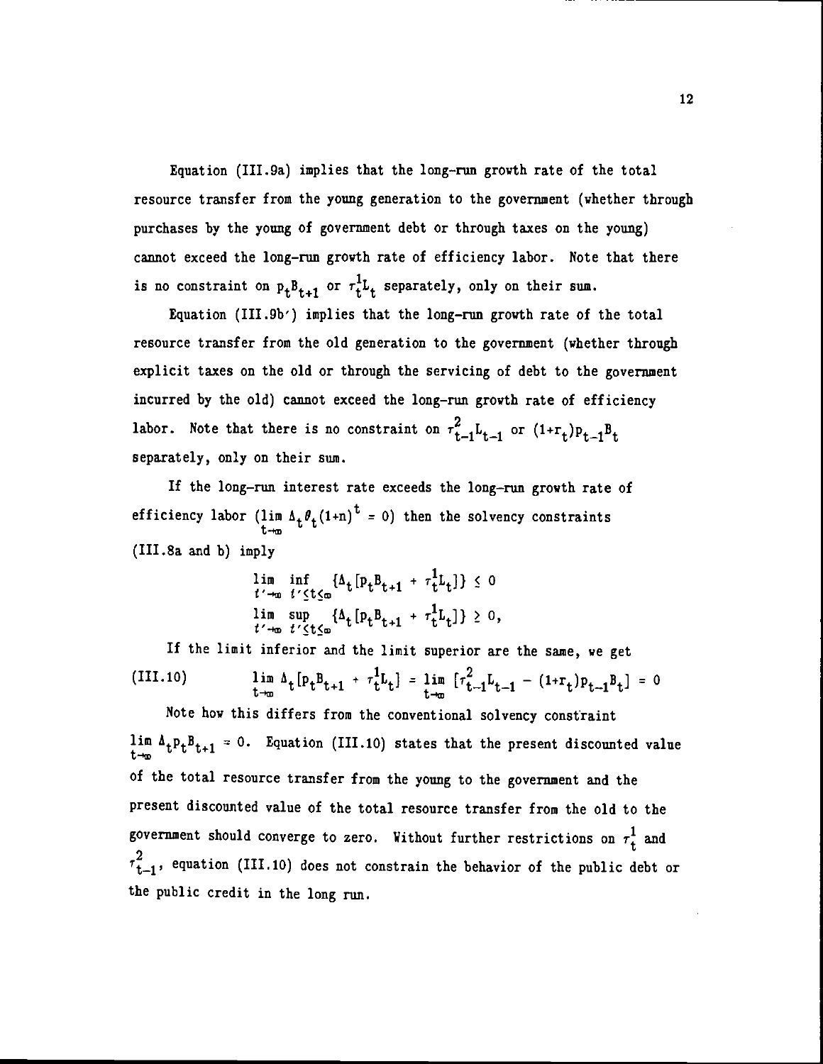Equation (III.9a) implies that the long-run growth rate of the total resource transfer from the young generation to the government (whether through purchases by the young of government debt or through taxes on the young) cannot exceed the long-run growth rate of efficiency labor. Note that there is no constraint on $p_t B_{t+1}$ or $\tau_t^1 L_t$ separately, only on their sum.

Equation (III.9b′) implies that the long-run growth rate of the total resource transfer from the old generation to the government (whether through explicit taxes on the old or through the servicing of debt to the government incurred by the old) cannot exceed the long-run growth rate of efficiency labor. Note that there is no constraint on $\tau_{t-1}^2 L_{t-1}$ or $(1+r_t)p_{t-1}B_t$ separately, only on their sum.

If the long-run interest rate exceeds the long-run growth rate of efficiency labor ($\lim_{t\to\infty} \Delta_t \theta_t (1+n)^t = 0$) then the solvency constraints (III.8a and b) imply

$$\lim_{t'\to\infty} \inf_{t'\leq t\leq\infty} \{\Delta_t [p_t B_{t+1} + \tau_t^1 L_t]\} \leq 0$$

$$\lim_{t'\to\infty} \sup_{t'\leq t\leq\infty} \{\Delta_t [p_t B_{t+1} + \tau_t^1 L_t]\} \geq 0,$$

If the limit inferior and the limit superior are the same, we get

$$\text{(III.10)} \qquad \lim_{t\to\infty} \Delta_t [p_t B_{t+1} + \tau_t^1 L_t] = \lim_{t\to\infty} [\tau_{t-1}^2 L_{t-1} - (1+r_t)p_{t-1}B_t] = 0$$

Note how this differs from the conventional solvency constraint $\lim_{t\to\infty} \Delta_t p_t B_{t+1} = 0$. Equation (III.10) states that the present discounted value of the total resource transfer from the young to the government and the present discounted value of the total resource transfer from the old to the government should converge to zero. Without further restrictions on $\tau_t^1$ and $\tau_{t-1}^2$, equation (III.10) does not constrain the behavior of the public debt or the public credit in the long run.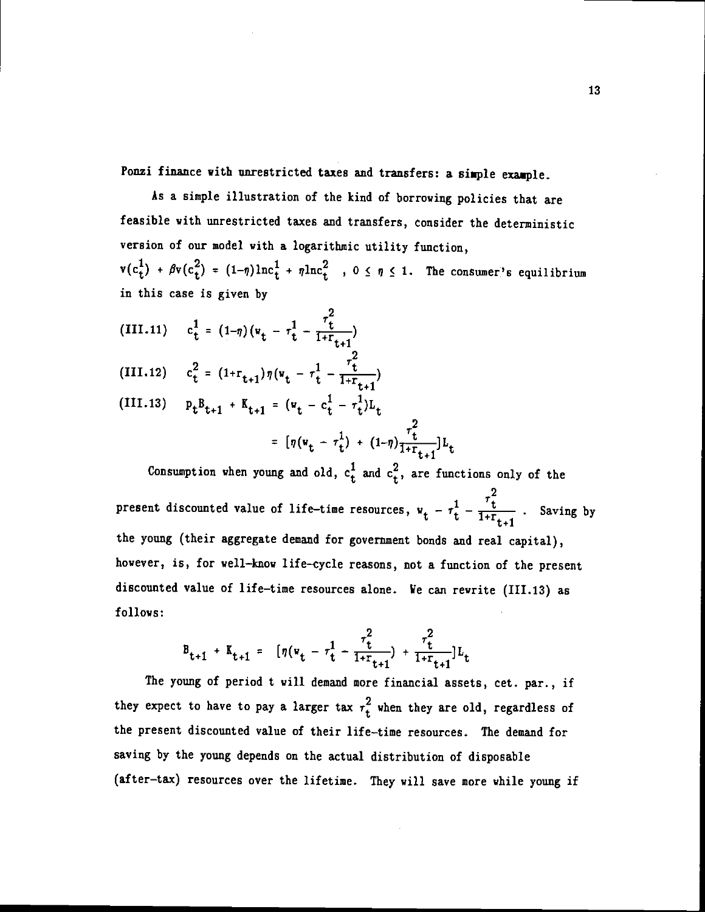Ponzi finance with unrestricted taxes and transfers: a simple example.

As a simple illustration of the kind of borrowing policies that are feasible with unrestricted taxes and transfers, consider the deterministic version of our model with a logarithmic utility function, $v(c_t^1) + \beta v(c_t^2) = (1-\eta)\ln c_t^1 + \eta \ln c_t^2$ , $0 \leq \eta \leq 1$. The consumer's equilibrium in this case is given by

$$\text{(III.11)} \quad c_t^1 = (1-\eta)(w_t - \tau_t^1 - \frac{\tau_t^2}{1+r_{t+1}})$$

$$\text{(III.12)} \quad c_t^2 = (1+r_{t+1})\eta(w_t - \tau_t^1 - \frac{\tau_t^2}{1+r_{t+1}})$$

$$\text{(III.13)} \quad p_t B_{t+1} + K_{t+1} = (w_t - c_t^1 - \tau_t^1)L_t$$

$$= [\eta(w_t - \tau_t^1) + (1-\eta)\frac{\tau_t^2}{1+r_{t+1}}]L_t$$

Consumption when young and old, $c_t^1$ and $c_t^2$, are functions only of the present discounted value of life-time resources, $w_t - \tau_t^1 - \frac{\tau_t^2}{1+r_{t+1}}$ . Saving by the young (their aggregate demand for government bonds and real capital), however, is, for well-know life-cycle reasons, not a function of the present discounted value of life-time resources alone. We can rewrite (III.13) as follows:

$$B_{t+1} + K_{t+1} = [\eta(w_t - \tau_t^1 - \frac{\tau_t^2}{1+r_{t+1}}) + \frac{\tau_t^2}{1+r_{t+1}}]L_t$$

The young of period t will demand more financial assets, cet. par., if they expect to have to pay a larger tax $\tau_t^2$ when they are old, regardless of the present discounted value of their life-time resources. The demand for saving by the young depends on the actual distribution of disposable (after-tax) resources over the lifetime. They will save more while young if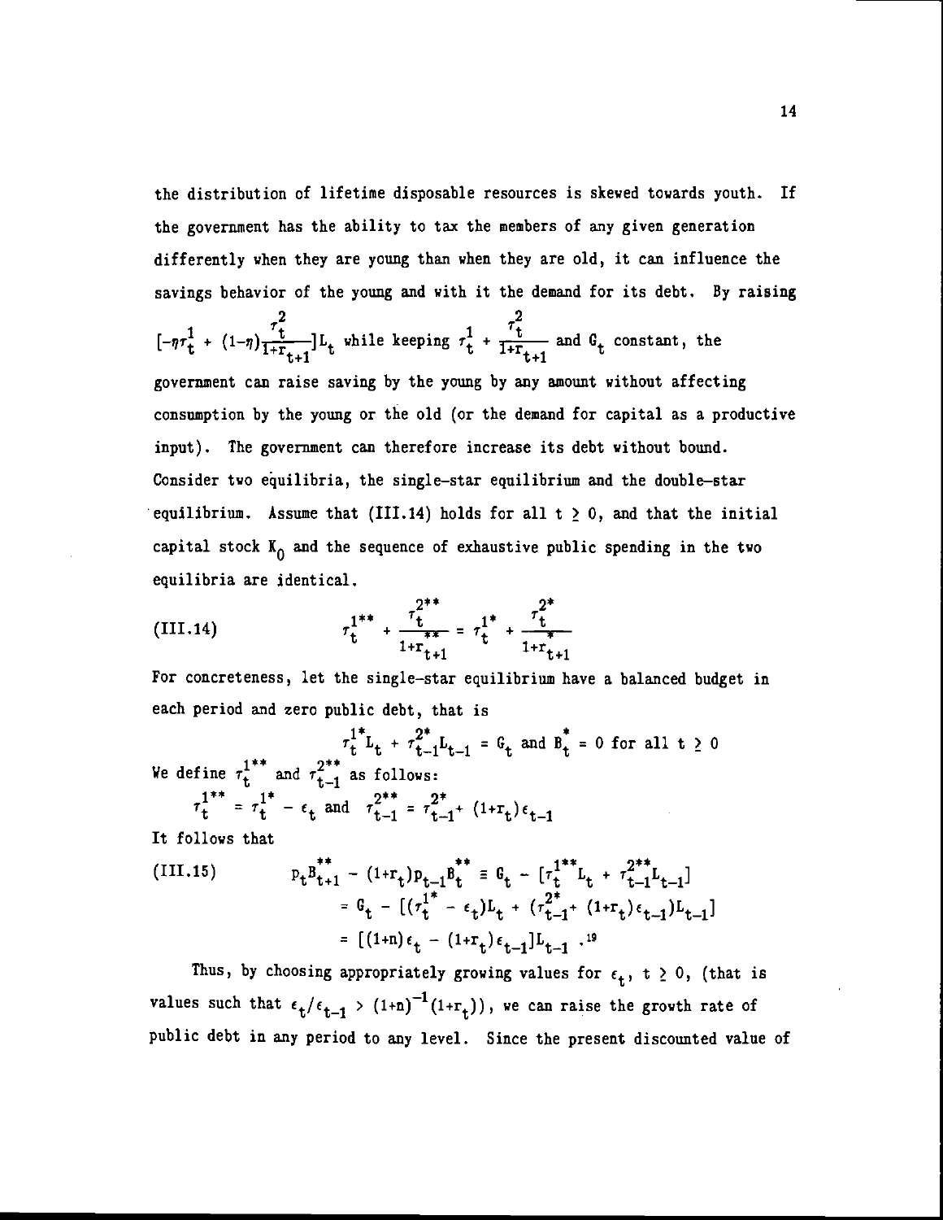the distribution of lifetime disposable resources is skewed towards youth. If the government has the ability to tax the members of any given generation differently when they are young than when they are old, it can influence the savings behavior of the young and with it the demand for its debt. By raising $[-\eta\tau_t^1 + (1-\eta)\frac{\tau_t^2}{1+r_{t+1}}]L_t$ while keeping $\tau_t^1 + \frac{\tau_t^2}{1+r_{t+1}}$ and $G_t$ constant, the government can raise saving by the young by any amount without affecting consumption by the young or the old (or the demand for capital as a productive input). The government can therefore increase its debt without bound. Consider two equilibria, the single-star equilibrium and the double-star equilibrium. Assume that (III.14) holds for all $t \geq 0$, and that the initial capital stock $K_0$ and the sequence of exhaustive public spending in the two equilibria are identical.

$$\tau_t^{1**} + \frac{\tau_t^{2**}}{1+r_{t+1}^{**}} = \tau_t^{1*} + \frac{\tau_t^{2*}}{1+r_{t+1}^{*}} \tag{III.14}$$

For concreteness, let the single-star equilibrium have a balanced budget in each period and zero public debt, that is

$$\tau_t^{1*}L_t + \tau_{t-1}^{2*}L_{t-1} = G_t \text{ and } B_t^* = 0 \text{ for all } t \geq 0$$

We define $\tau_t^{1**}$ and $\tau_{t-1}^{2**}$ as follows:

$$\tau_t^{1**} = \tau_t^{1*} - \epsilon_t \text{ and } \tau_{t-1}^{2**} = \tau_{t-1}^{2*} + (1+r_t)\epsilon_{t-1}$$

It follows that

$$\begin{aligned} p_t B_{t+1}^{**} - (1+r_t)p_{t-1}B_t^{**} &\equiv G_t - [\tau_t^{1**}L_t + \tau_{t-1}^{2**}L_{t-1}] \\ &= G_t - [(\tau_t^{1*} - \epsilon_t)L_t + (\tau_{t-1}^{2*} + (1+r_t)\epsilon_{t-1})L_{t-1}] \\ &= [(1+n)\epsilon_t - (1+r_t)\epsilon_{t-1}]L_{t-1} \text{ .}^{19} \end{aligned} \tag{III.15}$$

Thus, by choosing appropriately growing values for $\epsilon_t$, $t \geq 0$, (that is values such that $\epsilon_t/\epsilon_{t-1} > (1+n)^{-1}(1+r_t)$), we can raise the growth rate of public debt in any period to any level. Since the present discounted value of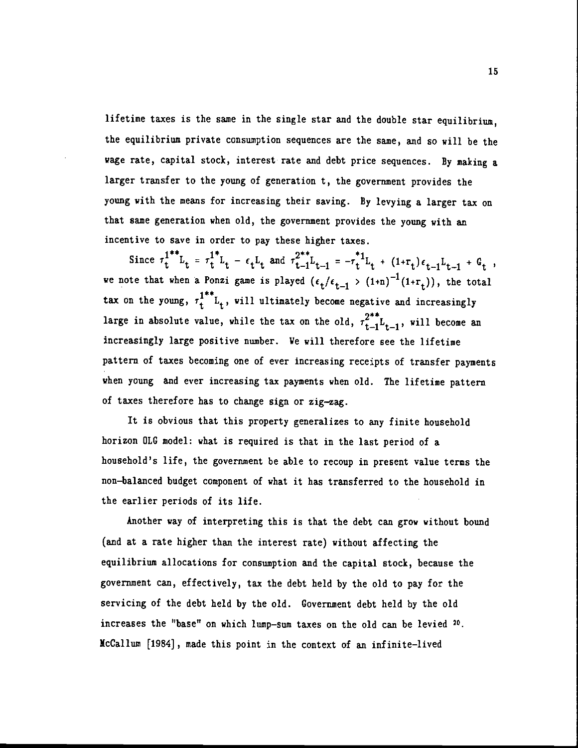lifetime taxes is the same in the single star and the double star equilibrium, the equilibrium private consumption sequences are the same, and so will be the wage rate, capital stock, interest rate and debt price sequences. By making a larger transfer to the young of generation t, the government provides the young with the means for increasing their saving. By levying a larger tax on that same generation when old, the government provides the young with an incentive to save in order to pay these higher taxes.

Since $\tau_t^{1**}L_t = \tau_t^{1*}L_t - \epsilon_t L_t$ and $\tau_{t-1}^{2**}L_{t-1} = -\tau_t^{*1}L_t + (1+r_t)\epsilon_{t-1}L_{t-1} + G_t$, we note that when a Ponzi game is played $(\epsilon_t/\epsilon_{t-1} > (1+n)^{-1}(1+r_t))$, the total tax on the young, $\tau_t^{1**}L_t$, will ultimately become negative and increasingly large in absolute value, while the tax on the old, $\tau_{t-1}^{2**}L_{t-1}$, will become an increasingly large positive number. We will therefore see the lifetime pattern of taxes becoming one of ever increasing receipts of transfer payments when young and ever increasing tax payments when old. The lifetime pattern of taxes therefore has to change sign or zig-zag.

It is obvious that this property generalizes to any finite household horizon OLG model: what is required is that in the last period of a household's life, the government be able to recoup in present value terms the non-balanced budget component of what it has transferred to the household in the earlier periods of its life.

Another way of interpreting this is that the debt can grow without bound (and at a rate higher than the interest rate) without affecting the equilibrium allocations for consumption and the capital stock, because the government can, effectively, tax the debt held by the old to pay for the servicing of the debt held by the old. Government debt held by the old increases the "base" on which lump-sum taxes on the old can be levied [20]. McCallum [1984], made this point in the context of an infinite-lived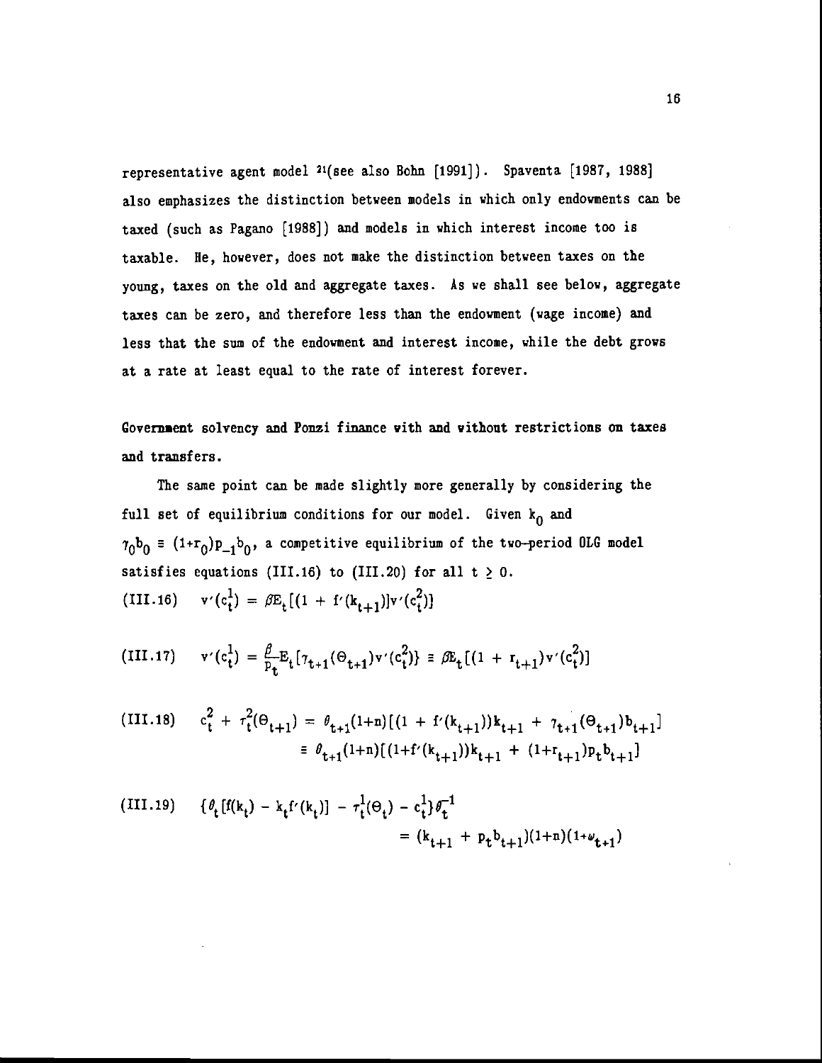representative agent model [21](see also Bohn [1991]). Spaventa [1987, 1988] also emphasizes the distinction between models in which only endowments can be taxed (such as Pagano [1988]) and models in which interest income too is taxable. He, however, does not make the distinction between taxes on the young, taxes on the old and aggregate taxes. As we shall see below, aggregate taxes can be zero, and therefore less than the endowment (wage income) and less that the sum of the endowment and interest income, while the debt grows at a rate at least equal to the rate of interest forever.

**Government solvency and Ponzi finance with and without restrictions on taxes and transfers.**

The same point can be made slightly more generally by considering the full set of equilibrium conditions for our model. Given $k_0$ and $\gamma_0 b_0 \equiv (1+r_0)p_{-1}b_0$, a competitive equilibrium of the two-period OLG model satisfies equations (III.16) to (III.20) for all $t \geq 0$.

$$\text{(III.16)} \quad v'(c_t^1) = \beta E_t[(1 + f'(k_{t+1})]v'(c_t^2)]$$

$$\text{(III.17)} \quad v'(c_t^1) = \frac{\beta}{p_t} E_t[\gamma_{t+1}(\Theta_{t+1})v'(c_t^2)\} \equiv \beta E_t[(1 + r_{t+1})v'(c_t^2)]$$

$$\begin{aligned}\text{(III.18)} \quad c_t^2 + \tau_t^2(\Theta_{t+1}) &= \theta_{t+1}(1+n)[(1 + f'(k_{t+1}))k_{t+1} + \gamma_{t+1}(\Theta_{t+1})b_{t+1}] \\ &\equiv \theta_{t+1}(1+n)[(1+f'(k_{t+1}))k_{t+1} + (1+r_{t+1})p_t b_{t+1}]\end{aligned}$$

$$\begin{aligned}\text{(III.19)} \quad \{\theta_t[f(k_t) - k_t f'(k_t)] - \tau_t^1(\Theta_t) - c_t^1\}\theta_t^{-1} \\ = (k_{t+1} + p_t b_{t+1})(1+n)(1+\omega_{t+1})\end{aligned}$$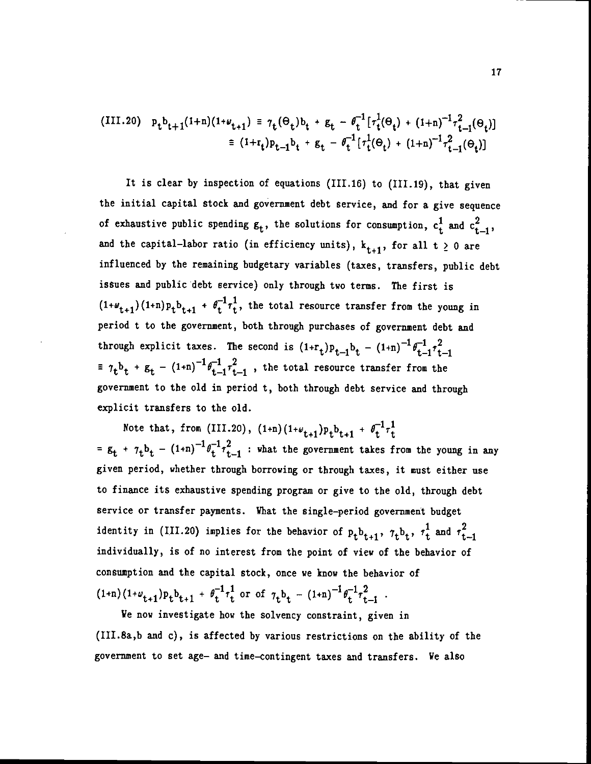$$\text{(III.20)} \quad p_t b_{t+1}(1+n)(1+\omega_{t+1}) \equiv \gamma_t(\Theta_t)b_t + g_t - \theta_t^{-1}[\tau_t^1(\Theta_t) + (1+n)^{-1}\tau_{t-1}^2(\Theta_t)]$$
$$\equiv (1+r_t)p_{t-1}b_t + g_t - \theta_t^{-1}[\tau_t^1(\Theta_t) + (1+n)^{-1}\tau_{t-1}^2(\Theta_t)]$$

It is clear by inspection of equations (III.16) to (III.19), that given the initial capital stock and government debt service, and for a give sequence of exhaustive public spending $g_t$, the solutions for consumption, $c_t^1$ and $c_{t-1}^2$, and the capital-labor ratio (in efficiency units), $k_{t+1}$, for all $t \geq 0$ are influenced by the remaining budgetary variables (taxes, transfers, public debt issues and public debt service) only through two terms. The first is $(1+\omega_{t+1})(1+n)p_t b_{t+1} + \theta_t^{-1}\tau_t^1$, the total resource transfer from the young in period t to the government, both through purchases of government debt and through explicit taxes. The second is $(1+r_t)p_{t-1}b_t - (1+n)^{-1}\theta_{t-1}^{-1}\tau_{t-1}^2$ $\equiv \gamma_t b_t + g_t - (1+n)^{-1}\theta_{t-1}^{-1}\tau_{t-1}^2$ , the total resource transfer from the government to the old in period t, both through debt service and through explicit transfers to the old.

Note that, from (III.20), $(1+n)(1+\omega_{t+1})p_t b_{t+1} + \theta_t^{-1}\tau_t^1$ $= g_t + \gamma_t b_t - (1+n)^{-1}\theta_t^{-1}\tau_{t-1}^2$ : what the government takes from the young in any given period, whether through borrowing or through taxes, it must either use to finance its exhaustive spending program or give to the old, through debt service or transfer payments. What the single-period government budget identity in (III.20) implies for the behavior of $p_t b_{t+1}$, $\gamma_t b_t$, $\tau_t^1$ and $\tau_{t-1}^2$ individually, is of no interest from the point of view of the behavior of consumption and the capital stock, once we know the behavior of $(1+n)(1+\omega_{t+1})p_t b_{t+1} + \theta_t^{-1}\tau_t^1$ or of $\gamma_t b_t - (1+n)^{-1}\theta_t^{-1}\tau_{t-1}^2$ .

We now investigate how the solvency constraint, given in (III.8a,b and c), is affected by various restrictions on the ability of the government to set age- and time-contingent taxes and transfers. We also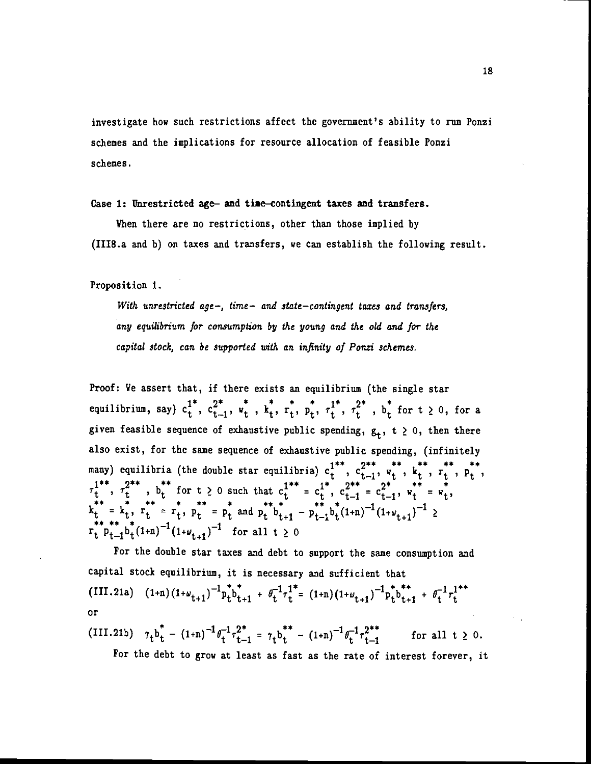investigate how such restrictions affect the government's ability to run Ponzi schemes and the implications for resource allocation of feasible Ponzi schemes.

**Case 1: Unrestricted age- and time-contingent taxes and transfers.**

When there are no restrictions, other than those implied by (III8.a and b) on taxes and transfers, we can establish the following result.

Proposition 1.

*With unrestricted age-, time- and state-contingent taxes and transfers, any equilibrium for consumption by the young and the old and for the capital stock, can be supported with an infinity of Ponzi schemes.*

Proof: We assert that, if there exists an equilibrium (the single star equilibrium, say) $c_t^{1*}$, $c_{t-1}^{2*}$, $w_t^*$, $k_t^*$, $r_t^*$, $p_t^*$, $\tau_t^{1*}$, $\tau_t^{2*}$, $b_t^*$ for $t \geq 0$, for a given feasible sequence of exhaustive public spending, $g_t$, $t \geq 0$, then there also exist, for the same sequence of exhaustive public spending, (infinitely many) equilibria (the double star equilibria) $c_t^{1**}$, $c_{t-1}^{2**}$, $w_t^{**}$, $k_t^{**}$, $r_t^{**}$, $p_t^{**}$, $\tau_t^{1**}$, $\tau_t^{2**}$, $b_t^{**}$ for $t \geq 0$ such that $c_t^{1**} = c_t^{1*}$, $c_{t-1}^{2**} = c_{t-1}^{2*}$, $w_t^{**} = w_t^*$, $k_t^{**} = k_t^*$, $r_t^{**} = r_t^*$, $p_t^{**} = p_t^*$ and $p_t^{**} b_{t+1}^* - p_{t-1}^{**} b_t^* (1+n)^{-1} (1+\omega_{t+1})^{-1} \geq r_t^{**} p_{t-1}^{**} b_t^* (1+n)^{-1} (1+\omega_{t+1})^{-1}$ for all $t \geq 0$

For the double star taxes and debt to support the same consumption and capital stock equilibrium, it is necessary and sufficient that

(III.21a) $\quad (1+n)(1+\omega_{t+1})^{-1} p_t^* b_{t+1}^* + \theta_t^{-1} \tau_t^{1*} = (1+n)(1+\omega_{t+1})^{-1} p_t^* b_{t+1}^{**} + \theta_t^{-1} \tau_t^{1**}$

or

(III.21b) $\quad \gamma_t b_t^* - (1+n)^{-1} \theta_t^{-1} \tau_{t-1}^{2*} = \gamma_t b_t^{**} - (1+n)^{-1} \theta_t^{-1} \tau_{t-1}^{2**} \qquad$ for all $t \geq 0$.

For the debt to grow at least as fast as the rate of interest forever, it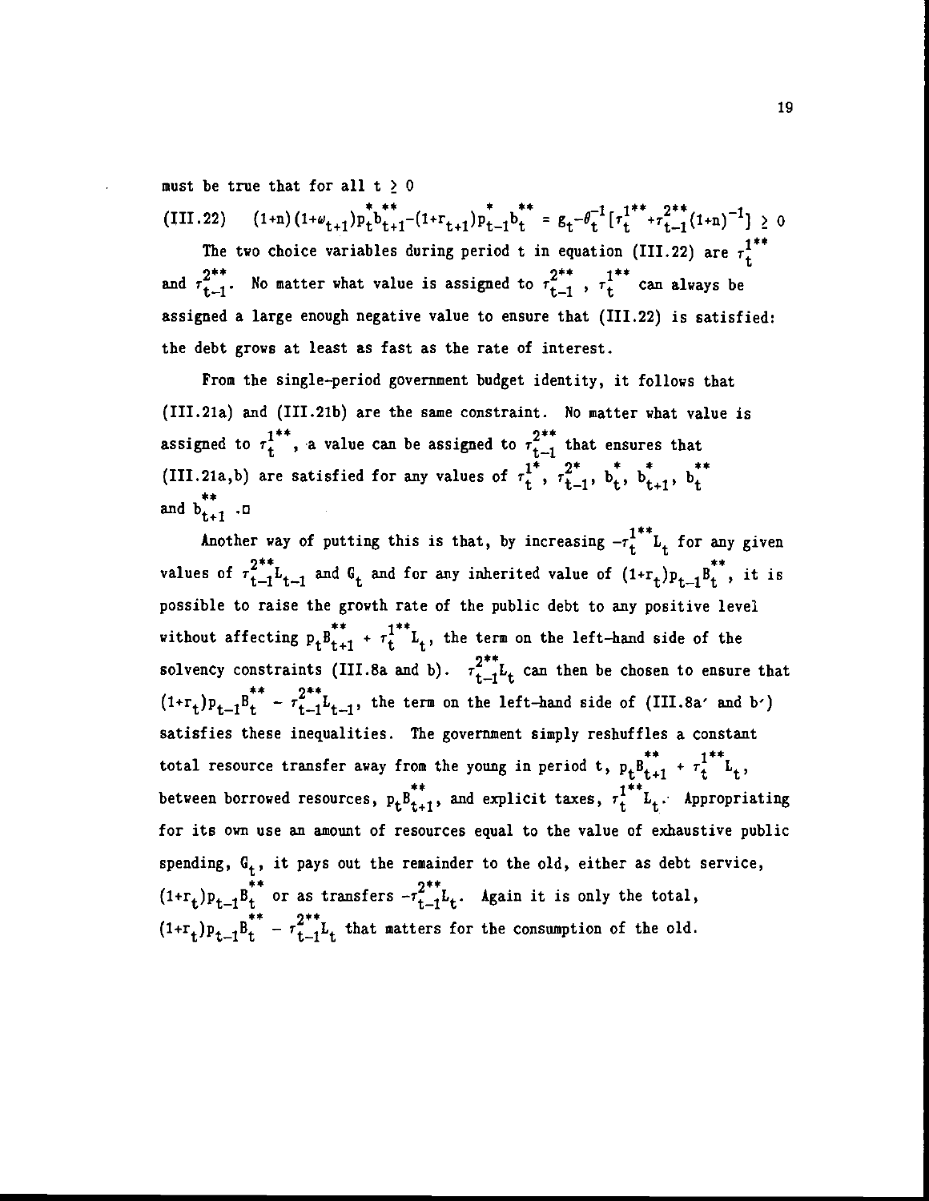must be true that for all $t \geq 0$

$$\text{(III.22)} \quad (1+n)(1+\omega_{t+1})p_t^* b_{t+1}^{**} - (1+r_{t+1})p_{t-1}^* b_t^{**} = g_t - \theta_t^{-1}[\tau_t^{1**} + \tau_{t-1}^{2**}(1+n)^{-1}] \geq 0$$

The two choice variables during period t in equation (III.22) are $\tau_t^{1**}$ and $\tau_{t-1}^{2**}$. No matter what value is assigned to $\tau_{t-1}^{2**}$, $\tau_t^{1**}$ can always be assigned a large enough negative value to ensure that (III.22) is satisfied: the debt grows at least as fast as the rate of interest.

From the single-period government budget identity, it follows that (III.21a) and (III.21b) are the same constraint. No matter what value is assigned to $\tau_t^{1**}$, a value can be assigned to $\tau_{t-1}^{2**}$ that ensures that (III.21a,b) are satisfied for any values of $\tau_t^{1*}$, $\tau_{t-1}^{2*}$, $b_t^*$, $b_{t+1}^*$, $b_t^{**}$ and $b_{t+1}^{**}$. □

Another way of putting this is that, by increasing $-\tau_t^{1**}L_t$ for any given values of $\tau_{t-1}^{2**}L_{t-1}$ and $G_t$ and for any inherited value of $(1+r_t)p_{t-1}B_t^{**}$, it is possible to raise the growth rate of the public debt to any positive level without affecting $p_t B_{t+1}^{**} + \tau_t^{1**}L_t$, the term on the left-hand side of the solvency constraints (III.8a and b). $\tau_{t-1}^{2**}L_t$ can then be chosen to ensure that $(1+r_t)p_{t-1}B_t^{**} - \tau_{t-1}^{2**}L_{t-1}$, the term on the left-hand side of (III.8a′ and b′) satisfies these inequalities. The government simply reshuffles a constant total resource transfer away from the young in period t, $p_t B_{t+1}^{**} + \tau_t^{1**}L_t$, between borrowed resources, $p_t B_{t+1}^{**}$, and explicit taxes, $\tau_t^{1**}L_t$. Appropriating for its own use an amount of resources equal to the value of exhaustive public spending, $G_t$, it pays out the remainder to the old, either as debt service, $(1+r_t)p_{t-1}B_t^{**}$ or as transfers $-\tau_{t-1}^{2**}L_t$. Again it is only the total, $(1+r_t)p_{t-1}B_t^{**} - \tau_{t-1}^{2**}L_t$ that matters for the consumption of the old.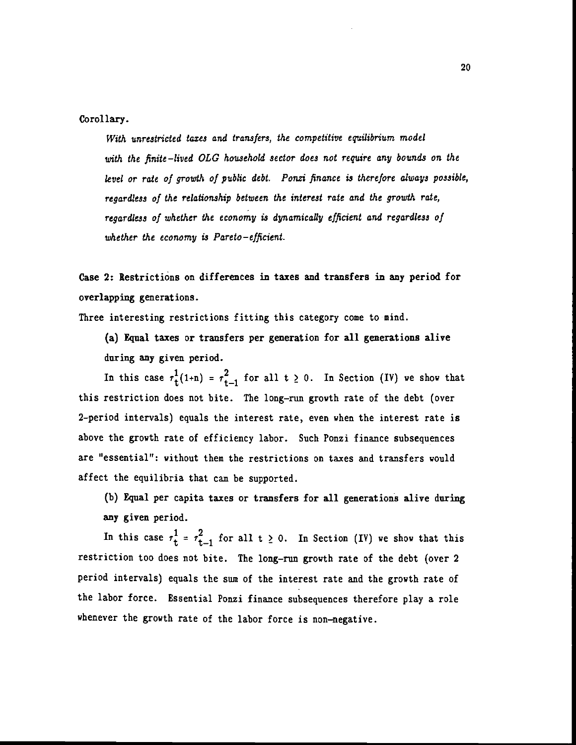Corollary.

*With unrestricted taxes and transfers, the competitive equilibrium model with the finite-lived OLG household sector does not require any bounds on the level or rate of growth of public debt. Ponzi finance is therefore always possible, regardless of the relationship between the interest rate and the growth rate, regardless of whether the economy is dynamically efficient and regardless of whether the economy is Pareto-efficient.*

**Case 2: Restrictions on differences in taxes and transfers in any period for overlapping generations.**

Three interesting restrictions fitting this category come to mind.

**(a) Equal taxes or transfers per generation for all generations alive during any given period.**

In this case $\tau_t^1(1+n) = \tau_{t-1}^2$ for all $t \geq 0$. In Section (IV) we show that this restriction does not bite. The long-run growth rate of the debt (over 2-period intervals) equals the interest rate, even when the interest rate is above the growth rate of efficiency labor. Such Ponzi finance subsequences are "essential": without them the restrictions on taxes and transfers would affect the equilibria that can be supported.

**(b) Equal per capita taxes or transfers for all generations alive during any given period.**

In this case $\tau_t^1 = \tau_{t-1}^2$ for all $t \geq 0$. In Section (IV) we show that this restriction too does not bite. The long-run growth rate of the debt (over 2 period intervals) equals the sum of the interest rate and the growth rate of the labor force. Essential Ponzi finance subsequences therefore play a role whenever the growth rate of the labor force is non-negative.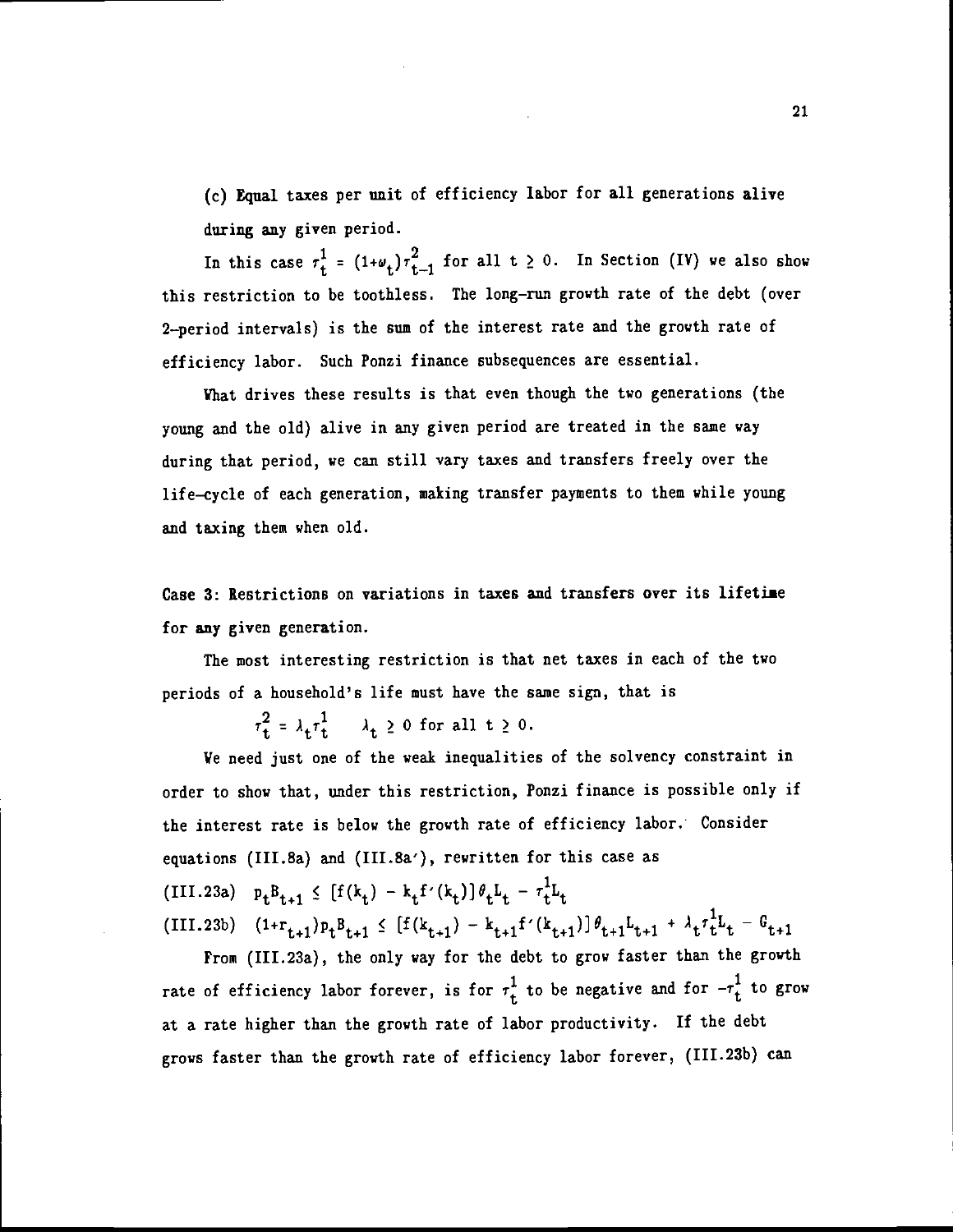(c) Equal taxes per unit of efficiency labor for all generations alive during any given period.

In this case $\tau^1_t = (1+\omega_t)\tau^2_{t-1}$ for all $t \geq 0$. In Section (IV) we also show this restriction to be toothless. The long-run growth rate of the debt (over 2-period intervals) is the sum of the interest rate and the growth rate of efficiency labor. Such Ponzi finance subsequences are essential.

What drives these results is that even though the two generations (the young and the old) alive in any given period are treated in the same way during that period, we can still vary taxes and transfers freely over the life-cycle of each generation, making transfer payments to them while young and taxing them when old.

**Case 3: Restrictions on variations in taxes and transfers over its lifetime for any given generation.**

The most interesting restriction is that net taxes in each of the two periods of a household's life must have the same sign, that is

$$\tau^2_t = \lambda_t \tau^1_t \qquad \lambda_t \geq 0 \text{ for all } t \geq 0.$$

We need just one of the weak inequalities of the solvency constraint in order to show that, under this restriction, Ponzi finance is possible only if the interest rate is below the growth rate of efficiency labor. Consider equations (III.8a) and (III.8a′), rewritten for this case as

$$\text{(III.23a)} \quad p_t B_{t+1} \leq [f(k_t) - k_t f'(k_t)]\theta_t L_t - \tau^1_t L_t$$

$$\text{(III.23b)} \quad (1+r_{t+1}) p_t B_{t+1} \leq [f(k_{t+1}) - k_{t+1} f'(k_{t+1})]\theta_{t+1} L_{t+1} + \lambda_t \tau^1_t L_t - G_{t+1}$$

From (III.23a), the only way for the debt to grow faster than the growth rate of efficiency labor forever, is for $\tau^1_t$ to be negative and for $-\tau^1_t$ to grow at a rate higher than the growth rate of labor productivity. If the debt grows faster than the growth rate of efficiency labor forever, (III.23b) can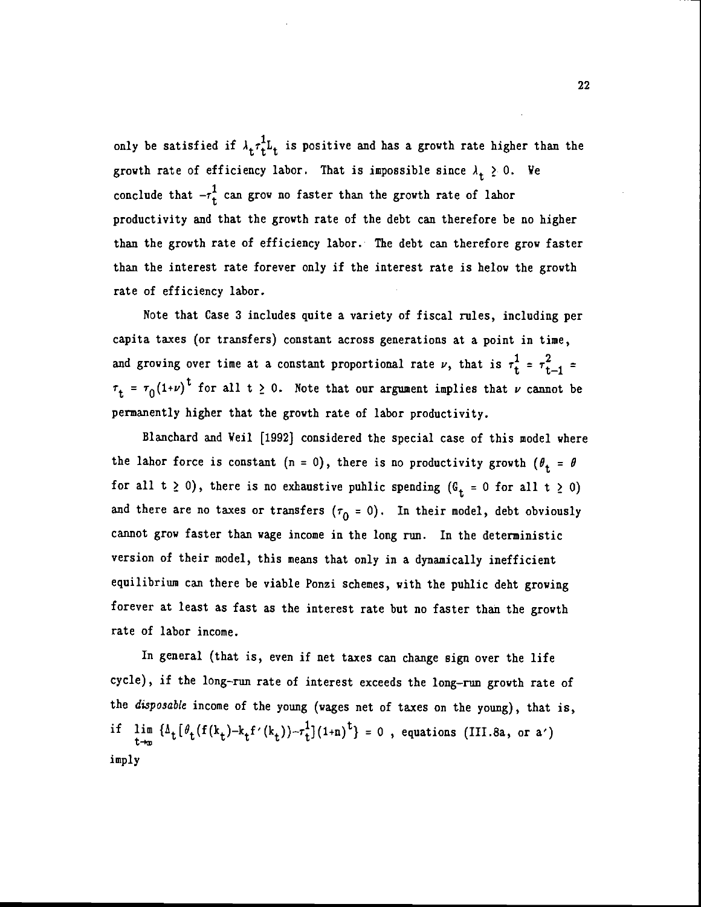only be satisfied if $\lambda_t \tau_t^1 L_t$ is positive and has a growth rate higher than the growth rate of efficiency labor. That is impossible since $\lambda_t \geq 0$. We conclude that $-\tau_t^1$ can grow no faster than the growth rate of labor productivity and that the growth rate of the debt can therefore be no higher than the growth rate of efficiency labor. The debt can therefore grow faster than the interest rate forever only if the interest rate is below the growth rate of efficiency labor.

Note that Case 3 includes quite a variety of fiscal rules, including per capita taxes (or transfers) constant across generations at a point in time, and growing over time at a constant proportional rate $\nu$, that is $\tau_t^1 = \tau_{t-1}^2 = \tau_t = \tau_0(1+\nu)^t$ for all $t \geq 0$. Note that our argument implies that $\nu$ cannot be permanently higher that the growth rate of labor productivity.

Blanchard and Weil [1992] considered the special case of this model where the labor force is constant ($n = 0$), there is no productivity growth ($\theta_t = \theta$ for all $t \geq 0$), there is no exhaustive public spending ($G_t = 0$ for all $t \geq 0$) and there are no taxes or transfers ($\tau_0 = 0$). In their model, debt obviously cannot grow faster than wage income in the long run. In the deterministic version of their model, this means that only in a dynamically inefficient equilibrium can there be viable Ponzi schemes, with the public debt growing forever at least as fast as the interest rate but no faster than the growth rate of labor income.

In general (that is, even if net taxes can change sign over the life cycle), if the long-run rate of interest exceeds the long-run growth rate of the *disposable* income of the young (wages net of taxes on the young), that is, if $\lim_{t\to\infty} \{\Delta_t[\theta_t(f(k_t)-k_t f'(k_t))-\tau_t^1](1+n)^t\} = 0$ , equations (III.8a, or a′) imply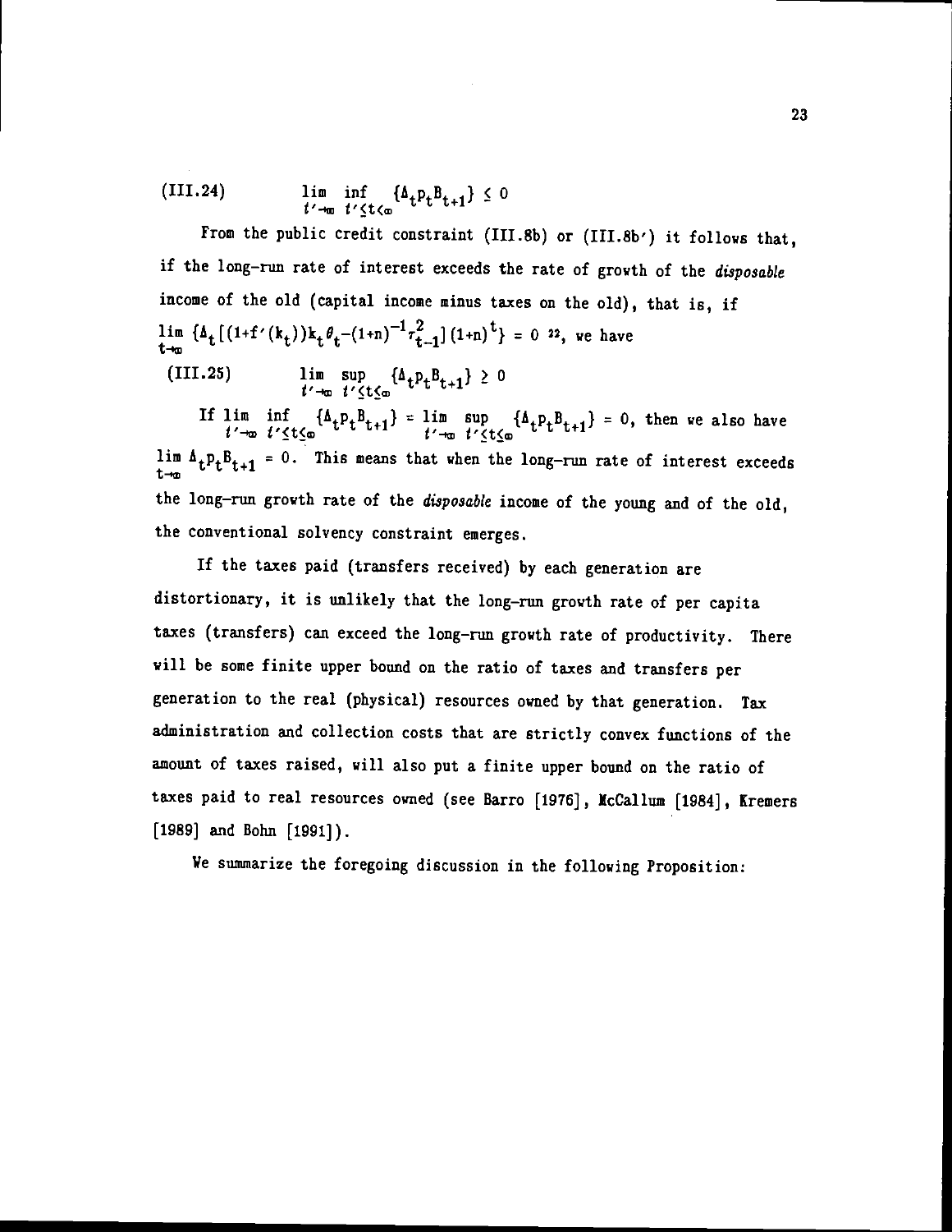$$\text{(III.24)} \qquad \lim_{t' \to \infty} \inf_{t' \leq t < \infty} \{\Delta_t p_t B_{t+1}\} \leq 0$$

From the public credit constraint (III.8b) or (III.8b′) it follows that, if the long-run rate of interest exceeds the rate of growth of the *disposable* income of the old (capital income minus taxes on the old), that is, if $\lim_{t \to \infty} \{\Delta_t [(1+f'(k_t))k_t \theta_t - (1+n)^{-1} \tau_{t-1}^2](1+n)^t\} = 0$ [22], we have

$$\text{(III.25)} \qquad \lim_{t' \to \infty} \sup_{t' \leq t \leq \infty} \{\Delta_t p_t B_{t+1}\} \geq 0$$

If $\lim_{t' \to \infty} \inf_{t' \leq t \leq \infty} \{\Delta_t p_t B_{t+1}\} = \lim_{t' \to \infty} \sup_{t' \leq t \leq \infty} \{\Delta_t p_t B_{t+1}\} = 0$, then we also have $\lim_{t \to \infty} \Delta_t p_t B_{t+1} = 0$. This means that when the long-run rate of interest exceeds the long-run growth rate of the *disposable* income of the young and of the old, the conventional solvency constraint emerges.

If the taxes paid (transfers received) by each generation are distortionary, it is unlikely that the long-run growth rate of per capita taxes (transfers) can exceed the long-run growth rate of productivity. There will be some finite upper bound on the ratio of taxes and transfers per generation to the real (physical) resources owned by that generation. Tax administration and collection costs that are strictly convex functions of the amount of taxes raised, will also put a finite upper bound on the ratio of taxes paid to real resources owned (see Barro [1976], McCallum [1984], Kremers [1989] and Bohn [1991]).

We summarize the foregoing discussion in the following Proposition: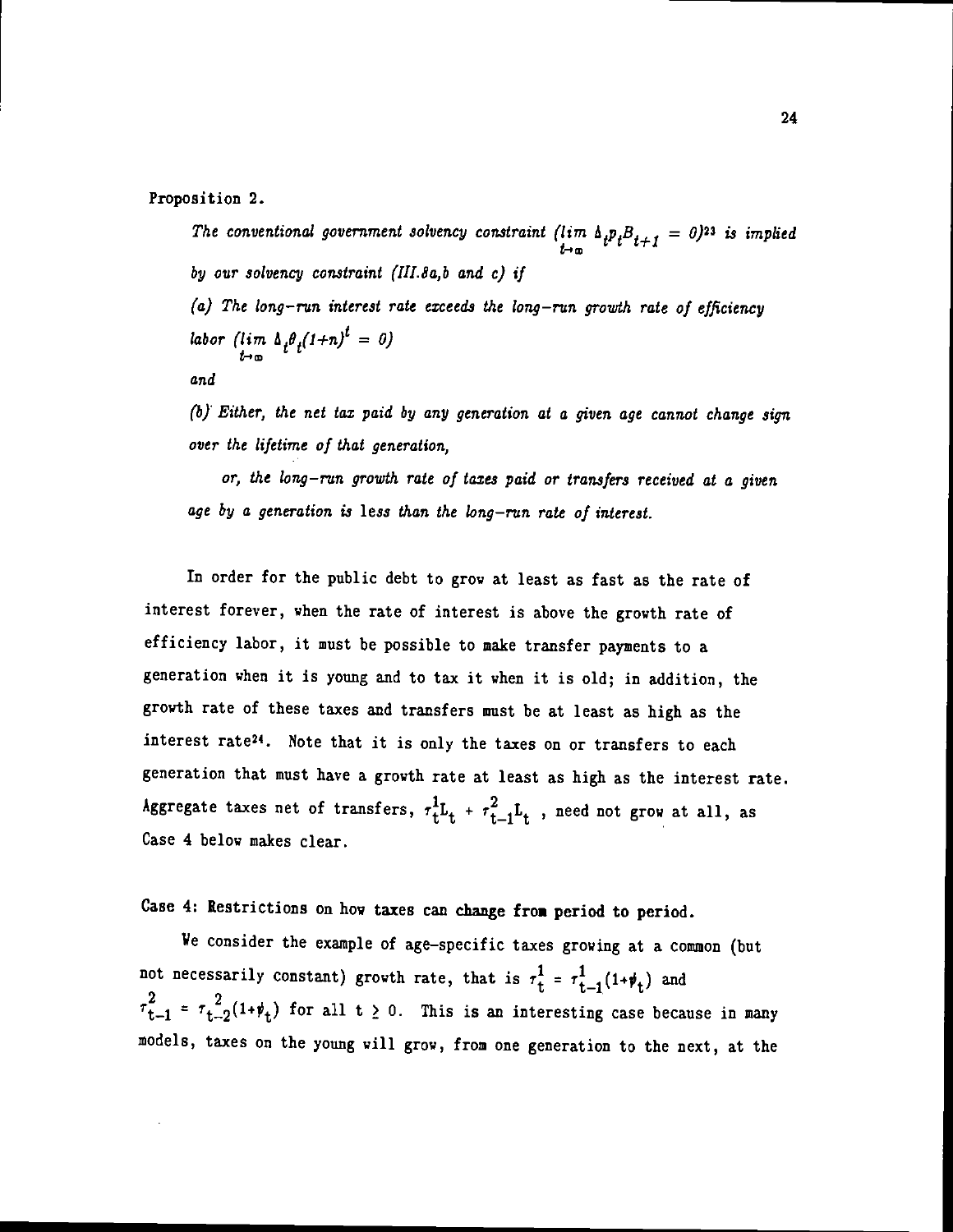Proposition 2.

*The conventional government solvency constraint* ($\lim_{t\to\infty} \Delta_t p_t B_{t+1} = 0$)[23] *is implied by our solvency constraint (III.8a,b and c) if*

*(a) The long-run interest rate exceeds the long-run growth rate of efficiency labor* ($\lim_{t\to\infty} \Delta_t \theta_t (1+n)^t = 0$)

*and*

*(b) Either, the net tax paid by any generation at a given age cannot change sign over the lifetime of that generation,*

*or, the long-run growth rate of taxes paid or transfers received at a given age by a generation is less than the long-run rate of interest.*

In order for the public debt to grow at least as fast as the rate of interest forever, when the rate of interest is above the growth rate of efficiency labor, it must be possible to make transfer payments to a generation when it is young and to tax it when it is old; in addition, the growth rate of these taxes and transfers must be at least as high as the interest rate[24]. Note that it is only the taxes on or transfers to each generation that must have a growth rate at least as high as the interest rate. Aggregate taxes net of transfers, $\tau_t^1 L_t + \tau_{t-1}^2 L_t$ , need not grow at all, as Case 4 below makes clear.

Case 4: Restrictions on how taxes can change from period to period.

We consider the example of age-specific taxes growing at a common (but not necessarily constant) growth rate, that is $\tau_t^1 = \tau_{t-1}^1(1+\psi_t)$ and $\tau_{t-1}^2 = \tau_{t-2}^2(1+\psi_t)$ for all $t \geq 0$. This is an interesting case because in many models, taxes on the young will grow, from one generation to the next, at the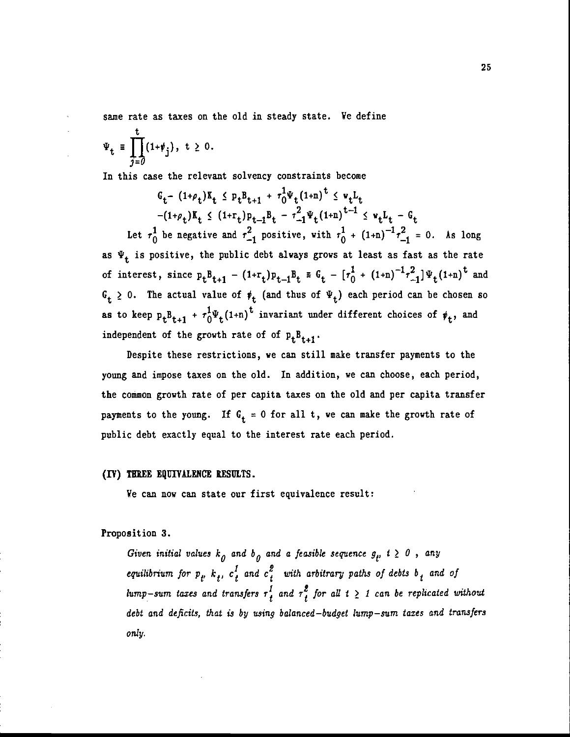same rate as taxes on the old in steady state. We define

$$\Psi_t \equiv \prod_{j=0}^{t}(1+\psi_j), \ t \geq 0.$$

In this case the relevant solvency constraints become

$$G_t - (1+\rho_t)K_t \leq p_t B_{t+1} + \tau_0^1 \Psi_t (1+n)^t \leq w_t L_t$$

$$-(1+\rho_t)K_t \leq (1+r_t)p_{t-1}B_t - \tau_{-1}^2 \Psi_t (1+n)^{t-1} \leq w_t L_t - G_t$$

Let $\tau_0^1$ be negative and $\tau_{-1}^2$ positive, with $\tau_0^1 + (1+n)^{-1}\tau_{-1}^2 = 0$. As long as $\Psi_t$ is positive, the public debt always grows at least as fast as the rate of interest, since $p_t B_{t+1} - (1+r_t)p_{t-1}B_t \equiv G_t - [\tau_0^1 + (1+n)^{-1}\tau_{-1}^2]\Psi_t(1+n)^t$ and $G_t \geq 0$. The actual value of $\psi_t$ (and thus of $\Psi_t$) each period can be chosen so as to keep $p_t B_{t+1} + \tau_0^1 \Psi_t (1+n)^t$ invariant under different choices of $\psi_t$, and independent of the growth rate of of $p_t B_{t+1}$.

Despite these restrictions, we can still make transfer payments to the young and impose taxes on the old. In addition, we can choose, each period, the common growth rate of per capita taxes on the old and per capita transfer payments to the young. If $G_t = 0$ for all t, we can make the growth rate of public debt exactly equal to the interest rate each period.

## (IV) THREE EQUIVALENCE RESULTS.

We can now can state our first equivalence result:

**Proposition 3.**

*Given initial values $k_0$ and $b_0$ and a feasible sequence $g_t$, $t \geq 0$, any equilibrium for $p_t$, $k_t$, $c_t^1$ and $c_t^2$ with arbitrary paths of debts $b_t$ and of lump-sum taxes and transfers $\tau_t^1$ and $\tau_t^2$ for all $t \geq 1$ can be replicated without debt and deficits, that is by using balanced-budget lump-sum taxes and transfers only.*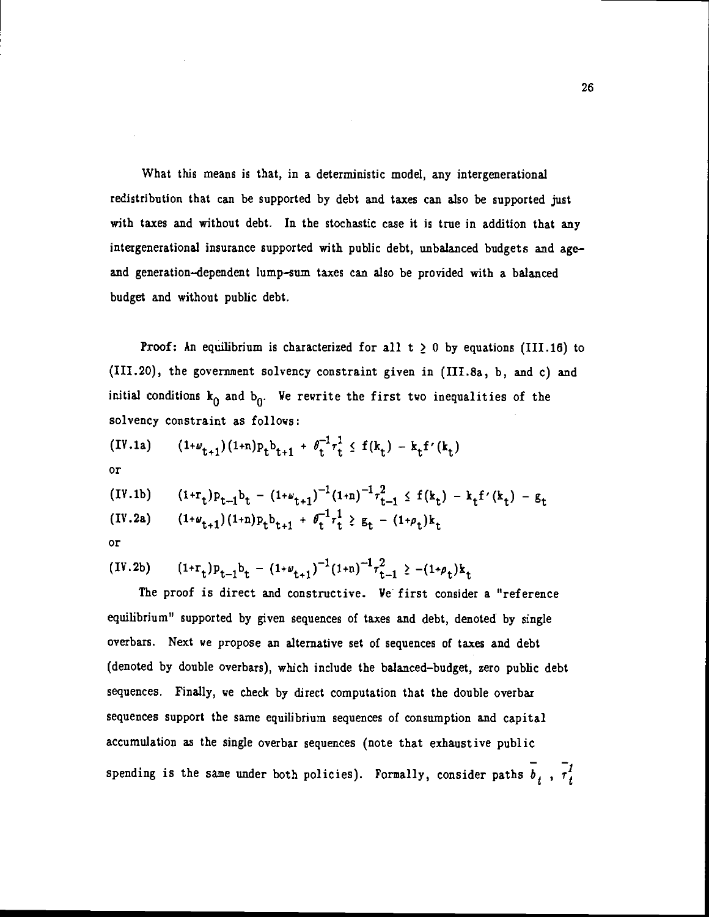What this means is that, in a deterministic model, any intergenerational redistribution that can be supported by debt and taxes can also be supported just with taxes and without debt. In the stochastic case it is true in addition that any intergenerational insurance supported with public debt, unbalanced budgets and age- and generation-dependent lump-sum taxes can also be provided with a balanced budget and without public debt.

**Proof:** An equilibrium is characterized for all $t \geq 0$ by equations (III.16) to (III.20), the government solvency constraint given in (III.8a, b, and c) and initial conditions $k_0$ and $b_0$. We rewrite the first two inequalities of the solvency constraint as follows:

$$\text{(IV.1a)} \qquad (1+\omega_{t+1})(1+n)p_t b_{t+1} + \theta_t^{-1}\tau_t^1 \leq f(k_t) - k_t f'(k_t)$$

or

$$\text{(IV.1b)} \qquad (1+r_t)p_{t-1}b_t - (1+\omega_{t+1})^{-1}(1+n)^{-1}\tau_{t-1}^2 \leq f(k_t) - k_t f'(k_t) - g_t$$

$$\text{(IV.2a)} \qquad (1+\omega_{t+1})(1+n)p_t b_{t+1} + \theta_t^{-1}\tau_t^1 \geq g_t - (1+\rho_t)k_t$$

or

$$\text{(IV.2b)} \qquad (1+r_t)p_{t-1}b_t - (1+\omega_{t+1})^{-1}(1+n)^{-1}\tau_{t-1}^2 \geq -(1+\rho_t)k_t$$

The proof is direct and constructive. We first consider a "reference equilibrium" supported by given sequences of taxes and debt, denoted by single overbars. Next we propose an alternative set of sequences of taxes and debt (denoted by double overbars), which include the balanced-budget, zero public debt sequences. Finally, we check by direct computation that the double overbar sequences support the same equilibrium sequences of consumption and capital accumulation as the single overbar sequences (note that exhaustive public spending is the same under both policies). Formally, consider paths $\bar{b}_t$ , $\bar{\tau}_t^1$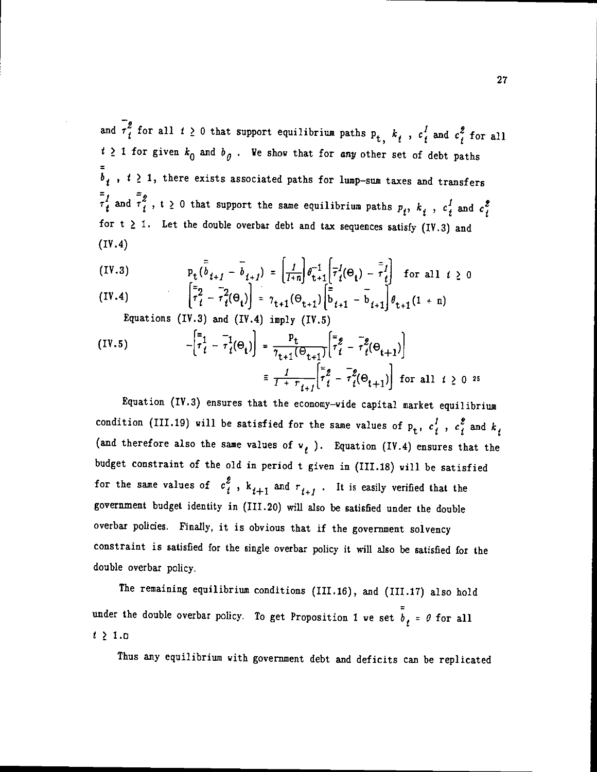and $\bar{\tau}_t^2$ for all $t \geq 0$ that support equilibrium paths $p_t$, $k_t$, $c_t^1$ and $c_t^2$ for all $t \geq 1$ for given $k_0$ and $b_0$. We show that for *any* other set of debt paths $\bar{\bar{b}}_t$, $t \geq 1$, there exists associated paths for lump-sum taxes and transfers $\bar{\bar{\tau}}_t^1$ and $\bar{\bar{\tau}}_t^2$, $t \geq 0$ that support the same equilibrium paths $p_t$, $k_t$, $c_t^1$ and $c_t^2$ for $t \geq 1$. Let the double overbar debt and tax sequences satisfy (IV.3) and (IV.4)

$$
\text{(IV.3)} \qquad p_t(\bar{\bar{b}}_{t+1} - \bar{b}_{t+1}) = \left[\frac{1}{1+n}\right]\theta_{t+1}^{-1}\left[\bar{\tau}_t^1(\Theta_t) - \bar{\bar{\tau}}_t^1\right] \quad \text{for all } t \geq 0
$$

$$
\text{(IV.4)} \qquad \left[\bar{\bar{\tau}}_t^2 - \bar{\tau}_t^2(\Theta_t)\right] = \gamma_{t+1}(\Theta_{t+1})\left[\bar{\bar{b}}_{t+1} - \bar{b}_{t+1}\right]\theta_{t+1}(1+n)
$$

Equations (IV.3) and (IV.4) imply (IV.5)

$$
\text{(IV.5)} \qquad -\left[\bar{\bar{\tau}}_t^1 - \bar{\tau}_t^1(\Theta_t)\right] = \frac{p_t}{\gamma_{t+1}(\Theta_{t+1})}\left[\bar{\bar{\tau}}_t^2 - \bar{\tau}_t^2(\Theta_{t+1})\right]
$$

$$
\equiv \frac{1}{1+r_{t+1}}\left[\bar{\bar{\tau}}_t^2 - \bar{\tau}_t^2(\Theta_{t+1})\right] \quad \text{for all } t \geq 0 \text{ [25]}
$$

Equation (IV.3) ensures that the economy-wide capital market equilibrium condition (III.19) will be satisfied for the same values of $p_t$, $c_t^1$, $c_t^2$ and $k_t$ (and therefore also the same values of $w_t$). Equation (IV.4) ensures that the budget constraint of the old in period t given in (III.18) will be satisfied for the same values of $c_t^2$, $k_{t+1}$ and $r_{t+1}$. It is easily verified that the government budget identity in (III.20) will also be satisfied under the double overbar policies. Finally, it is obvious that if the government solvency constraint is satisfied for the single overbar policy it will also be satisfied for the double overbar policy.

The remaining equilibrium conditions (III.16), and (III.17) also hold under the double overbar policy. To get Proposition 1 we set $\bar{\bar{b}}_t = 0$ for all $t \geq 1$.□

Thus any equilibrium with government debt and deficits can be replicated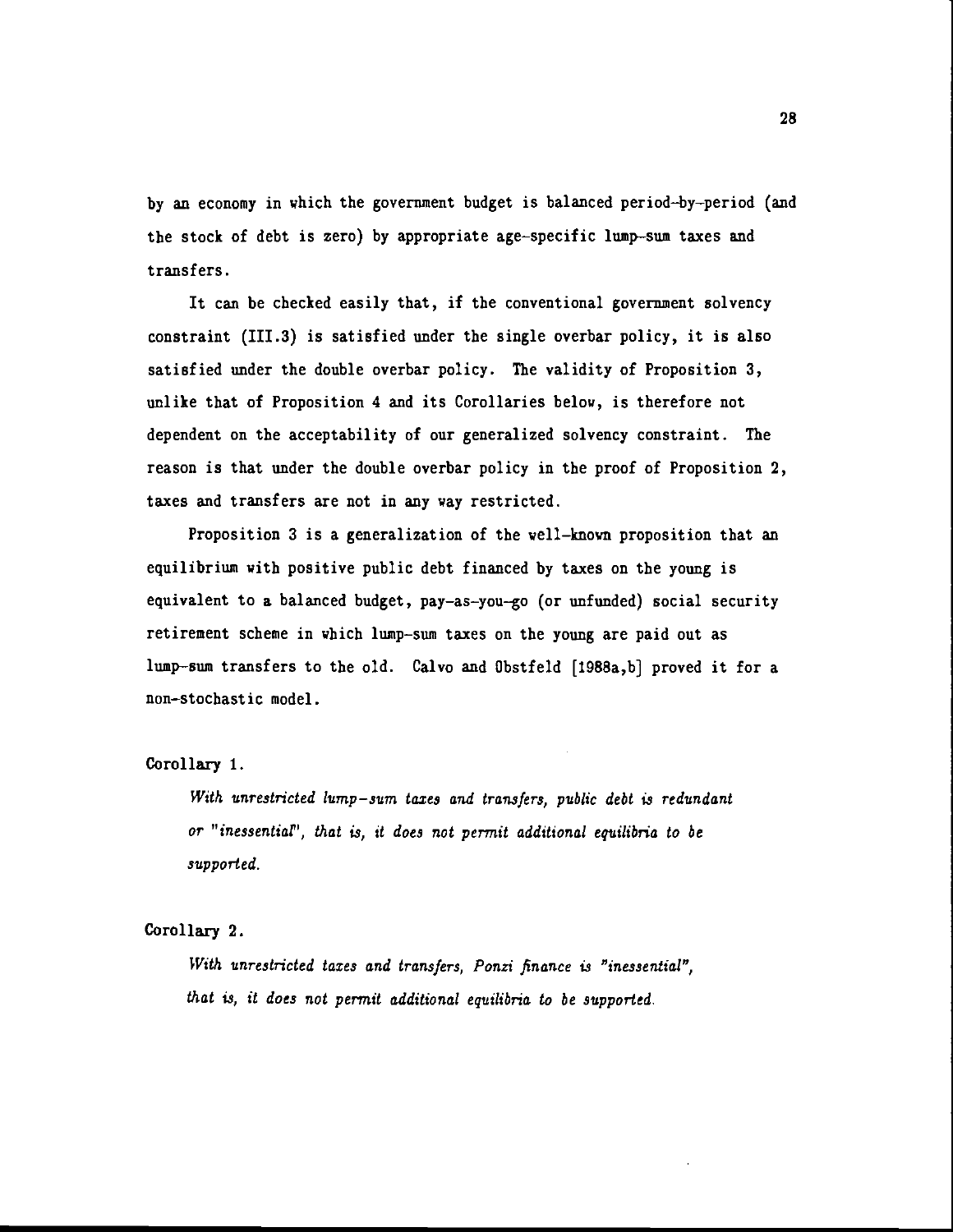by an economy in which the government budget is balanced period-by-period (and the stock of debt is zero) by appropriate age-specific lump-sum taxes and transfers.

It can be checked easily that, if the conventional government solvency constraint (III.3) is satisfied under the single overbar policy, it is also satisfied under the double overbar policy. The validity of Proposition 3, unlike that of Proposition 4 and its Corollaries below, is therefore not dependent on the acceptability of our generalized solvency constraint. The reason is that under the double overbar policy in the proof of Proposition 2, taxes and transfers are not in any way restricted.

Proposition 3 is a generalization of the well-known proposition that an equilibrium with positive public debt financed by taxes on the young is equivalent to a balanced budget, pay-as-you-go (or unfunded) social security retirement scheme in which lump-sum taxes on the young are paid out as lump-sum transfers to the old. Calvo and Obstfeld [1988a,b] proved it for a non-stochastic model.

Corollary 1.

*With unrestricted lump-sum taxes and transfers, public debt is redundant or "inessential", that is, it does not permit additional equilibria to be supported.*

Corollary 2.

*With unrestricted taxes and transfers, Ponzi finance is "inessential", that is, it does not permit additional equilibria to be supported.*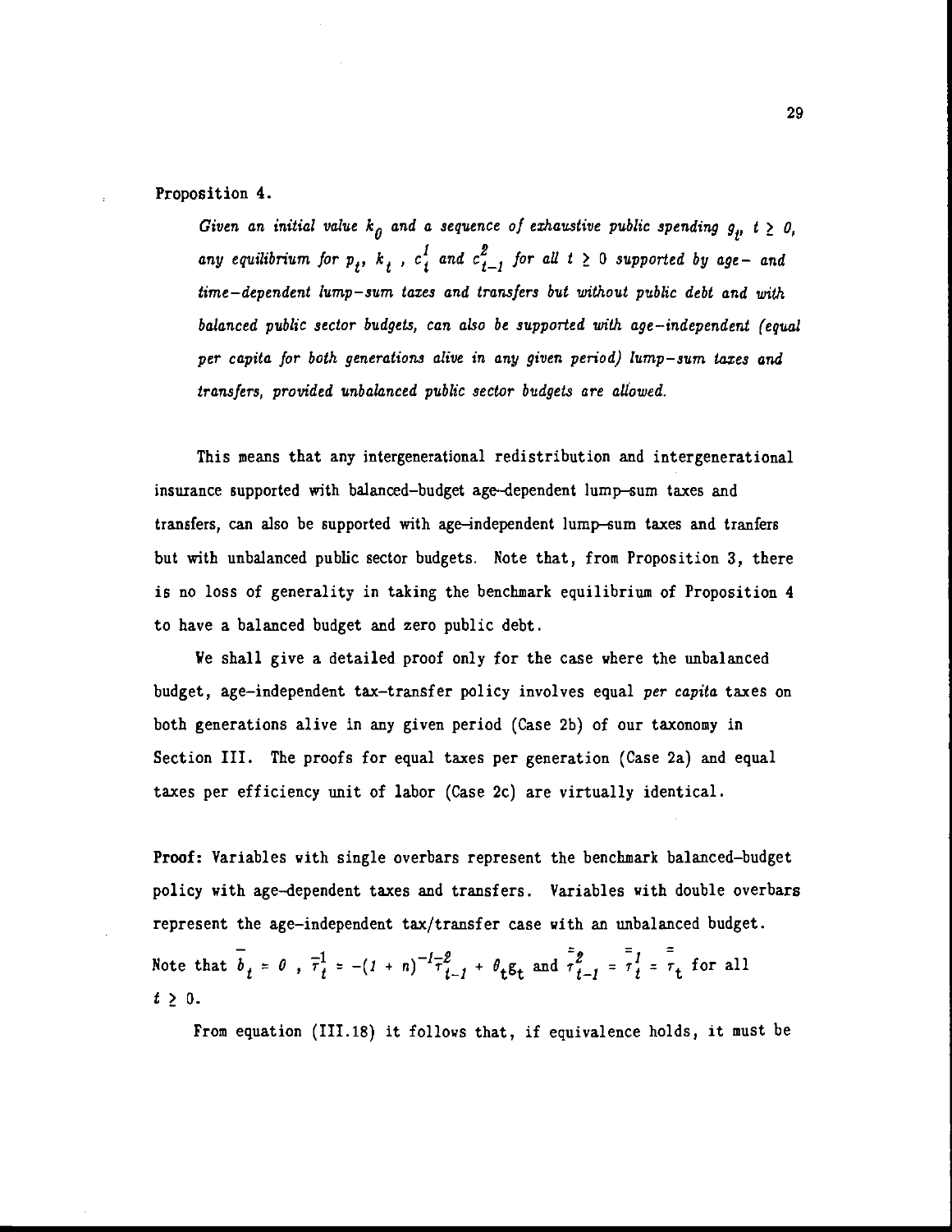Proposition 4.

*Given an initial value $k_0$ and a sequence of exhaustive public spending $g_t$, $t \geq 0$, any equilibrium for $p_t$, $k_t$, $c_t^1$ and $c_{t-1}^2$ for all $t \geq 0$ supported by age- and time-dependent lump-sum taxes and transfers but without public debt and with balanced public sector budgets, can also be supported with age-independent (equal per capita for both generations alive in any given period) lump-sum taxes and transfers, provided unbalanced public sector budgets are allowed.*

This means that any intergenerational redistribution and intergenerational insurance supported with balanced-budget age-dependent lump-sum taxes and transfers, can also be supported with age-independent lump-sum taxes and tranfers but with unbalanced public sector budgets. Note that, from Proposition 3, there is no loss of generality in taking the benchmark equilibrium of Proposition 4 to have a balanced budget and zero public debt.

We shall give a detailed proof only for the case where the unbalanced budget, age-independent tax-transfer policy involves equal *per capita* taxes on both generations alive in any given period (Case 2b) of our taxonomy in Section III. The proofs for equal taxes per generation (Case 2a) and equal taxes per efficiency unit of labor (Case 2c) are virtually identical.

**Proof:** Variables with single overbars represent the benchmark balanced-budget policy with age-dependent taxes and transfers. Variables with double overbars represent the age-independent tax/transfer case with an unbalanced budget. Note that $\bar{b}_t = 0$ , $\bar{\tau}_t^1 = -(1 + n)^{-1}\bar{\tau}_{t-1}^2 + \theta_t g_t$ and $\bar{\bar{\tau}}_{t-1}^2 = \bar{\bar{\tau}}_t^1 = \bar{\bar{\tau}}_t$ for all $t \geq 0$.

From equation (III.18) it follows that, if equivalence holds, it must be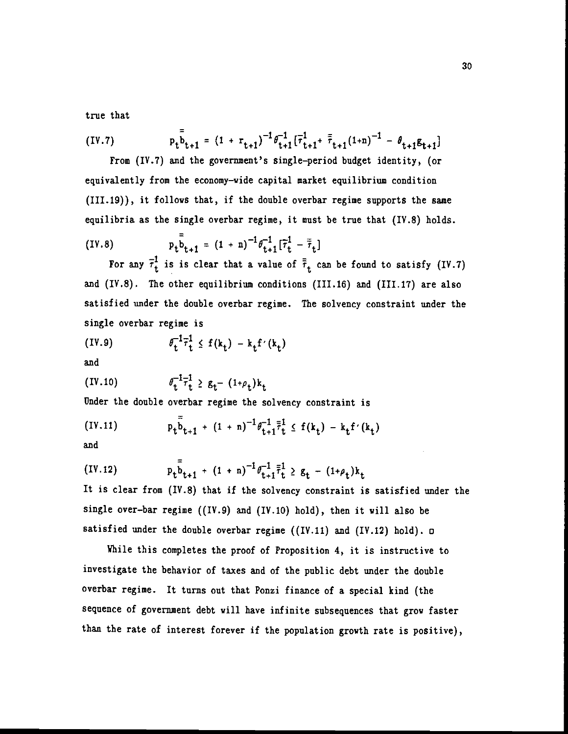true that

$$\text{(IV.7)} \qquad p_t \bar{\bar{b}}_{t+1} = (1 + r_{t+1})^{-1} \theta_{t+1}^{-1} [\bar{\tau}_{t+1}^1 + \bar{\bar{\tau}}_{t+1} (1+n)^{-1} - \theta_{t+1} g_{t+1}]$$

From (IV.7) and the government's single-period budget identity, (or equivalently from the economy-wide capital market equilibrium condition (III.19)), it follows that, if the double overbar regime supports the same equilibria as the single overbar regime, it must be true that (IV.8) holds.

$$\text{(IV.8)} \qquad p_t \bar{\bar{b}}_{t+1} = (1 + n)^{-1} \theta_{t+1}^{-1} [\bar{\tau}_t^1 - \bar{\bar{\tau}}_t]$$

For any $\bar{\tau}_t^1$ is is clear that a value of $\bar{\bar{\tau}}_t$ can be found to satisfy (IV.7) and (IV.8). The other equilibrium conditions (III.16) and (III.17) are also satisfied under the double overbar regime. The solvency constraint under the single overbar regime is

$$\text{(IV.9)} \qquad \theta_t^{-1} \bar{\tau}_t^1 \le f(k_t) - k_t f'(k_t)$$

and

$$\text{(IV.10)} \qquad \theta_t^{-1} \bar{\tau}_t^1 \ge g_t - (1+\rho_t) k_t$$

Under the double overbar regime the solvency constraint is

$$\text{(IV.11)} \qquad p_t \bar{\bar{b}}_{t+1} + (1 + n)^{-1} \theta_{t+1}^{-1} \bar{\bar{\tau}}_t^1 \le f(k_t) - k_t f'(k_t)$$

and

$$\text{(IV.12)} \qquad p_t \bar{\bar{b}}_{t+1} + (1 + n)^{-1} \theta_{t+1}^{-1} \bar{\bar{\tau}}_t^1 \ge g_t - (1+\rho_t) k_t$$

It is clear from (IV.8) that if the solvency constraint is satisfied under the single over-bar regime ((IV.9) and (IV.10) hold), then it will also be satisfied under the double overbar regime ((IV.11) and (IV.12) hold). □

While this completes the proof of Proposition 4, it is instructive to investigate the behavior of taxes and of the public debt under the double overbar regime. It turns out that Ponzi finance of a special kind (the sequence of government debt will have infinite subsequences that grow faster than the rate of interest forever if the population growth rate is positive),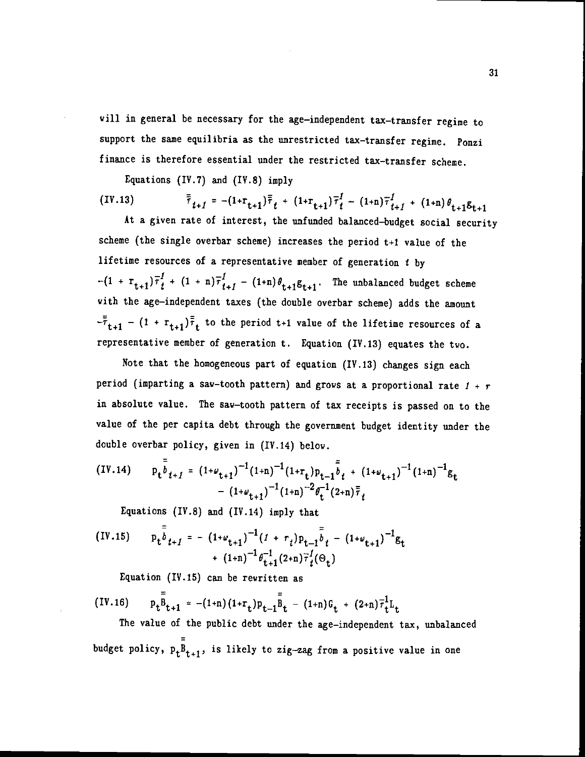will in general be necessary for the age-independent tax-transfer regime to support the same equilibria as the unrestricted tax-transfer regime. Ponzi finance is therefore essential under the restricted tax-transfer scheme.

Equations (IV.7) and (IV.8) imply

$$\text{(IV.13)} \qquad \bar{\bar{\tau}}_{t+1} = -(1+r_{t+1})\bar{\bar{\tau}}_t + (1+r_{t+1})\bar{\tau}^1_t - (1+n)\bar{\tau}^1_{t+1} + (1+n)\theta_{t+1}g_{t+1}$$

At a given rate of interest, the unfunded balanced-budget social security scheme (the single overbar scheme) increases the period t+1 value of the lifetime resources of a representative member of generation $t$ by $-(1 + r_{t+1})\bar{\tau}^1_t + (1 + n)\bar{\tau}^1_{t+1} - (1+n)\theta_{t+1}g_{t+1}$. The unbalanced budget scheme with the age-independent taxes (the double overbar scheme) adds the amount $-\bar{\bar{\tau}}_{t+1} - (1 + r_{t+1})\bar{\bar{\tau}}_t$ to the period t+1 value of the lifetime resources of a representative member of generation t. Equation (IV.13) equates the two.

Note that the homogeneous part of equation (IV.13) changes sign each period (imparting a saw-tooth pattern) and grows at a proportional rate $1 + r$ in absolute value. The saw-tooth pattern of tax receipts is passed on to the value of the per capita debt through the government budget identity under the double overbar policy, given in (IV.14) below.

$$\text{(IV.14)} \qquad p_t\bar{\bar{b}}_{t+1} = (1+\omega_{t+1})^{-1}(1+n)^{-1}(1+r_t)p_{t-1}\bar{\bar{b}}_t + (1+\omega_{t+1})^{-1}(1+n)^{-1}g_t - (1+\omega_{t+1})^{-1}(1+n)^{-2}\theta_t^{-1}(2+n)\bar{\bar{\tau}}_t$$

Equations (IV.8) and (IV.14) imply that

$$\text{(IV.15)} \qquad p_t\bar{\bar{b}}_{t+1} = -(1+\omega_{t+1})^{-1}(1 + r_t)p_{t-1}\bar{\bar{b}}_t - (1+\omega_{t+1})^{-1}g_t + (1+n)^{-1}\theta_{t+1}^{-1}(2+n)\bar{\tau}^1_t(\Theta_t)$$

Equation (IV.15) can be rewritten as

$$\text{(IV.16)} \qquad p_t\bar{\bar{B}}_{t+1} = -(1+n)(1+r_t)p_{t-1}\bar{\bar{B}}_t - (1+n)G_t + (2+n)\bar{\tau}^1_tL_t$$

The value of the public debt under the age-independent tax, unbalanced budget policy, $p_t\bar{\bar{B}}_{t+1}$, is likely to zig-zag from a positive value in one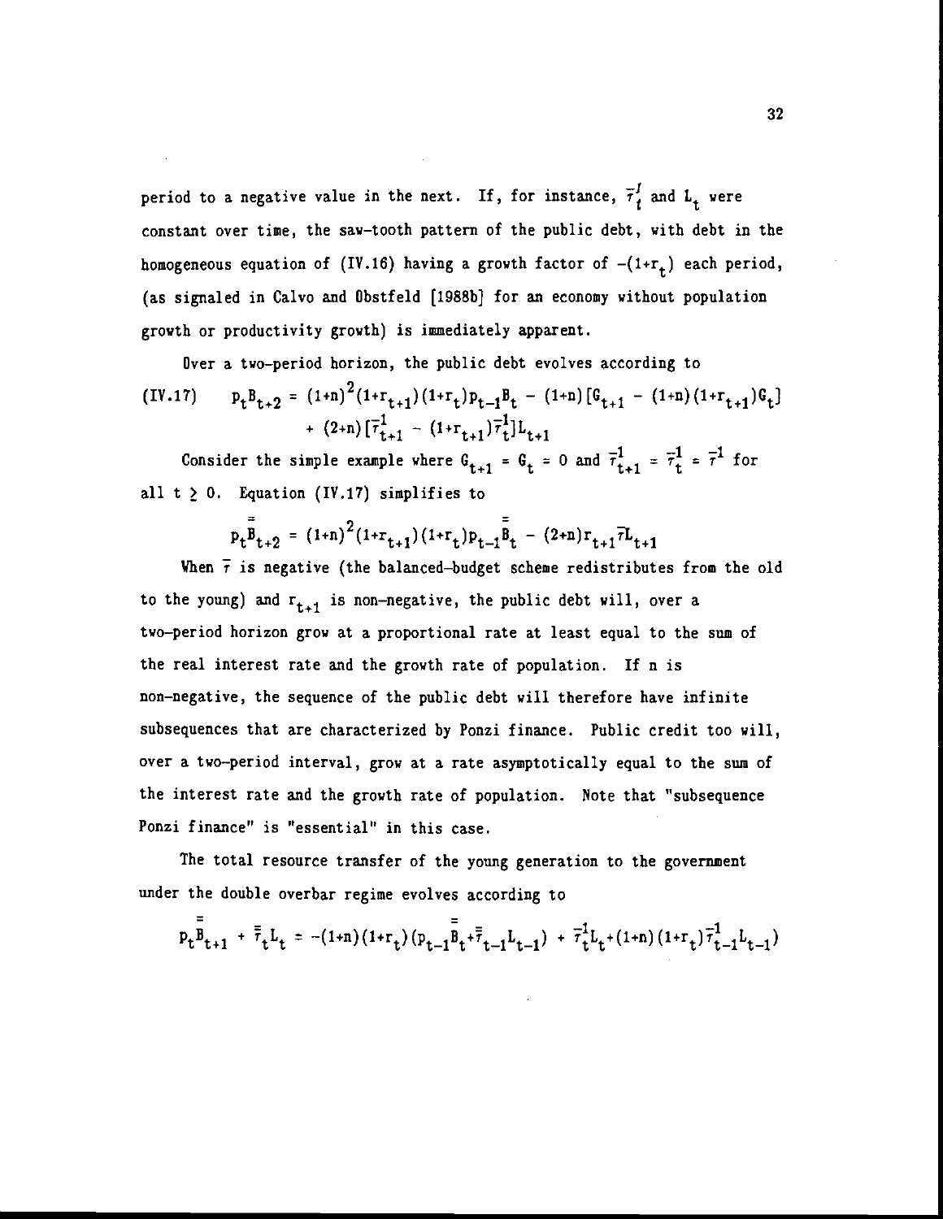period to a negative value in the next. If, for instance, $\bar{\tau}_t^1$ and $L_t$ were constant over time, the saw-tooth pattern of the public debt, with debt in the homogeneous equation of (IV.16) having a growth factor of $-(1+r_t)$ each period, (as signaled in Calvo and Obstfeld [1988b] for an economy without population growth or productivity growth) is immediately apparent.

Over a two-period horizon, the public debt evolves according to

$$\text{(IV.17)} \qquad p_t B_{t+2} = (1+n)^2(1+r_{t+1})(1+r_t)p_{t-1}B_t - (1+n)[G_{t+1} - (1+n)(1+r_{t+1})G_t] + (2+n)[\bar{\tau}_{t+1}^1 - (1+r_{t+1})\bar{\tau}_t^1]L_{t+1}$$

Consider the simple example where $G_{t+1} = G_t = 0$ and $\bar{\tau}_{t+1}^1 = \bar{\tau}_t^1 = \bar{\tau}^1$ for all $t \geq 0$. Equation (IV.17) simplifies to

$$p_t \bar{\bar{B}}_{t+2} = (1+n)^2(1+r_{t+1})(1+r_t)p_{t-1}\bar{\bar{B}}_t - (2+n)r_{t+1}\bar{\tau}L_{t+1}$$

When $\bar{\tau}$ is negative (the balanced-budget scheme redistributes from the old to the young) and $r_{t+1}$ is non-negative, the public debt will, over a two-period horizon grow at a proportional rate at least equal to the sum of the real interest rate and the growth rate of population. If n is non-negative, the sequence of the public debt will therefore have infinite subsequences that are characterized by Ponzi finance. Public credit too will, over a two-period interval, grow at a rate asymptotically equal to the sum of the interest rate and the growth rate of population. Note that "subsequence Ponzi finance" is "essential" in this case.

The total resource transfer of the young generation to the government under the double overbar regime evolves according to

$$p_t\bar{\bar{B}}_{t+1} + \bar{\bar{\tau}}_t L_t = -(1+n)(1+r_t)(p_{t-1}\bar{\bar{B}}_t + \bar{\bar{\tau}}_{t-1}L_{t-1}) + \bar{\tau}_t^1 L_t + (1+n)(1+r_t)\bar{\tau}_{t-1}^1 L_{t-1})$$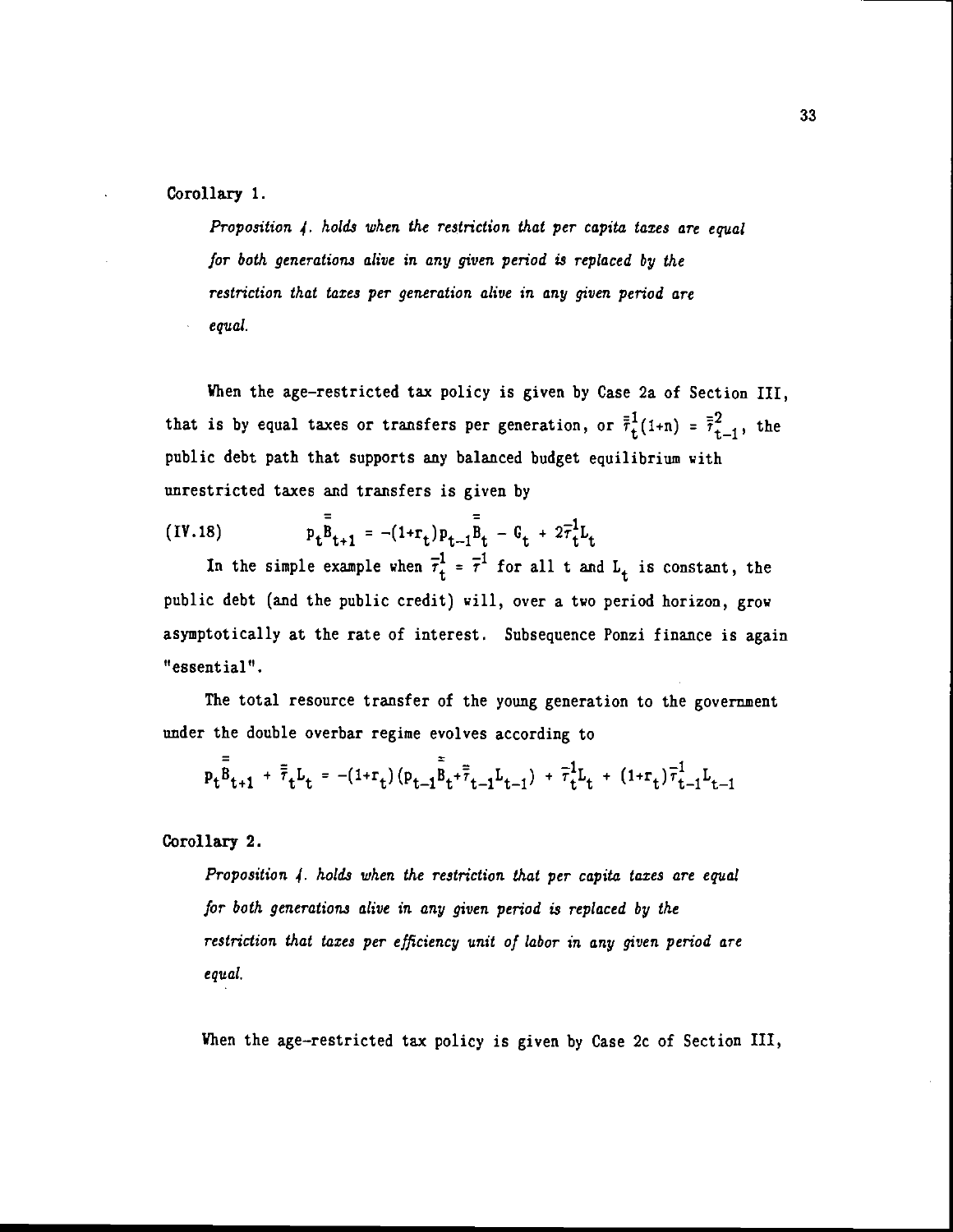Corollary 1.

*Proposition 4. holds when the restriction that per capita taxes are equal for both generations alive in any given period is replaced by the restriction that taxes per generation alive in any given period are equal.*

When the age-restricted tax policy is given by Case 2a of Section III, that is by equal taxes or transfers per generation, or $\bar{\bar{\tau}}_t^1(1+n) = \bar{\bar{\tau}}_{t-1}^2$, the public debt path that supports any balanced budget equilibrium with unrestricted taxes and transfers is given by

$$p_t\bar{\bar{B}}_{t+1} = -(1+r_t)p_{t-1}\bar{\bar{B}}_t - G_t + 2\bar{\tau}_t^1 L_t \tag{IV.18}$$

In the simple example when $\bar{\tau}_t^1 = \bar{\tau}^1$ for all t and $L_t$ is constant, the public debt (and the public credit) will, over a two period horizon, grow asymptotically at the rate of interest. Subsequence Ponzi finance is again "essential".

The total resource transfer of the young generation to the government under the double overbar regime evolves according to

$$p_t\bar{\bar{B}}_{t+1} + \bar{\bar{\tau}}_t L_t = -(1+r_t)(p_{t-1}\bar{\bar{B}}_t + \bar{\bar{\tau}}_{t-1}L_{t-1}) + \bar{\tau}_t^1 L_t + (1+r_t)\bar{\tau}_{t-1}^1 L_{t-1}$$

Corollary 2.

*Proposition 4. holds when the restriction that per capita taxes are equal for both generations alive in any given period is replaced by the restriction that taxes per efficiency unit of labor in any given period are equal.*

When the age-restricted tax policy is given by Case 2c of Section III,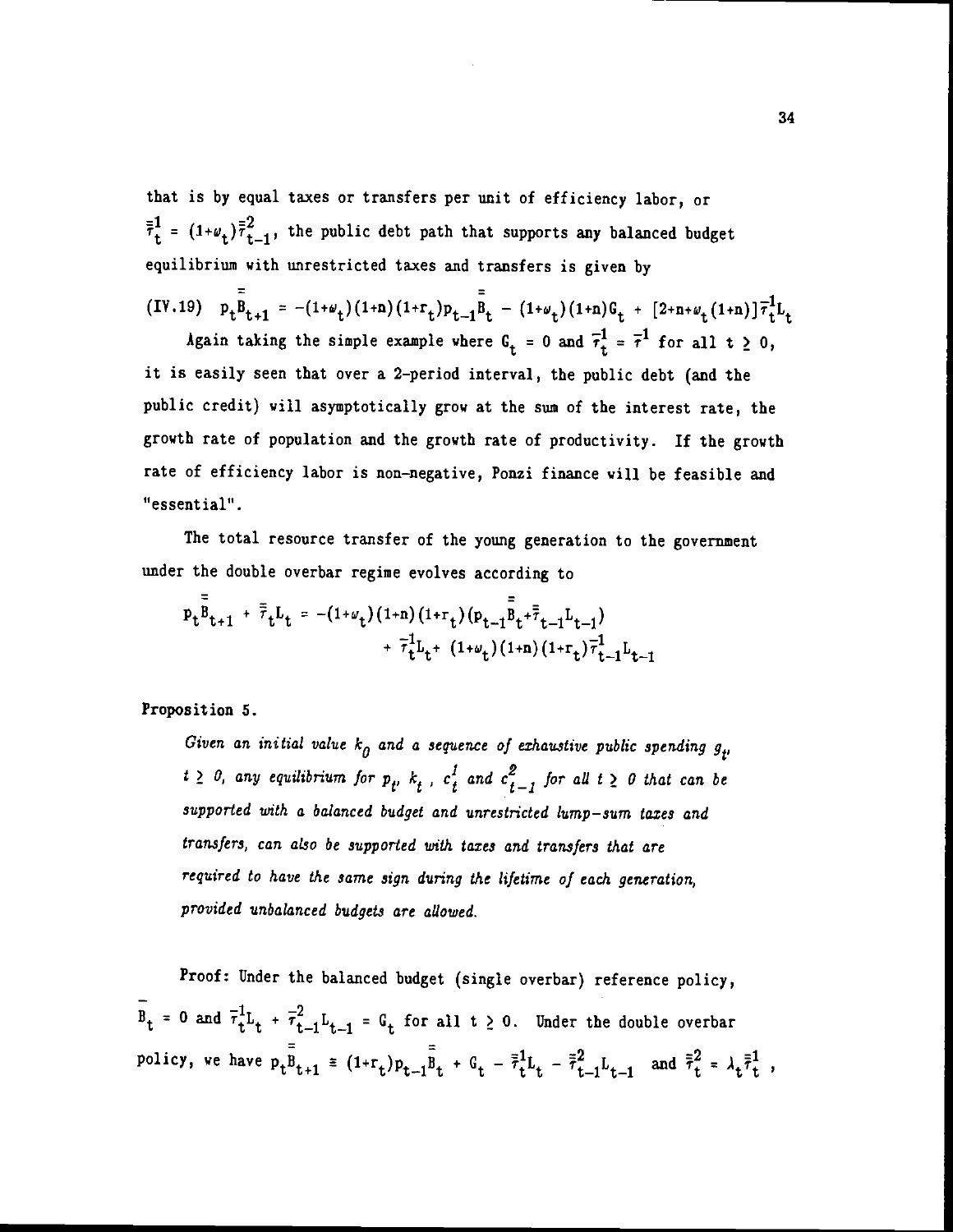that is by equal taxes or transfers per unit of efficiency labor, or $\bar{\bar{\tau}}_t^1 = (1+\omega_t)\bar{\bar{\tau}}_{t-1}^2$, the public debt path that supports any balanced budget equilibrium with unrestricted taxes and transfers is given by

$$\text{(IV.19)} \quad p_t\bar{\bar{B}}_{t+1} = -(1+\omega_t)(1+n)(1+r_t)p_{t-1}\bar{\bar{B}}_t - (1+\omega_t)(1+n)G_t + [2+n+\omega_t(1+n)]\bar{\tau}_t^1L_t$$

Again taking the simple example where $G_t = 0$ and $\bar{\tau}_t^1 = \bar{\tau}^1$ for all $t \geq 0$, it is easily seen that over a 2-period interval, the public debt (and the public credit) will asymptotically grow at the sum of the interest rate, the growth rate of population and the growth rate of productivity. If the growth rate of efficiency labor is non-negative, Ponzi finance will be feasible and "essential".

The total resource transfer of the young generation to the government under the double overbar regime evolves according to

$$p_t\bar{\bar{B}}_{t+1} + \bar{\bar{\tau}}_tL_t = -(1+\omega_t)(1+n)(1+r_t)(p_{t-1}\bar{\bar{B}}_t+\bar{\bar{\tau}}_{t-1}L_{t-1}) + \bar{\tau}_t^1L_t + (1+\omega_t)(1+n)(1+r_t)\bar{\tau}_{t-1}^1L_{t-1}$$

**Proposition 5.**

*Given an initial value $k_0$ and a sequence of exhaustive public spending $g_t$, $t \geq 0$, any equilibrium for $p_t$, $k_t$, $c_t^1$ and $c_{t-1}^2$ for all $t \geq 0$ that can be supported with a balanced budget and unrestricted lump-sum taxes and transfers, can also be supported with taxes and transfers that are required to have the same sign during the lifetime of each generation, provided unbalanced budgets are allowed.*

Proof: Under the balanced budget (single overbar) reference policy, $\bar{B}_t = 0$ and $\bar{\tau}_t^1L_t + \bar{\tau}_{t-1}^2L_{t-1} = G_t$ for all $t \geq 0$. Under the double overbar policy, we have $p_t\bar{\bar{B}}_{t+1} \equiv (1+r_t)p_{t-1}\bar{\bar{B}}_t + G_t - \bar{\bar{\tau}}_t^1L_t - \bar{\bar{\tau}}_{t-1}^2L_{t-1}$ and $\bar{\bar{\tau}}_t^2 = \lambda_t\bar{\bar{\tau}}_t^1$,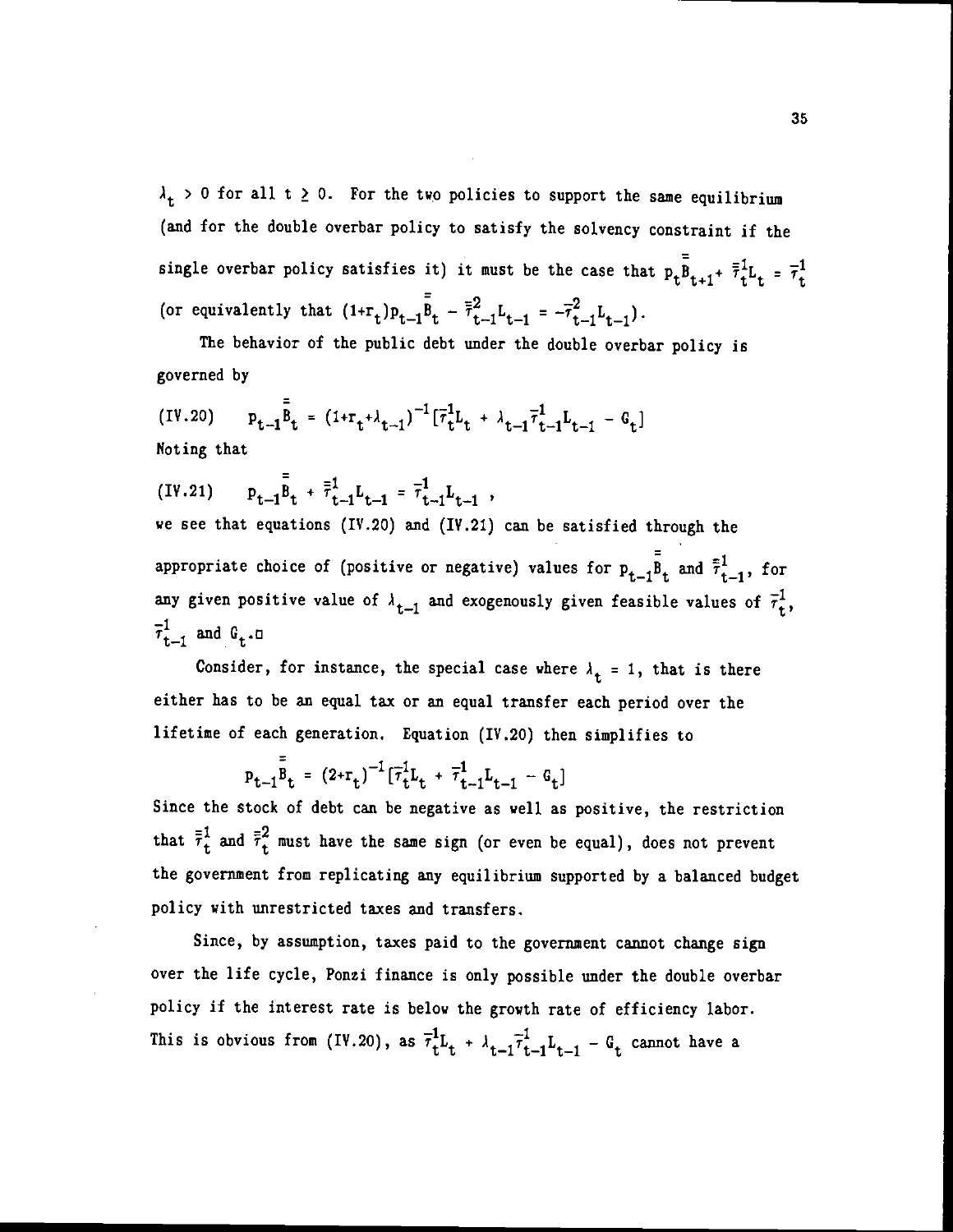$\lambda_t > 0$ for all $t \geq 0$. For the two policies to support the same equilibrium (and for the double overbar policy to satisfy the solvency constraint if the single overbar policy satisfies it) it must be the case that $p_t\bar{\bar{B}}_{t+1} + \bar{\bar{\tau}}_t^1 L_t = \bar{\tau}_t^1$ (or equivalently that $(1+r_t)p_{t-1}\bar{\bar{B}}_t - \bar{\bar{\tau}}_{t-1}^2 L_{t-1} = -\bar{\tau}_{t-1}^2 L_{t-1}$).

The behavior of the public debt under the double overbar policy is governed by

$$p_{t-1}\bar{\bar{B}}_t = (1+r_t+\lambda_{t-1})^{-1}[\bar{\tau}_t^1 L_t + \lambda_{t-1}\bar{\tau}_{t-1}^1 L_{t-1} - G_t] \tag{IV.20}$$

Noting that

$$p_{t-1}\bar{\bar{B}}_t + \bar{\bar{\tau}}_{t-1}^1 L_{t-1} = \bar{\tau}_{t-1}^1 L_{t-1} \; , \tag{IV.21}$$

we see that equations (IV.20) and (IV.21) can be satisfied through the appropriate choice of (positive or negative) values for $p_{t-1}\bar{\bar{B}}_t$ and $\bar{\bar{\tau}}_{t-1}^1$, for any given positive value of $\lambda_{t-1}$ and exogenously given feasible values of $\bar{\tau}_t^1$, $\bar{\tau}_{t-1}^1$ and $G_t$.□

Consider, for instance, the special case where $\lambda_t = 1$, that is there either has to be an equal tax or an equal transfer each period over the lifetime of each generation. Equation (IV.20) then simplifies to

$$p_{t-1}\bar{\bar{B}}_t = (2+r_t)^{-1}[\bar{\tau}_t^1 L_t + \bar{\tau}_{t-1}^1 L_{t-1} - G_t]$$

Since the stock of debt can be negative as well as positive, the restriction that $\bar{\bar{\tau}}_t^1$ and $\bar{\bar{\tau}}_t^2$ must have the same sign (or even be equal), does not prevent the government from replicating any equilibrium supported by a balanced budget policy with unrestricted taxes and transfers.

Since, by assumption, taxes paid to the government cannot change sign over the life cycle, Ponzi finance is only possible under the double overbar policy if the interest rate is below the growth rate of efficiency labor. This is obvious from (IV.20), as $\bar{\tau}_t^1 L_t + \lambda_{t-1}\bar{\tau}_{t-1}^1 L_{t-1} - G_t$ cannot have a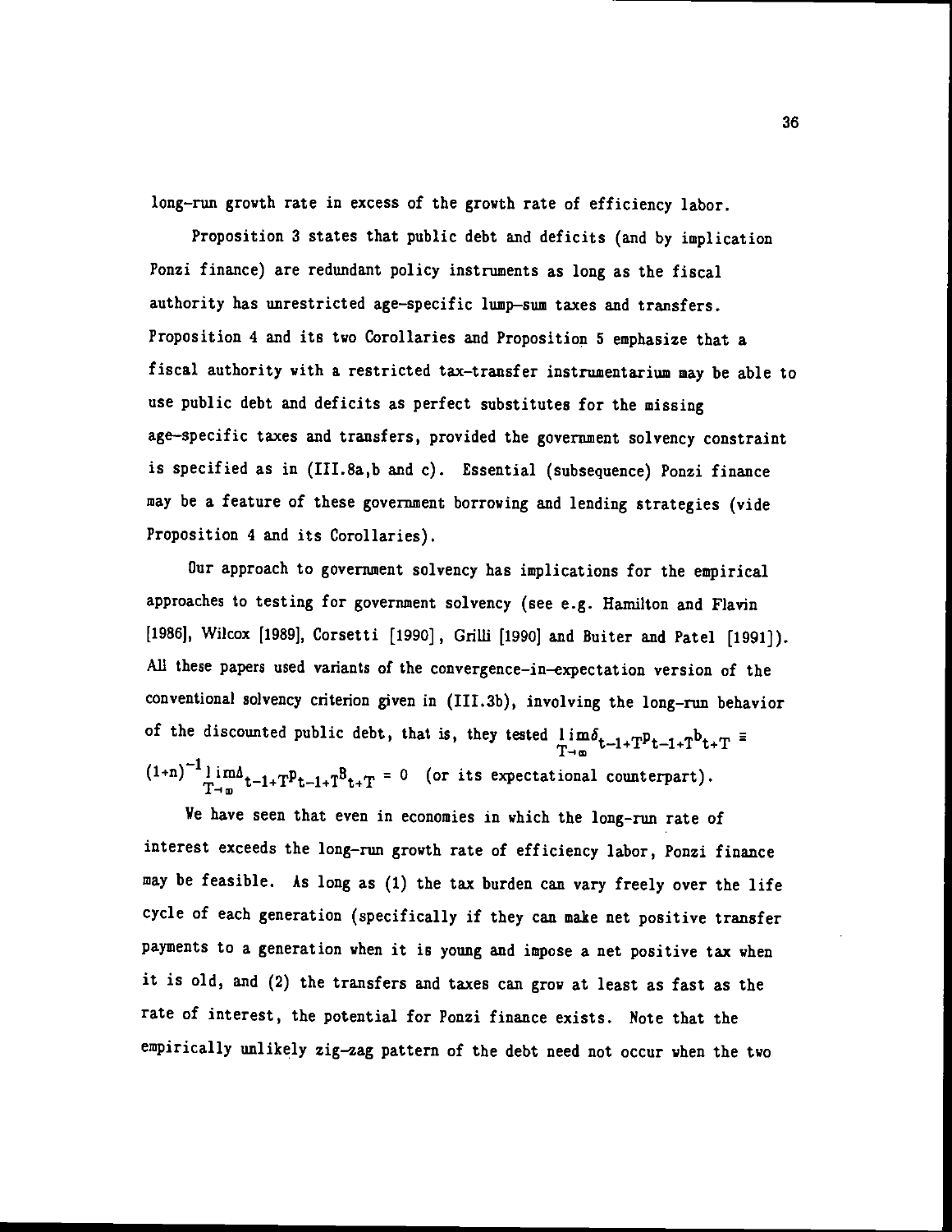long-run growth rate in excess of the growth rate of efficiency labor.

Proposition 3 states that public debt and deficits (and by implication Ponzi finance) are redundant policy instruments as long as the fiscal authority has unrestricted age-specific lump-sum taxes and transfers. Proposition 4 and its two Corollaries and Proposition 5 emphasize that a fiscal authority with a restricted tax-transfer instrumentarium may be able to use public debt and deficits as perfect substitutes for the missing age-specific taxes and transfers, provided the government solvency constraint is specified as in (III.8a,b and c). Essential (subsequence) Ponzi finance may be a feature of these government borrowing and lending strategies (vide Proposition 4 and its Corollaries).

Our approach to government solvency has implications for the empirical approaches to testing for government solvency (see e.g. Hamilton and Flavin [1986], Wilcox [1989], Corsetti [1990], Grilli [1990] and Buiter and Patel [1991]). All these papers used variants of the convergence-in-expectation version of the conventional solvency criterion given in (III.3b), involving the long-run behavior of the discounted public debt, that is, they tested $\lim_{T\to\infty} \delta_{t-1+T} p_{t-1+T} b_{t+T} \equiv (1+n)^{-1} \lim_{T\to\infty} \Delta_{t-1+T} p_{t-1+T} B_{t+T} = 0$ (or its expectational counterpart).

We have seen that even in economies in which the long-run rate of interest exceeds the long-run growth rate of efficiency labor, Ponzi finance may be feasible. As long as (1) the tax burden can vary freely over the life cycle of each generation (specifically if they can make net positive transfer payments to a generation when it is young and impose a net positive tax when it is old, and (2) the transfers and taxes can grow at least as fast as the rate of interest, the potential for Ponzi finance exists. Note that the empirically unlikely zig-zag pattern of the debt need not occur when the two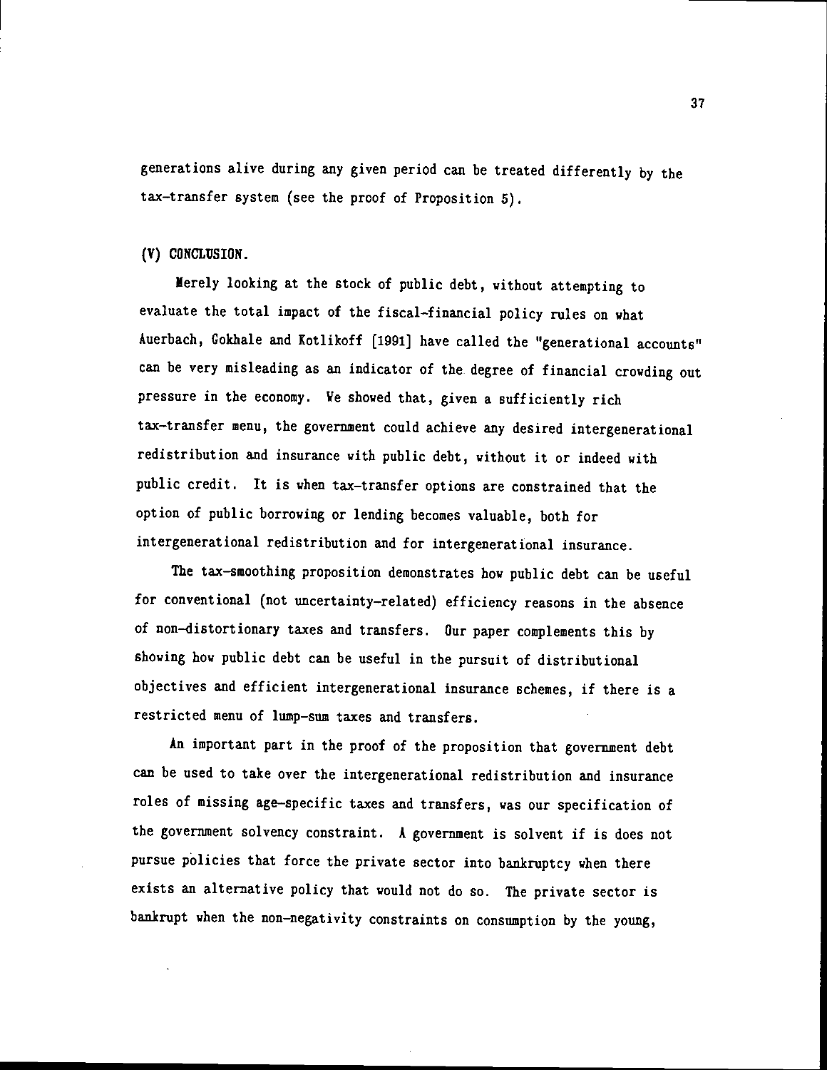generations alive during any given period can be treated differently by the tax-transfer system (see the proof of Proposition 5).

## (V) CONCLUSION.

Merely looking at the stock of public debt, without attempting to evaluate the total impact of the fiscal-financial policy rules on what Auerbach, Gokhale and Kotlikoff [1991] have called the "generational accounts" can be very misleading as an indicator of the degree of financial crowding out pressure in the economy. We showed that, given a sufficiently rich tax-transfer menu, the government could achieve any desired intergenerational redistribution and insurance with public debt, without it or indeed with public credit. It is when tax-transfer options are constrained that the option of public borrowing or lending becomes valuable, both for intergenerational redistribution and for intergenerational insurance.

The tax-smoothing proposition demonstrates how public debt can be useful for conventional (not uncertainty-related) efficiency reasons in the absence of non-distortionary taxes and transfers. Our paper complements this by showing how public debt can be useful in the pursuit of distributional objectives and efficient intergenerational insurance schemes, if there is a restricted menu of lump-sum taxes and transfers.

An important part in the proof of the proposition that government debt can be used to take over the intergenerational redistribution and insurance roles of missing age-specific taxes and transfers, was our specification of the government solvency constraint. A government is solvent if is does not pursue policies that force the private sector into bankruptcy when there exists an alternative policy that would not do so. The private sector is bankrupt when the non-negativity constraints on consumption by the young,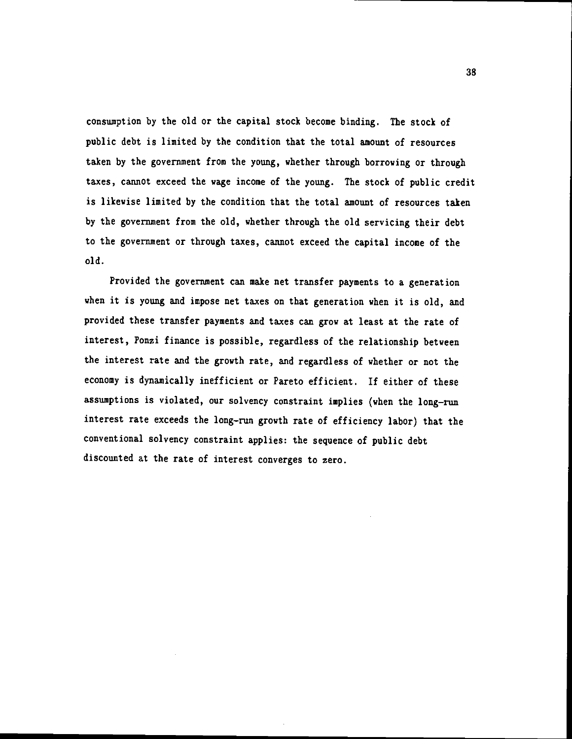consumption by the old or the capital stock become binding. The stock of public debt is limited by the condition that the total amount of resources taken by the government from the young, whether through borrowing or through taxes, cannot exceed the wage income of the young. The stock of public credit is likewise limited by the condition that the total amount of resources taken by the government from the old, whether through the old servicing their debt to the government or through taxes, cannot exceed the capital income of the old.

Provided the government can make net transfer payments to a generation when it is young and impose net taxes on that generation when it is old, and provided these transfer payments and taxes can grow at least at the rate of interest, Ponzi finance is possible, regardless of the relationship between the interest rate and the growth rate, and regardless of whether or not the economy is dynamically inefficient or Pareto efficient. If either of these assumptions is violated, our solvency constraint implies (when the long-run interest rate exceeds the long-run growth rate of efficiency labor) that the conventional solvency constraint applies: the sequence of public debt discounted at the rate of interest converges to zero.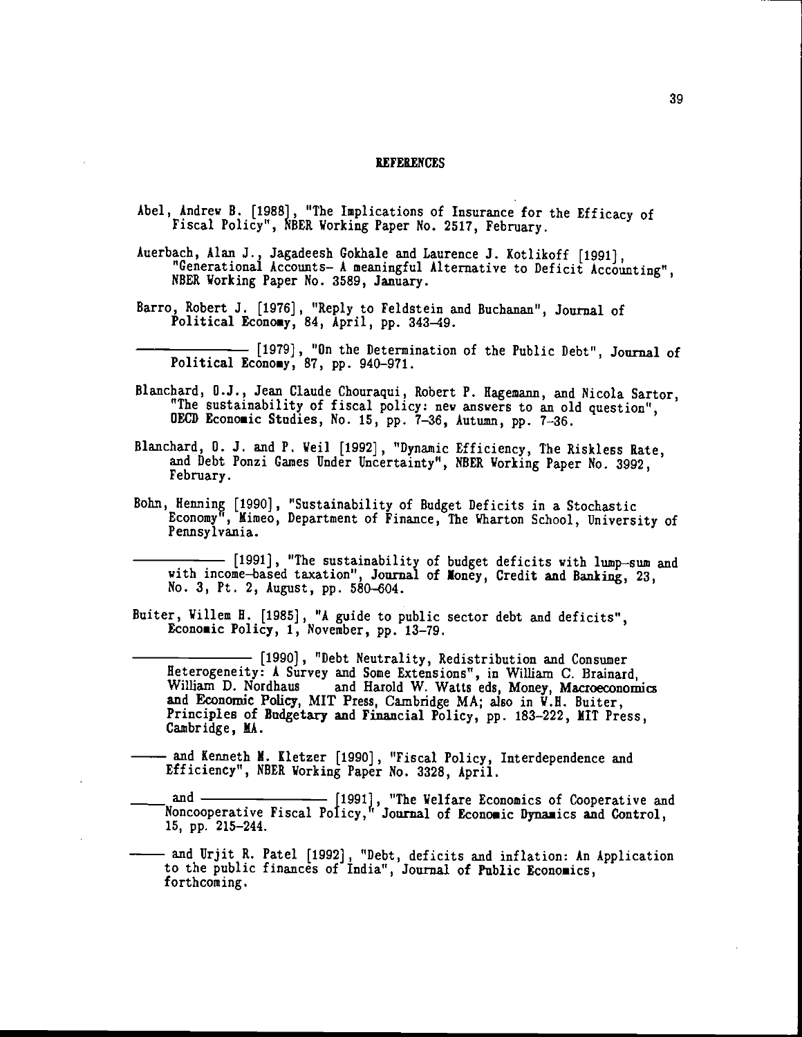## REFERENCES

Abel, Andrew B. [1988], "The Implications of Insurance for the Efficacy of Fiscal Policy", NBER Working Paper No. 2517, February.

Auerbach, Alan J., Jagadeesh Gokhale and Laurence J. Kotlikoff [1991], "Generational Accounts- A meaningful Alternative to Deficit Accounting", NBER Working Paper No. 3589, January.

Barro, Robert J. [1976], "Reply to Feldstein and Buchanan", Journal of Political Economy, 84, April, pp. 343-49.

——————— [1979], "On the Determination of the Public Debt", Journal of Political Economy, 87, pp. 940-971.

Blanchard, O.J., Jean Claude Chouraqui, Robert P. Hagemann, and Nicola Sartor, "The sustainability of fiscal policy: new answers to an old question", OECD Economic Studies, No. 15, pp. 7-36, Autumn, pp. 7-36.

Blanchard, O. J. and P. Weil [1992], "Dynamic Efficiency, The Riskless Rate, and Debt Ponzi Games Under Uncertainty", NBER Working Paper No. 3992, February.

Bohn, Henning [1990], "Sustainability of Budget Deficits in a Stochastic Economy", Mimeo, Department of Finance, The Wharton School, University of Pennsylvania.

——————— [1991], "The sustainability of budget deficits with lump-sum and with income-based taxation", Journal of Money, Credit and Banking, 23, No. 3, Pt. 2, August, pp. 580-604.

Buiter, Willem H. [1985], "A guide to public sector debt and deficits", Economic Policy, 1, November, pp. 13-79.

——————— [1990], "Debt Neutrality, Redistribution and Consumer Heterogeneity: A Survey and Some Extensions", in William C. Brainard, William D. Nordhaus and Harold W. Watts eds, Money, Macroeconomics and Economic Policy, MIT Press, Cambridge MA; also in W.H. Buiter, Principles of Budgetary and Financial Policy, pp. 183-222, MIT Press, Cambridge, MA.

——— and Kenneth M. Kletzer [1990], "Fiscal Policy, Interdependence and Efficiency", NBER Working Paper No. 3328, April.

——— and ——————— [1991], "The Welfare Economics of Cooperative and Noncooperative Fiscal Policy," Journal of Economic Dynamics and Control, 15, pp. 215-244.

——— and Urjit R. Patel [1992], "Debt, deficits and inflation: An Application to the public finances of India", Journal of Public Economics, forthcoming.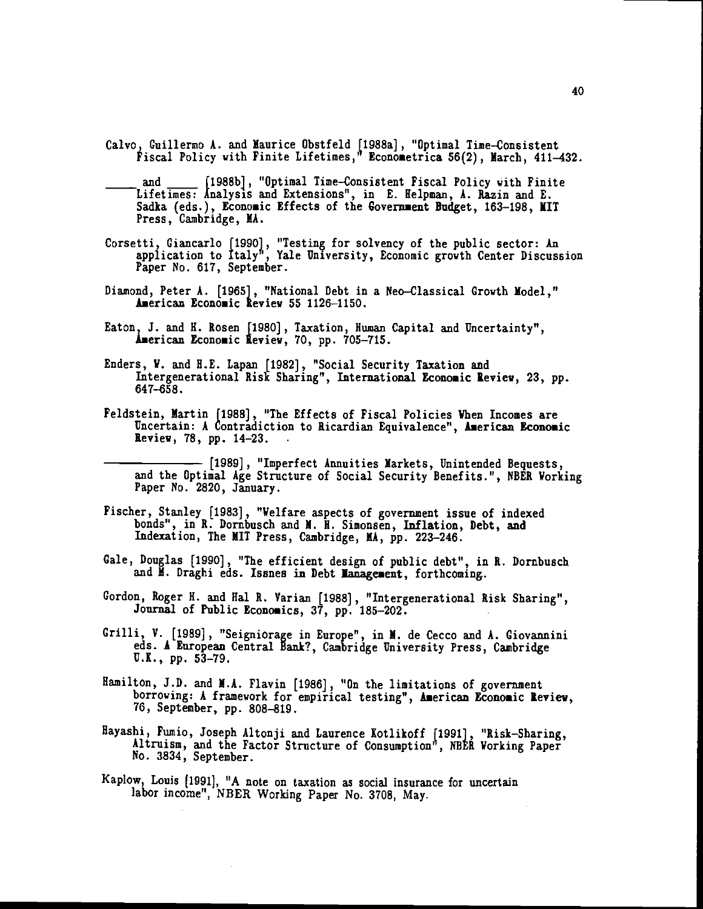Calvo, Guillermo A. and Maurice Obstfeld [1988a], "Optimal Time-Consistent Fiscal Policy with Finite Lifetimes," **Econometrica** 56(2), March, 411–432.

_____ and _____ [1988b], "Optimal Time-Consistent Fiscal Policy with Finite Lifetimes: Analysis and Extensions", in E. Helpman, A. Razin and E. Sadka (eds.), **Economic Effects of the Government Budget**, 163–198, MIT Press, Cambridge, MA.

Corsetti, Giancarlo [1990], "Testing for solvency of the public sector: An application to Italy", Yale University, Economic growth Center Discussion Paper No. 617, September.

Diamond, Peter A. [1965], "National Debt in a Neo-Classical Growth Model," **American Economic Review** 55 1126–1150.

Eaton, J. and H. Rosen [1980], Taxation, Human Capital and Uncertainty", **American Economic Review**, 70, pp. 705–715.

Enders, W. and H.E. Lapan [1982], "Social Security Taxation and Intergenerational Risk Sharing", **International Economic Review**, 23, pp. 647–658.

Feldstein, Martin [1988], "The Effects of Fiscal Policies When Incomes are Uncertain: A Contradiction to Ricardian Equivalence", **American Economic Review**, 78, pp. 14–23.

_____________ [1989], "Imperfect Annuities Markets, Unintended Bequests, and the Optimal Age Structure of Social Security Benefits.", NBER Working Paper No. 2820, January.

Fischer, Stanley [1983], "Welfare aspects of government issue of indexed bonds", in R. Dornbusch and M. H. Simonsen, **Inflation, Debt, and Indexation**, The MIT Press, Cambridge, MA, pp. 223–246.

Gale, Douglas [1990], "The efficient design of public debt", in R. Dornbusch and M. Draghi eds. **Issnes in Debt Management**, forthcoming.

Gordon, Roger H. and Hal R. Varian [1988], "Intergenerational Risk Sharing", **Journal of Public Economics**, 37, pp. 185–202.

Grilli, V. [1989], "Seigniorage in Europe", in M. de Cecco and A. Giovannini eds. **A European Central Bank?**, Cambridge University Press, Cambridge U.K., pp. 53–79.

Hamilton, J.D. and M.A. Flavin [1986], "On the limitations of government borrowing: A framework for empirical testing", **American Economic Review**, 76, September, pp. 808–819.

Hayashi, Fumio, Joseph Altonji and Laurence Kotlikoff [1991], "Risk-Sharing, Altruism, and the Factor Structure of Consumption", NBER Working Paper No. 3834, September.

Kaplow, Louis [1991], "A note on taxation as social insurance for uncertain labor income", NBER Working Paper No. 3708, May.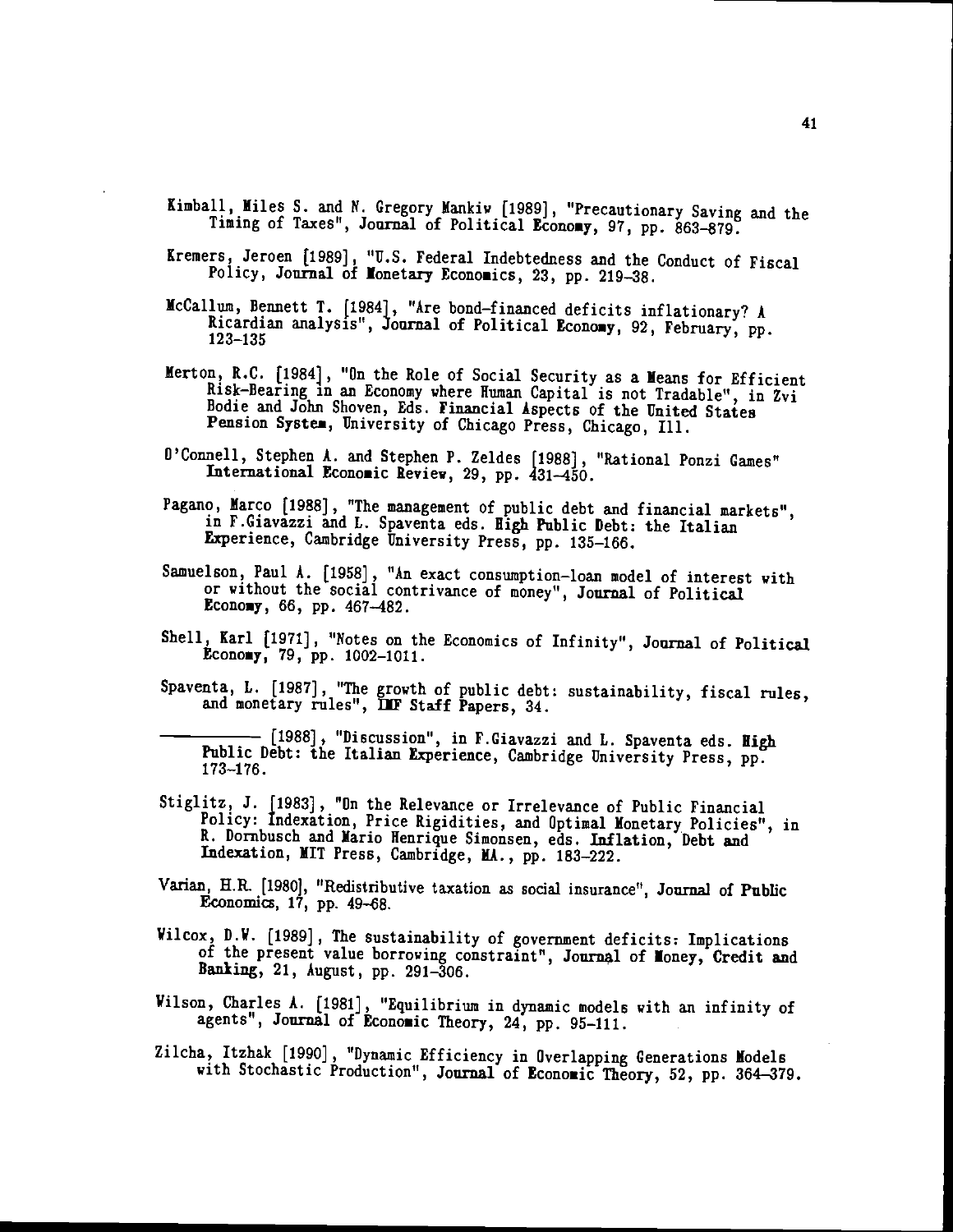Kimball, Miles S. and N. Gregory Mankiw [1989], "Precautionary Saving and the Timing of Taxes", **Journal of Political Economy**, 97, pp. 863–879.

Kremers, Jeroen [1989], "U.S. Federal Indebtedness and the Conduct of Fiscal Policy, **Journal of Monetary Economics**, 23, pp. 219–38.

McCallum, Bennett T. [1984], "Are bond-financed deficits inflationary? A Ricardian analysis", **Journal of Political Economy**, 92, February, pp. 123–135

Merton, R.C. [1984], "On the Role of Social Security as a Means for Efficient Risk-Bearing in an Economy where Human Capital is not Tradable", in Zvi Bodie and John Shoven, Eds. **Financial Aspects of the United States Pension System**, University of Chicago Press, Chicago, Ill.

O'Connell, Stephen A. and Stephen P. Zeldes [1988], "Rational Ponzi Games" **International Economic Review**, 29, pp. 431–450.

Pagano, Marco [1988], "The management of public debt and financial markets", in F.Giavazzi and L. Spaventa eds. **High Public Debt: the Italian Experience**, Cambridge University Press, pp. 135–166.

Samuelson, Paul A. [1958], "An exact consumption-loan model of interest with or without the social contrivance of money", **Journal of Political Economy**, 66, pp. 467–482.

Shell, Karl [1971], "Notes on the Economics of Infinity", **Journal of Political Economy**, 79, pp. 1002–1011.

Spaventa, L. [1987], "The growth of public debt: sustainability, fiscal rules, and monetary rules", **IMF Staff Papers**, 34.

————— [1988], "Discussion", in F.Giavazzi and L. Spaventa eds. **High Public Debt: the Italian Experience**, Cambridge University Press, pp. 173–176.

Stiglitz, J. [1983], "On the Relevance or Irrelevance of Public Financial Policy: Indexation, Price Rigidities, and Optimal Monetary Policies", in R. Dornbusch and Mario Henrique Simonsen, eds. **Inflation, Debt and Indexation**, MIT Press, Cambridge, MA., pp. 183–222.

Varian, H.R. [1980], "Redistributive taxation as social insurance", **Journal of Public Economics**, 17, pp. 49–68.

Wilcox, D.W. [1989], The sustainability of government deficits: Implications of the present value borrowing constraint", **Journal of Money, Credit and Banking**, 21, August, pp. 291–306.

Wilson, Charles A. [1981], "Equilibrium in dynamic models with an infinity of agents", **Journal of Economic Theory**, 24, pp. 95–111.

Zilcha, Itzhak [1990], "Dynamic Efficiency in Overlapping Generations Models with Stochastic Production", **Journal of Economic Theory**, 52, pp. 364–379.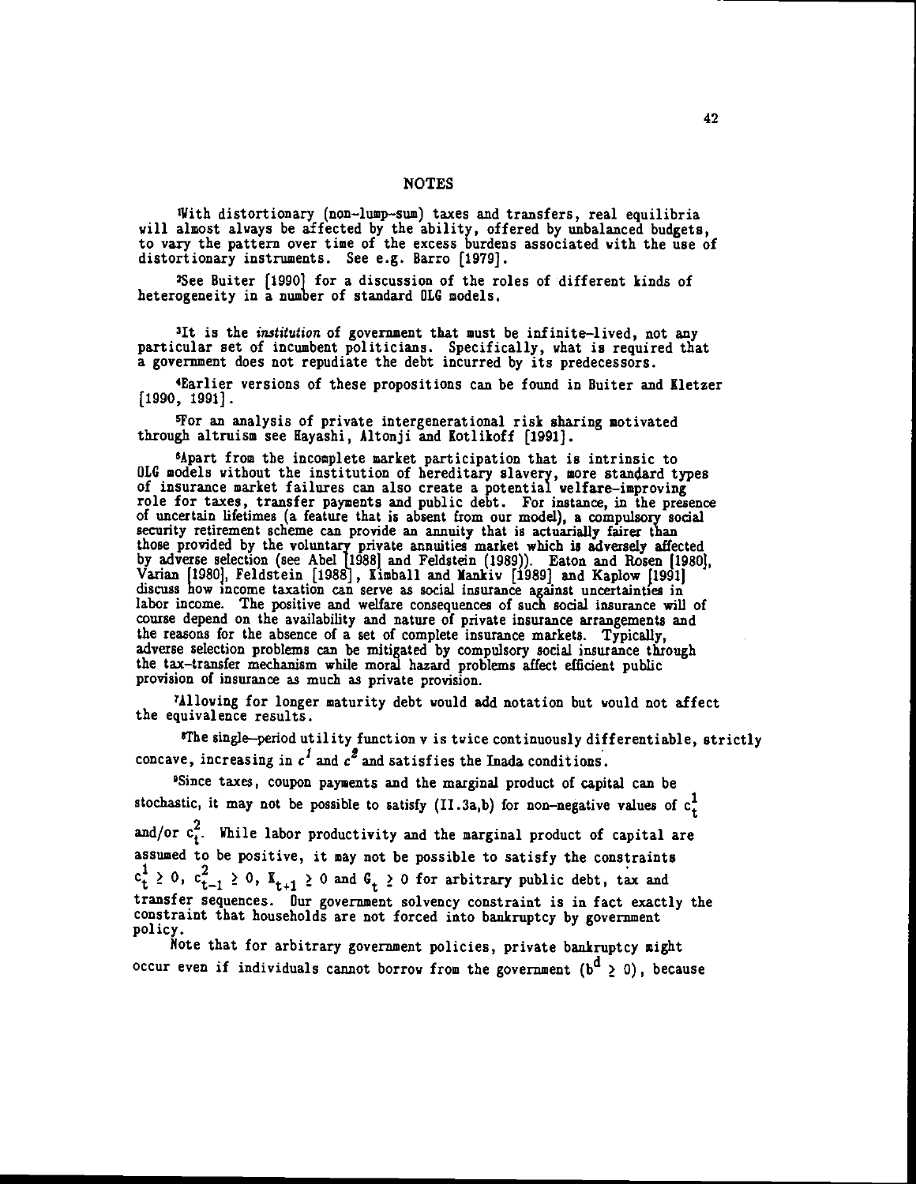## NOTES

[1]With distortionary (non-lump-sum) taxes and transfers, real equilibria will almost always be affected by the ability, offered by unbalanced budgets, to vary the pattern over time of the excess burdens associated with the use of distortionary instruments. See e.g. Barro [1979].

[2]See Buiter [1990] for a discussion of the roles of different kinds of heterogeneity in a number of standard OLG models.

[3]It is the *institution* of government that must be infinite-lived, not any particular set of incumbent politicians. Specifically, what is required that a government does not repudiate the debt incurred by its predecessors.

[4]Earlier versions of these propositions can be found in Buiter and Kletzer [1990, 1991].

[5]For an analysis of private intergenerational risk sharing motivated through altruism see Hayashi, Altonji and Kotlikoff [1991].

[6]Apart from the incomplete market participation that is intrinsic to OLG models without the institution of hereditary slavery, more standard types of insurance market failures can also create a potential welfare-improving role for taxes, transfer payments and public debt. For instance, in the presence of uncertain lifetimes (a feature that is absent from our model), a compulsory social security retirement scheme can provide an annuity that is actuarially fairer than those provided by the voluntary private annuities market which is adversely affected by adverse selection (see Abel [1988] and Feldstein (1989)). Eaton and Rosen [1980], Varian [1980], Feldstein [1988], Kimball and Mankiw [1989] and Kaplow [1991] discuss how income taxation can serve as social insurance against uncertainties in labor income. The positive and welfare consequences of such social insurance will of course depend on the availability and nature of private insurance arrangements and the reasons for the absence of a set of complete insurance markets. Typically, adverse selection problems can be mitigated by compulsory social insurance through the tax-transfer mechanism while moral hazard problems affect efficient public provision of insurance as much as private provision.

[7]Allowing for longer maturity debt would add notation but would not affect the equivalence results.

[8]The single-period utility function v is twice continuously differentiable, strictly concave, increasing in $c^1$ and $c^2$ and satisfies the Inada conditions.

[9]Since taxes, coupon payments and the marginal product of capital can be stochastic, it may not be possible to satisfy (II.3a,b) for non-negative values of $c_t^1$ and/or $c_t^2$. While labor productivity and the marginal product of capital are assumed to be positive, it may not be possible to satisfy the constraints $c_t^1 \geq 0$, $c_{t-1}^2 \geq 0$, $K_{t+1} \geq 0$ and $G_t \geq 0$ for arbitrary public debt, tax and transfer sequences. Our government solvency constraint is in fact exactly the constraint that households are not forced into bankruptcy by government policy.

Note that for arbitrary government policies, private bankruptcy might occur even if individuals cannot borrow from the government ($b^d \geq 0$), because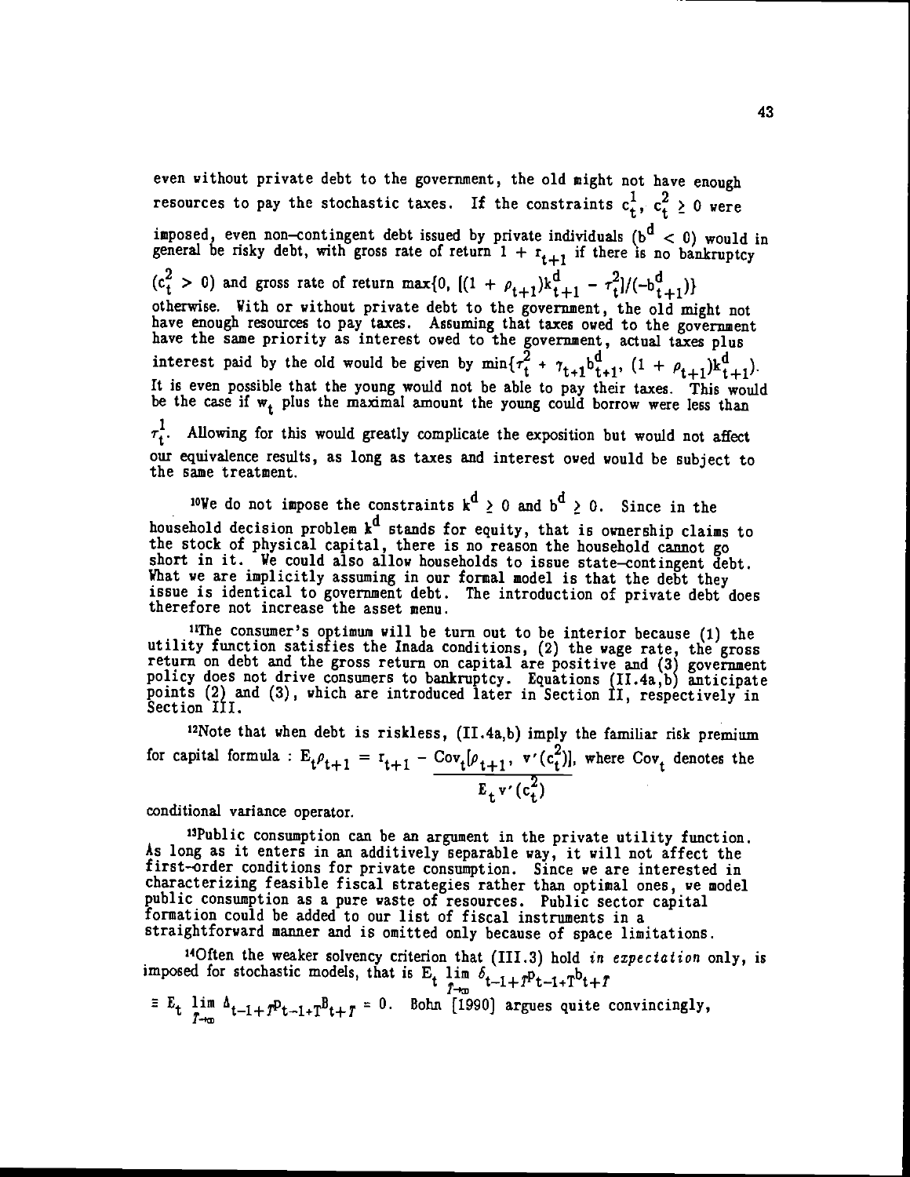even without private debt to the government, the old might not have enough resources to pay the stochastic taxes. If the constraints $c_t^1, c_t^2 \geq 0$ were imposed, even non-contingent debt issued by private individuals ($b^d < 0$) would in general be risky debt, with gross rate of return $1 + r_{t+1}$ if there is no bankruptcy ($c_t^2 > 0$) and gross rate of return $\max\{0, [(1 + \rho_{t+1})k_{t+1}^d - \tau_t^2]/(-b_{t+1}^d)\}$ otherwise. With or without private debt to the government, the old might not have enough resources to pay taxes. Assuming that taxes owed to the government have the same priority as interest owed to the government, actual taxes plus interest paid by the old would be given by $\min\{\tau_t^2 + \gamma_{t+1}b_{t+1}^d, (1 + \rho_{t+1})k_{t+1}^d\}$. It is even possible that the young would not be able to pay their taxes. This would be the case if $w_t$ plus the maximal amount the young could borrow were less than $\tau_t^1$. Allowing for this would greatly complicate the exposition but would not affect our equivalence results, as long as taxes and interest owed would be subject to the same treatment.

[10]We do not impose the constraints $k^d \geq 0$ and $b^d \geq 0$. Since in the household decision problem $k^d$ stands for equity, that is ownership claims to the stock of physical capital, there is no reason the household cannot go short in it. We could also allow households to issue state-contingent debt. What we are implicitly assuming in our formal model is that the debt they issue is identical to government debt. The introduction of private debt does therefore not increase the asset menu.

[11]The consumer's optimum will be turn out to be interior because (1) the utility function satisfies the Inada conditions, (2) the wage rate, the gross return on debt and the gross return on capital are positive and (3) government policy does not drive consumers to bankruptcy. Equations (II.4a,b) anticipate points (2) and (3), which are introduced later in Section II, respectively in Section III.

[12]Note that when debt is riskless, (II.4a,b) imply the familiar risk premium for capital formula : $E_t\rho_{t+1} = r_{t+1} - \dfrac{\mathrm{Cov}_t[\rho_{t+1}, v'(c_t^2)]}{E_t v'(c_t^2)}$, where $\mathrm{Cov}_t$ denotes the conditional variance operator.

[13]Public consumption can be an argument in the private utility function. As long as it enters in an additively separable way, it will not affect the first-order conditions for private consumption. Since we are interested in characterizing feasible fiscal strategies rather than optimal ones, we model public consumption as a pure waste of resources. Public sector capital formation could be added to our list of fiscal instruments in a straightforward manner and is omitted only because of space limitations.

[14]Often the weaker solvency criterion that (III.3) hold *in expectation* only, is imposed for stochastic models, that is $E_t \lim_{T\to\infty} \delta_{t-1+T}p_{t-1+T}b_{t+T} \equiv E_t \lim_{T\to\infty} \Delta_{t-1+T}p_{t-1+T}B_{t+T} = 0$. Bohn [1990] argues quite convincingly,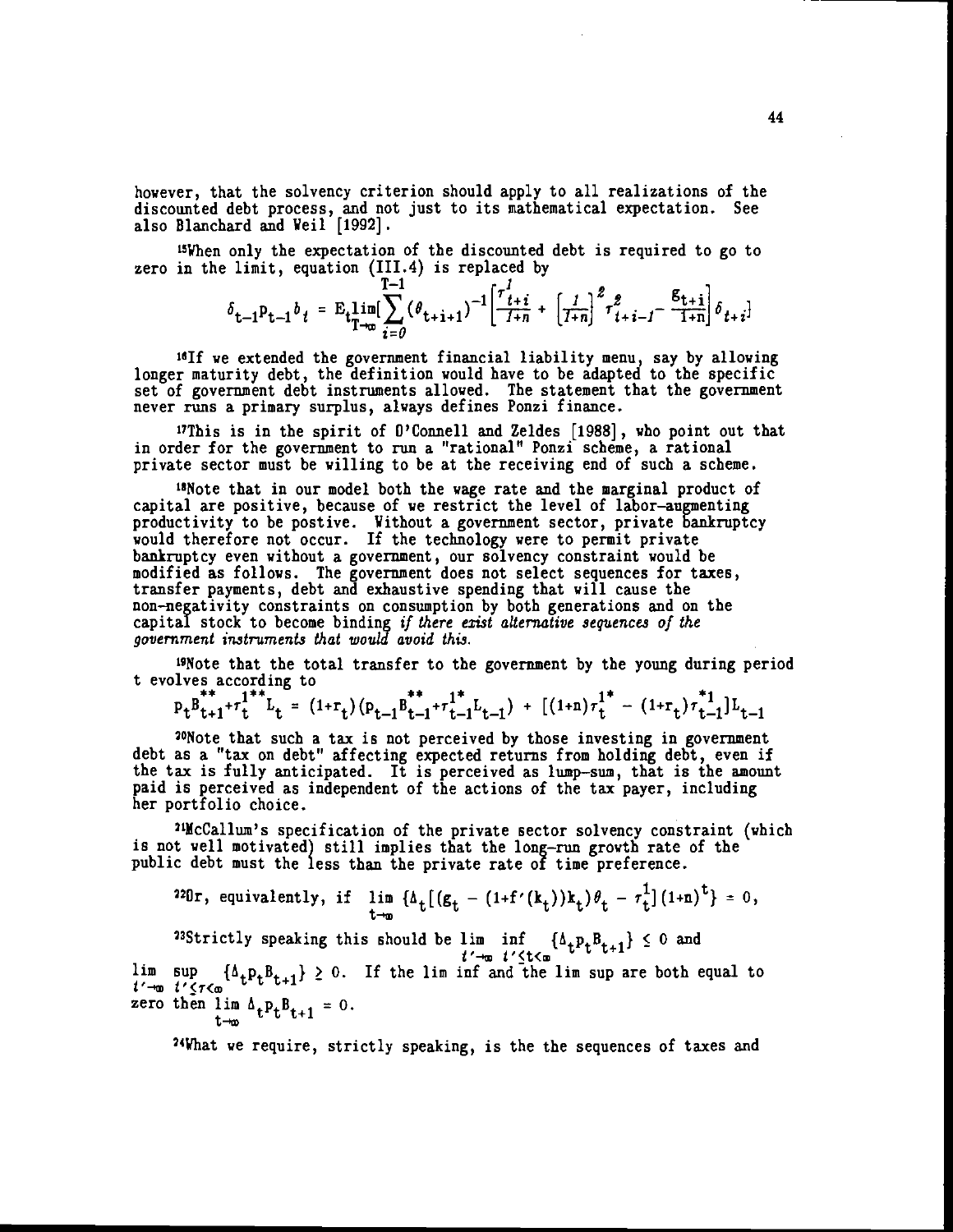however, that the solvency criterion should apply to all realizations of the discounted debt process, and not just to its mathematical expectation. See also Blanchard and Weil [1992].

[15]When only the expectation of the discounted debt is required to go to zero in the limit, equation (III.4) is replaced by

$$\delta_{t-1}p_{t-1}b_t = E_t \lim_{T\to\infty}\Big[\sum_{i=0}^{T-1}(\theta_{t+i+1})^{-1}\left[\frac{\tau^1_{t+i}}{1+n} + \left[\frac{1}{1+n}\right]^2 \tau^2_{t+i-1} - \frac{g_{t+i}}{1+n}\right]\delta_{t+i}\Big]$$

[16]If we extended the government financial liability menu, say by allowing longer maturity debt, the definition would have to be adapted to the specific set of government debt instruments allowed. The statement that the government never runs a primary surplus, always defines Ponzi finance.

[17]This is in the spirit of O'Connell and Zeldes [1988], who point out that in order for the government to run a "rational" Ponzi scheme, a rational private sector must be willing to be at the receiving end of such a scheme.

[18]Note that in our model both the wage rate and the marginal product of capital are positive, because of we restrict the level of labor-augmenting productivity to be postive. Without a government sector, private bankruptcy would therefore not occur. If the technology were to permit private bankruptcy even without a government, our solvency constraint would be modified as follows. The government does not select sequences for taxes, transfer payments, debt and exhaustive spending that will cause the non-negativity constraints on consumption by both generations and on the capital stock to become binding *if there exist alternative sequences of the government instruments that would avoid this.*

[19]Note that the total transfer to the government by the young during period t evolves according to

$$p_t B^{**}_{t+1} + \tau^{1**}_t L_t = (1+r_t)(p_{t-1}B^{**}_{t-1} + \tau^{1*}_{t-1}L_{t-1}) + [(1+n)\tau^{1*}_t - (1+r_t)\tau^{*1}_{t-1}]L_{t-1}$$

[20]Note that such a tax is not perceived by those investing in government debt as a "tax on debt" affecting expected returns from holding debt, even if the tax is fully anticipated. It is perceived as lump-sum, that is the amount paid is perceived as independent of the actions of the tax payer, including her portfolio choice.

[21]McCallum's specification of the private sector solvency constraint (which is not well motivated) still implies that the long-run growth rate of the public debt must the less than the private rate of time preference.

[22]Or, equivalently, if $\lim_{t\to\infty} \{\Delta_t[(g_t - (1+f'(k_t))k_t)\theta_t - \tau^1_t](1+n)^t\} = 0$,

[23]Strictly speaking this should be $\lim_{t'\to\infty} \inf_{t'\le t<\infty} \{\Delta_t p_t B_{t+1}\} \le 0$ and $\lim_{t'\to\infty} \sup_{t'\le\tau<\infty} \{\Delta_t p_t B_{t+1}\} \ge 0$. If the lim inf and the lim sup are both equal to zero then $\lim_{t\to\infty} \Delta_t p_t B_{t+1} = 0$.

[24]What we require, strictly speaking, is the the sequences of taxes and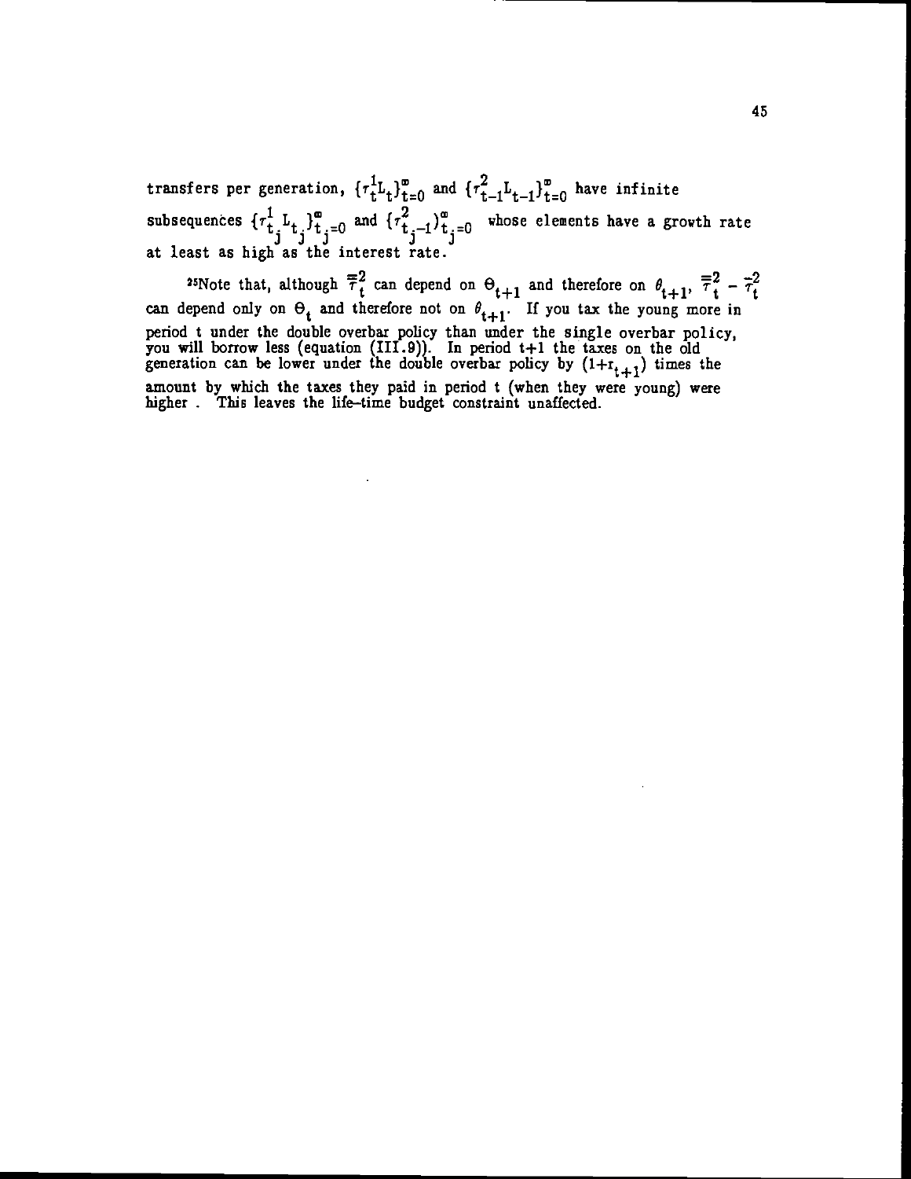transfers per generation, $\{\tau_t^1 L_t\}_{t=0}^{\infty}$ and $\{\tau_{t-1}^2 L_{t-1}\}_{t=0}^{\infty}$ have infinite subsequences $\{\tau_{t_j}^1 L_{t_j}\}_{t_j=0}^{\infty}$ and $\{\tau_{t_j-1}^2\}_{t_j=0}^{\infty}$ whose elements have a growth rate at least as high as the interest rate.

[25]Note that, although $\bar{\bar{\tau}}_t^2$ can depend on $\Theta_{t+1}$ and therefore on $\theta_{t+1}$, $\bar{\bar{\tau}}_t^2 - \bar{\tau}_t^2$ can depend only on $\Theta_t$ and therefore not on $\theta_{t+1}$. If you tax the young more in period t under the double overbar policy than under the single overbar policy, you will borrow less (equation (III.9)). In period t+1 the taxes on the old generation can be lower under the double overbar policy by $(1+r_{t+1})$ times the amount by which the taxes they paid in period t (when they were young) were higher . This leaves the life-time budget constraint unaffected.